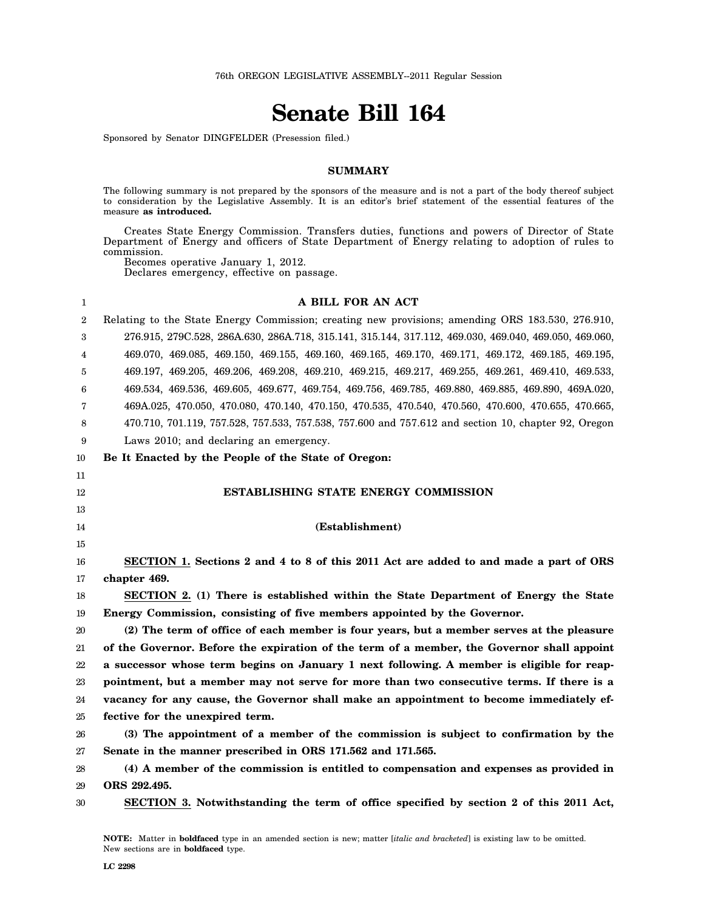76th OREGON LEGISLATIVE ASSEMBLY--2011 Regular Session

# Senate Bill 164

Sponsored by Senator DINGFELDER (Presession filed.)

## SUMMARY

The following summary is not prepared by the sponsors of the measure and is not a part of the body thereof subject to consideration by the Legislative Assembly. It is an editor's brief statement of the essential features of the measure **as introduced.**

Creates State Energy Commission. Transfers duties, functions and powers of Director of State Department of Energy and officers of State Department of Energy relating to adoption of rules to commission.

Becomes operative January 1, 2012.

Declares emergency, effective on passage.

## A BILL FOR AN ACT

Relating to the State Energy Commission; creating new provisions; amending ORS 183.530, 276.910, 276.915, 279C.528, 286A.630, 286A.718, 315.141, 315.144, 317.112, 469.030, 469.040, 469.050, 469.060, 469.070, 469.085, 469.150, 469.155, 469.160, 469.165, 469.170, 469.171, 469.172, 469.185, 469.195, 469.197, 469.205, 469.206, 469.208, 469.210, 469.215, 469.217, 469.255, 469.261, 469.410, 469.533, 469.534, 469.536, 469.605, 469.677, 469.754, 469.756, 469.785, 469.880, 469.885, 469.890, 469A.020, 469A.025, 470.050, 470.080, 470.140, 470.150, 470.535, 470.540, 470.560, 470.600, 470.655, 470.665, 470.710, 701.119, 757.528, 757.533, 757.538, 757.600 and 757.612 and section 10, chapter 92, Oregon Laws 2010; and declaring an emergency.

**Be It Enacted by the People of the State of Oregon:**

### ESTABLISHING STATE ENERGY COMMISSION

#### (Establishment)

**SECTION 1. Sections 2 and 4 to 8 of this 2011 Act are added to and made a part of ORS chapter 469.**

**SECTION 2. (1) There is established within the State Department of Energy the State Energy Commission, consisting of five members appointed by the Governor.**

**(2) The term of office of each member is four years, but a member serves at the pleasure of the Governor. Before the expiration of the term of a member, the Governor shall appoint a successor whose term begins on January 1 next following. A member is eligible for reappointment, but a member may not serve for more than two consecutive terms. If there is a vacancy for any cause, the Governor shall make an appointment to become immediately effective for the unexpired term.**

**(3) The appointment of a member of the commission is subject to confirmation by the Senate in the manner prescribed in ORS 171.562 and 171.565.**

**(4) A member of the commission is entitled to compensation and expenses as provided in ORS 292.495.**

**SECTION 3. Notwithstanding the term of office specified by section 2 of this 2011 Act,**

**NOTE:** Matter in **boldfaced** type in an amended section is new; matter [*italic and bracketed*] is existing law to be omitted. New sections are in **boldfaced** type.

**LC 2298**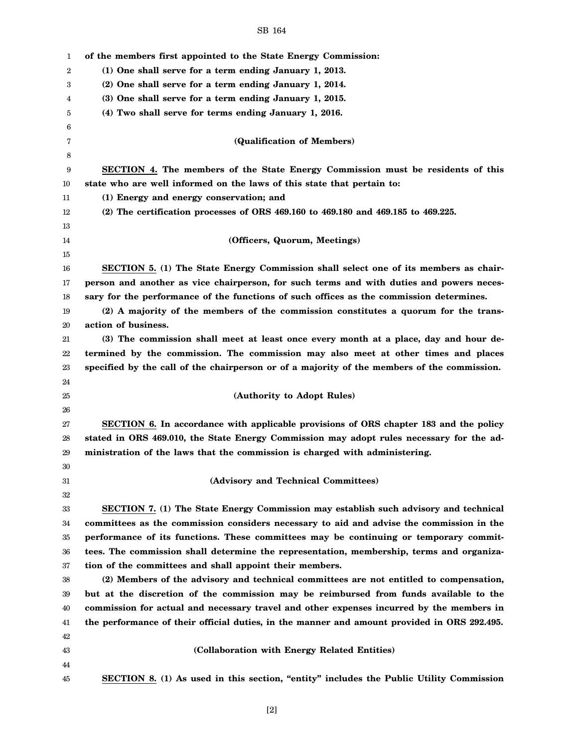**of the members first appointed to the State Energy Commission:**

**(1) One shall serve for a term ending January 1, 2013.**

**(2) One shall serve for a term ending January 1, 2014.**

**(3) One shall serve for a term ending January 1, 2015.**

**(4) Two shall serve for terms ending January 1, 2016.**

**(Qualification of Members)**

**SECTION 4. The members of the State Energy Commission must be residents of this state who are well informed on the laws of this state that pertain to:**

**(1) Energy and energy conservation; and**

**(2) The certification processes of ORS 469.160 to 469.180 and 469.185 to 469.225.**

**(Officers, Quorum, Meetings)**

**SECTION 5. (1) The State Energy Commission shall select one of its members as chairperson and another as vice chairperson, for such terms and with duties and powers necessary for the performance of the functions of such offices as the commission determines.**

**(2) A majority of the members of the commission constitutes a quorum for the transaction of business.**

**(3) The commission shall meet at least once every month at a place, day and hour determined by the commission. The commission may also meet at other times and places specified by the call of the chairperson or of a majority of the members of the commission.**

**(Authority to Adopt Rules)**

**SECTION 6. In accordance with applicable provisions of ORS chapter 183 and the policy stated in ORS 469.010, the State Energy Commission may adopt rules necessary for the administration of the laws that the commission is charged with administering.**

**(Advisory and Technical Committees)**

**SECTION 7. (1) The State Energy Commission may establish such advisory and technical committees as the commission considers necessary to aid and advise the commission in the performance of its functions. These committees may be continuing or temporary committees. The commission shall determine the representation, membership, terms and organization of the committees and shall appoint their members.**

**(2) Members of the advisory and technical committees are not entitled to compensation, but at the discretion of the commission may be reimbursed from funds available to the commission for actual and necessary travel and other expenses incurred by the members in the performance of their official duties, in the manner and amount provided in ORS 292.495.**

**(Collaboration with Energy Related Entities)**

**SECTION 8. (1) As used in this section, "entity" includes the Public Utility Commission**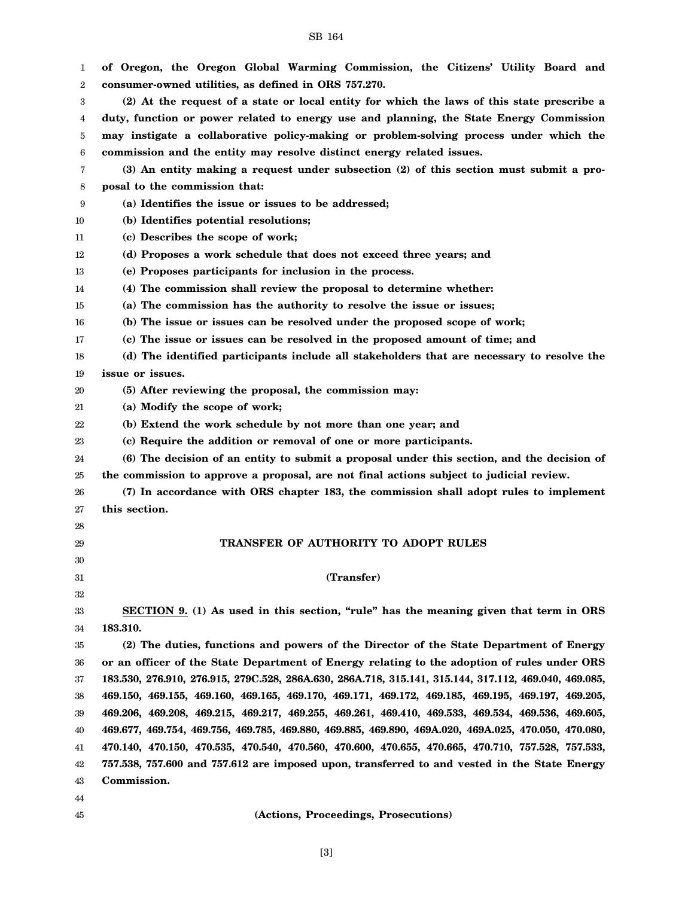**of Oregon, the Oregon Global Warming Commission, the Citizens' Utility Board and consumer-owned utilities, as defined in ORS 757.270.**

**(2) At the request of a state or local entity for which the laws of this state prescribe a duty, function or power related to energy use and planning, the State Energy Commission may instigate a collaborative policy-making or problem-solving process under which the commission and the entity may resolve distinct energy related issues.**

**(3) An entity making a request under subsection (2) of this section must submit a proposal to the commission that:**

**(a) Identifies the issue or issues to be addressed;**

**(b) Identifies potential resolutions;**

**(c) Describes the scope of work;**

**(d) Proposes a work schedule that does not exceed three years; and**

**(e) Proposes participants for inclusion in the process.**

**(4) The commission shall review the proposal to determine whether:**

**(a) The commission has the authority to resolve the issue or issues;**

**(b) The issue or issues can be resolved under the proposed scope of work;**

**(c) The issue or issues can be resolved in the proposed amount of time; and**

**(d) The identified participants include all stakeholders that are necessary to resolve the issue or issues.**

**(5) After reviewing the proposal, the commission may:**

**(a) Modify the scope of work;**

**(b) Extend the work schedule by not more than one year; and**

**(c) Require the addition or removal of one or more participants.**

**(6) The decision of an entity to submit a proposal under this section, and the decision of the commission to approve a proposal, are not final actions subject to judicial review.**

**(7) In accordance with ORS chapter 183, the commission shall adopt rules to implement this section.**

## TRANSFER OF AUTHORITY TO ADOPT RULES

### (Transfer)

**SECTION 9. (1) As used in this section, "rule" has the meaning given that term in ORS 183.310.**

**(2) The duties, functions and powers of the Director of the State Department of Energy or an officer of the State Department of Energy relating to the adoption of rules under ORS 183.530, 276.910, 276.915, 279C.528, 286A.630, 286A.718, 315.141, 315.144, 317.112, 469.040, 469.085, 469.150, 469.155, 469.160, 469.165, 469.170, 469.171, 469.172, 469.185, 469.195, 469.197, 469.205, 469.206, 469.208, 469.215, 469.217, 469.255, 469.261, 469.410, 469.533, 469.534, 469.536, 469.605, 469.677, 469.754, 469.756, 469.785, 469.880, 469.885, 469.890, 469A.020, 469A.025, 470.050, 470.080, 470.140, 470.150, 470.535, 470.540, 470.560, 470.600, 470.655, 470.665, 470.710, 757.528, 757.533, 757.538, 757.600 and 757.612 are imposed upon, transferred to and vested in the State Energy Commission.**

### (Actions, Proceedings, Prosecutions)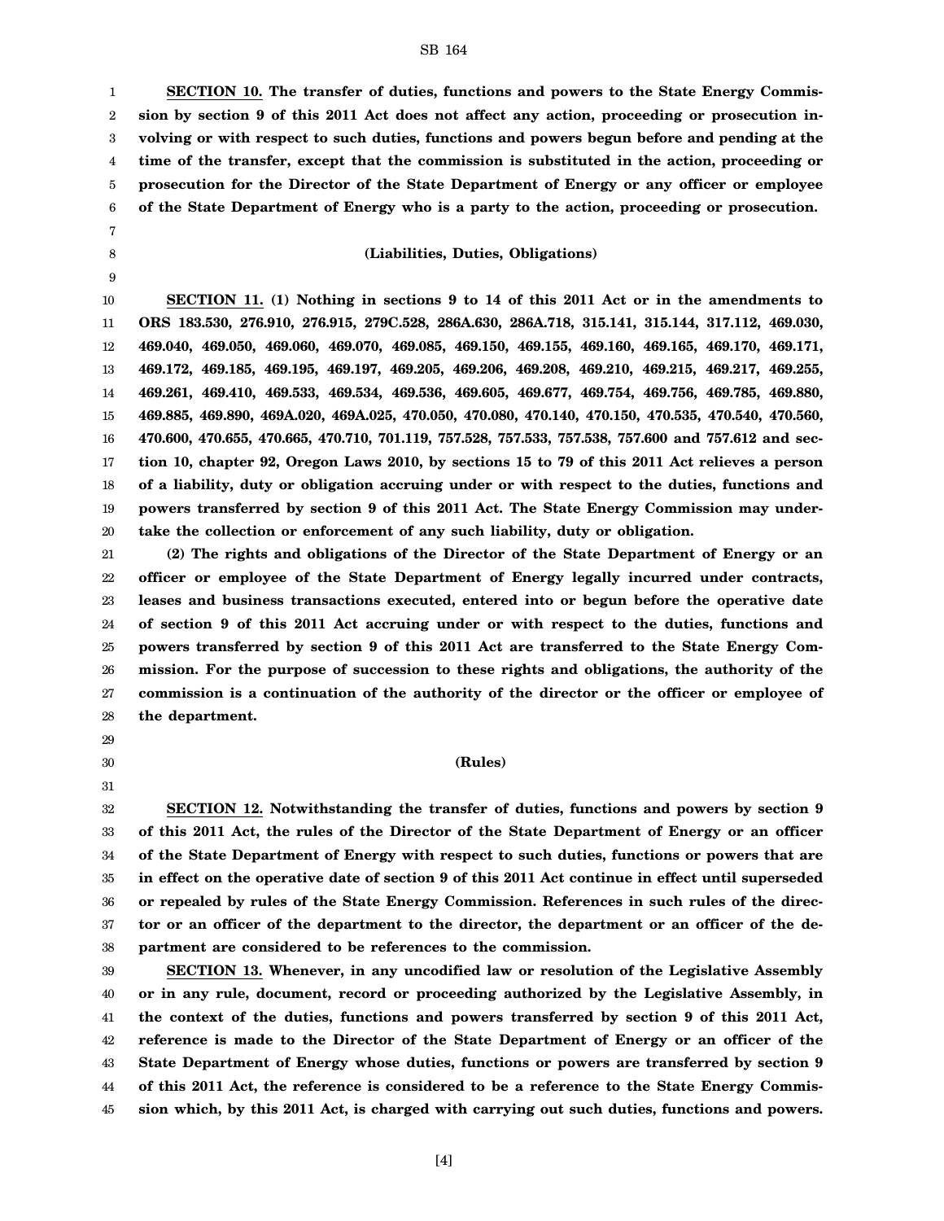**SECTION 10. The transfer of duties, functions and powers to the State Energy Commission by section 9 of this 2011 Act does not affect any action, proceeding or prosecution involving or with respect to such duties, functions and powers begun before and pending at the time of the transfer, except that the commission is substituted in the action, proceeding or prosecution for the Director of the State Department of Energy or any officer or employee of the State Department of Energy who is a party to the action, proceeding or prosecution.**

**(Liabilities, Duties, Obligations)**

**SECTION 11. (1) Nothing in sections 9 to 14 of this 2011 Act or in the amendments to ORS 183.530, 276.910, 276.915, 279C.528, 286A.630, 286A.718, 315.141, 315.144, 317.112, 469.030, 469.040, 469.050, 469.060, 469.070, 469.085, 469.150, 469.155, 469.160, 469.165, 469.170, 469.171, 469.172, 469.185, 469.195, 469.197, 469.205, 469.206, 469.208, 469.210, 469.215, 469.217, 469.255, 469.261, 469.410, 469.533, 469.534, 469.536, 469.605, 469.677, 469.754, 469.756, 469.785, 469.880, 469.885, 469.890, 469A.020, 469A.025, 470.050, 470.080, 470.140, 470.150, 470.535, 470.540, 470.560, 470.600, 470.655, 470.665, 470.710, 701.119, 757.528, 757.533, 757.538, 757.600 and 757.612 and section 10, chapter 92, Oregon Laws 2010, by sections 15 to 79 of this 2011 Act relieves a person of a liability, duty or obligation accruing under or with respect to the duties, functions and powers transferred by section 9 of this 2011 Act. The State Energy Commission may undertake the collection or enforcement of any such liability, duty or obligation.**

**(2) The rights and obligations of the Director of the State Department of Energy or an officer or employee of the State Department of Energy legally incurred under contracts, leases and business transactions executed, entered into or begun before the operative date of section 9 of this 2011 Act accruing under or with respect to the duties, functions and powers transferred by section 9 of this 2011 Act are transferred to the State Energy Commission. For the purpose of succession to these rights and obligations, the authority of the commission is a continuation of the authority of the director or the officer or employee of the department.**

**(Rules)**

**SECTION 12. Notwithstanding the transfer of duties, functions and powers by section 9 of this 2011 Act, the rules of the Director of the State Department of Energy or an officer of the State Department of Energy with respect to such duties, functions or powers that are in effect on the operative date of section 9 of this 2011 Act continue in effect until superseded or repealed by rules of the State Energy Commission. References in such rules of the director or an officer of the department to the director, the department or an officer of the department are considered to be references to the commission.**

**SECTION 13. Whenever, in any uncodified law or resolution of the Legislative Assembly or in any rule, document, record or proceeding authorized by the Legislative Assembly, in the context of the duties, functions and powers transferred by section 9 of this 2011 Act, reference is made to the Director of the State Department of Energy or an officer of the State Department of Energy whose duties, functions or powers are transferred by section 9 of this 2011 Act, the reference is considered to be a reference to the State Energy Commission which, by this 2011 Act, is charged with carrying out such duties, functions and powers.**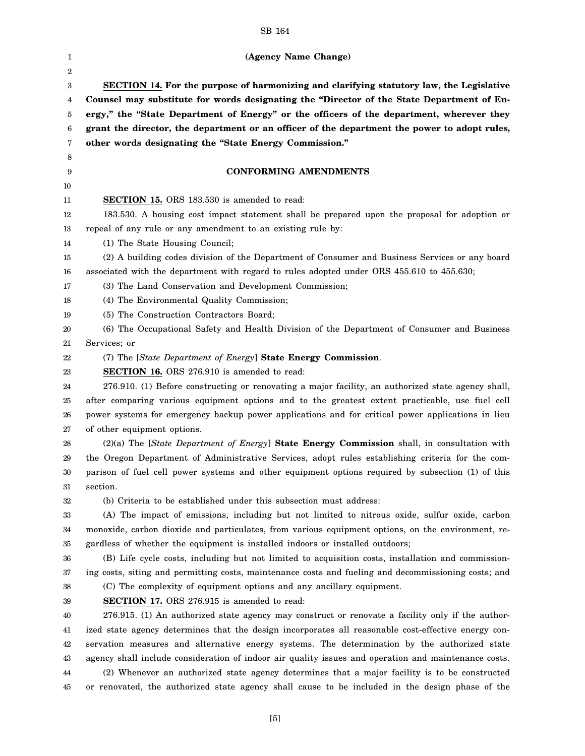**(Agency Name Change)**

**SECTION 14. For the purpose of harmonizing and clarifying statutory law, the Legislative Counsel may substitute for words designating the "Director of the State Department of Energy," the "State Department of Energy" or the officers of the department, wherever they grant the director, the department or an officer of the department the power to adopt rules, other words designating the "State Energy Commission."**

**CONFORMING AMENDMENTS**

**SECTION 15.** ORS 183.530 is amended to read:

183.530. A housing cost impact statement shall be prepared upon the proposal for adoption or repeal of any rule or any amendment to an existing rule by:

(1) The State Housing Council;

(2) A building codes division of the Department of Consumer and Business Services or any board associated with the department with regard to rules adopted under ORS 455.610 to 455.630;

(3) The Land Conservation and Development Commission;

(4) The Environmental Quality Commission;

(5) The Construction Contractors Board;

(6) The Occupational Safety and Health Division of the Department of Consumer and Business Services; or

(7) The [*State Department of Energy*] **State Energy Commission**.

**SECTION 16.** ORS 276.910 is amended to read:

276.910. (1) Before constructing or renovating a major facility, an authorized state agency shall, after comparing various equipment options and to the greatest extent practicable, use fuel cell power systems for emergency backup power applications and for critical power applications in lieu of other equipment options.

(2)(a) The [*State Department of Energy*] **State Energy Commission** shall, in consultation with the Oregon Department of Administrative Services, adopt rules establishing criteria for the comparison of fuel cell power systems and other equipment options required by subsection (1) of this section.

(b) Criteria to be established under this subsection must address:

(A) The impact of emissions, including but not limited to nitrous oxide, sulfur oxide, carbon monoxide, carbon dioxide and particulates, from various equipment options, on the environment, regardless of whether the equipment is installed indoors or installed outdoors;

(B) Life cycle costs, including but not limited to acquisition costs, installation and commissioning costs, siting and permitting costs, maintenance costs and fueling and decommissioning costs; and

(C) The complexity of equipment options and any ancillary equipment.

**SECTION 17.** ORS 276.915 is amended to read:

276.915. (1) An authorized state agency may construct or renovate a facility only if the authorized state agency determines that the design incorporates all reasonable cost-effective energy conservation measures and alternative energy systems. The determination by the authorized state agency shall include consideration of indoor air quality issues and operation and maintenance costs.

(2) Whenever an authorized state agency determines that a major facility is to be constructed or renovated, the authorized state agency shall cause to be included in the design phase of the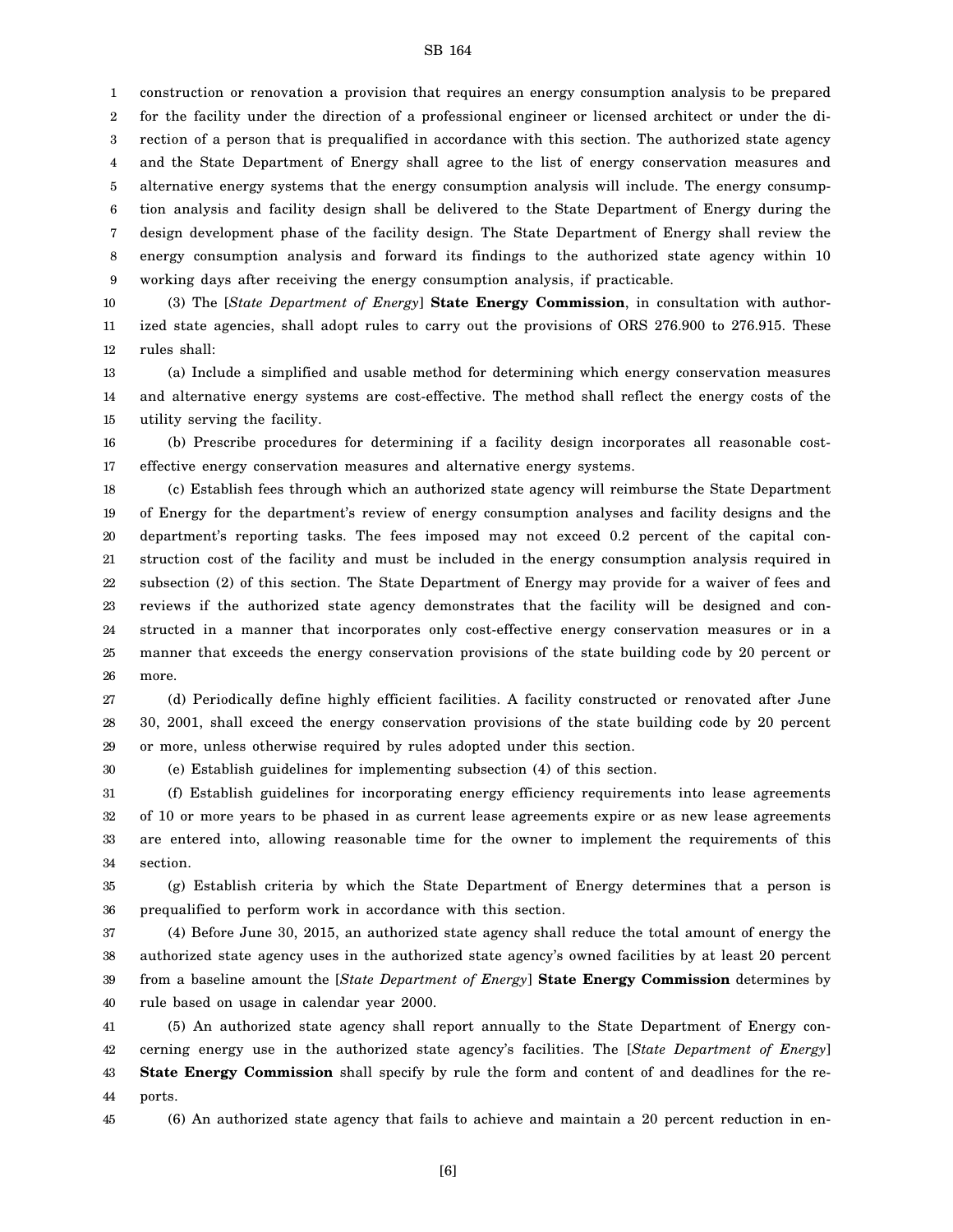construction or renovation a provision that requires an energy consumption analysis to be prepared for the facility under the direction of a professional engineer or licensed architect or under the direction of a person that is prequalified in accordance with this section. The authorized state agency and the State Department of Energy shall agree to the list of energy conservation measures and alternative energy systems that the energy consumption analysis will include. The energy consumption analysis and facility design shall be delivered to the State Department of Energy during the design development phase of the facility design. The State Department of Energy shall review the energy consumption analysis and forward its findings to the authorized state agency within 10 working days after receiving the energy consumption analysis, if practicable.

(3) The [*State Department of Energy*] **State Energy Commission**, in consultation with authorized state agencies, shall adopt rules to carry out the provisions of ORS 276.900 to 276.915. These rules shall:

(a) Include a simplified and usable method for determining which energy conservation measures and alternative energy systems are cost-effective. The method shall reflect the energy costs of the utility serving the facility.

(b) Prescribe procedures for determining if a facility design incorporates all reasonable cost-effective energy conservation measures and alternative energy systems.

(c) Establish fees through which an authorized state agency will reimburse the State Department of Energy for the department's review of energy consumption analyses and facility designs and the department's reporting tasks. The fees imposed may not exceed 0.2 percent of the capital construction cost of the facility and must be included in the energy consumption analysis required in subsection (2) of this section. The State Department of Energy may provide for a waiver of fees and reviews if the authorized state agency demonstrates that the facility will be designed and constructed in a manner that incorporates only cost-effective energy conservation measures or in a manner that exceeds the energy conservation provisions of the state building code by 20 percent or more.

(d) Periodically define highly efficient facilities. A facility constructed or renovated after June 30, 2001, shall exceed the energy conservation provisions of the state building code by 20 percent or more, unless otherwise required by rules adopted under this section.

(e) Establish guidelines for implementing subsection (4) of this section.

(f) Establish guidelines for incorporating energy efficiency requirements into lease agreements of 10 or more years to be phased in as current lease agreements expire or as new lease agreements are entered into, allowing reasonable time for the owner to implement the requirements of this section.

(g) Establish criteria by which the State Department of Energy determines that a person is prequalified to perform work in accordance with this section.

(4) Before June 30, 2015, an authorized state agency shall reduce the total amount of energy the authorized state agency uses in the authorized state agency's owned facilities by at least 20 percent from a baseline amount the [*State Department of Energy*] **State Energy Commission** determines by rule based on usage in calendar year 2000.

(5) An authorized state agency shall report annually to the State Department of Energy concerning energy use in the authorized state agency's facilities. The [*State Department of Energy*] **State Energy Commission** shall specify by rule the form and content of and deadlines for the reports.

(6) An authorized state agency that fails to achieve and maintain a 20 percent reduction in en-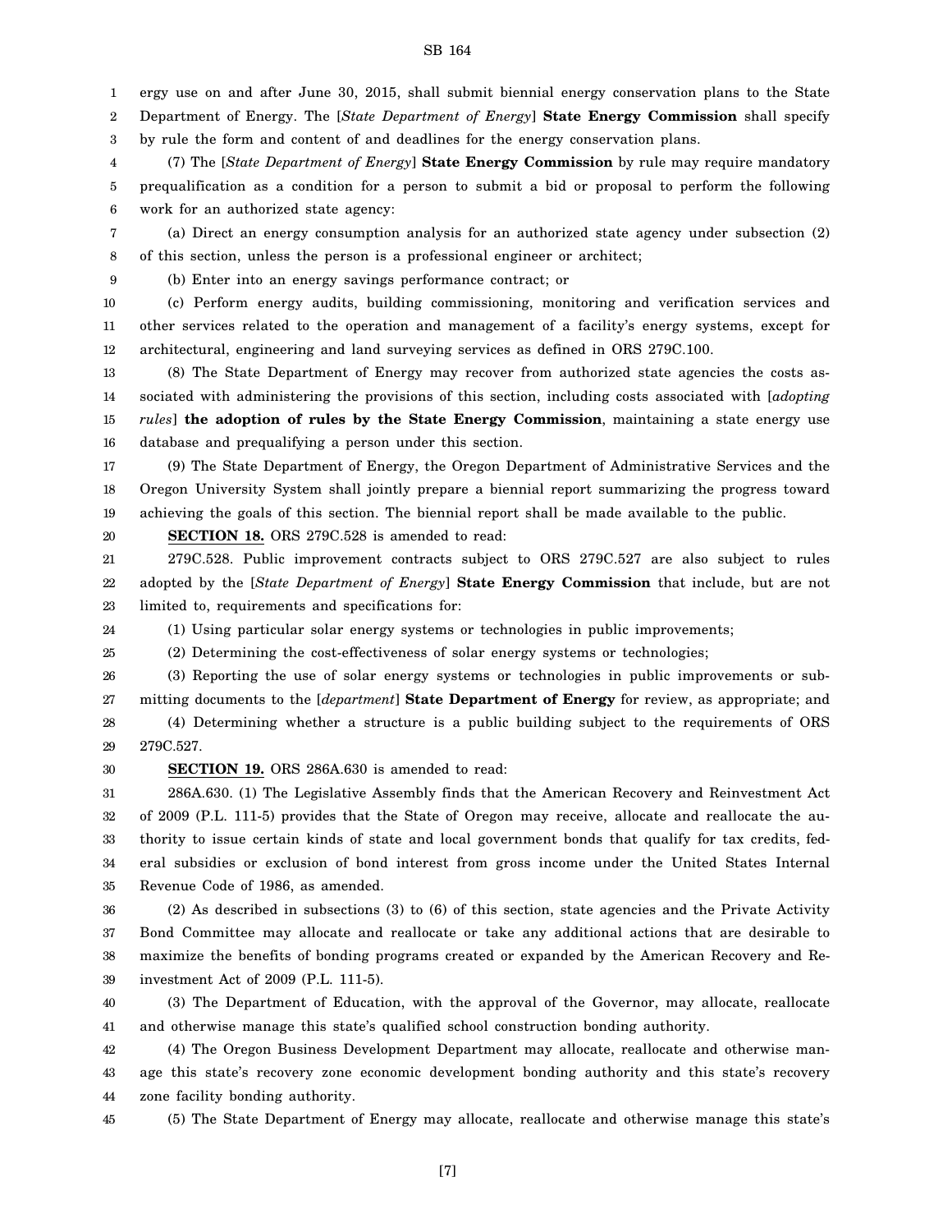ergy use on and after June 30, 2015, shall submit biennial energy conservation plans to the State Department of Energy. The [*State Department of Energy*] **State Energy Commission** shall specify by rule the form and content of and deadlines for the energy conservation plans.

(7) The [*State Department of Energy*] **State Energy Commission** by rule may require mandatory prequalification as a condition for a person to submit a bid or proposal to perform the following work for an authorized state agency:

(a) Direct an energy consumption analysis for an authorized state agency under subsection (2) of this section, unless the person is a professional engineer or architect;

(b) Enter into an energy savings performance contract; or

(c) Perform energy audits, building commissioning, monitoring and verification services and other services related to the operation and management of a facility's energy systems, except for architectural, engineering and land surveying services as defined in ORS 279C.100.

(8) The State Department of Energy may recover from authorized state agencies the costs associated with administering the provisions of this section, including costs associated with [*adopting rules*] **the adoption of rules by the State Energy Commission**, maintaining a state energy use database and prequalifying a person under this section.

(9) The State Department of Energy, the Oregon Department of Administrative Services and the Oregon University System shall jointly prepare a biennial report summarizing the progress toward achieving the goals of this section. The biennial report shall be made available to the public.

**SECTION 18.** ORS 279C.528 is amended to read:

279C.528. Public improvement contracts subject to ORS 279C.527 are also subject to rules adopted by the [*State Department of Energy*] **State Energy Commission** that include, but are not limited to, requirements and specifications for:

(1) Using particular solar energy systems or technologies in public improvements;

(2) Determining the cost-effectiveness of solar energy systems or technologies;

(3) Reporting the use of solar energy systems or technologies in public improvements or submitting documents to the [*department*] **State Department of Energy** for review, as appropriate; and

(4) Determining whether a structure is a public building subject to the requirements of ORS 279C.527.

**SECTION 19.** ORS 286A.630 is amended to read:

286A.630. (1) The Legislative Assembly finds that the American Recovery and Reinvestment Act of 2009 (P.L. 111-5) provides that the State of Oregon may receive, allocate and reallocate the authority to issue certain kinds of state and local government bonds that qualify for tax credits, federal subsidies or exclusion of bond interest from gross income under the United States Internal Revenue Code of 1986, as amended.

(2) As described in subsections (3) to (6) of this section, state agencies and the Private Activity Bond Committee may allocate and reallocate or take any additional actions that are desirable to maximize the benefits of bonding programs created or expanded by the American Recovery and Reinvestment Act of 2009 (P.L. 111-5).

(3) The Department of Education, with the approval of the Governor, may allocate, reallocate and otherwise manage this state's qualified school construction bonding authority.

(4) The Oregon Business Development Department may allocate, reallocate and otherwise manage this state's recovery zone economic development bonding authority and this state's recovery zone facility bonding authority.

(5) The State Department of Energy may allocate, reallocate and otherwise manage this state's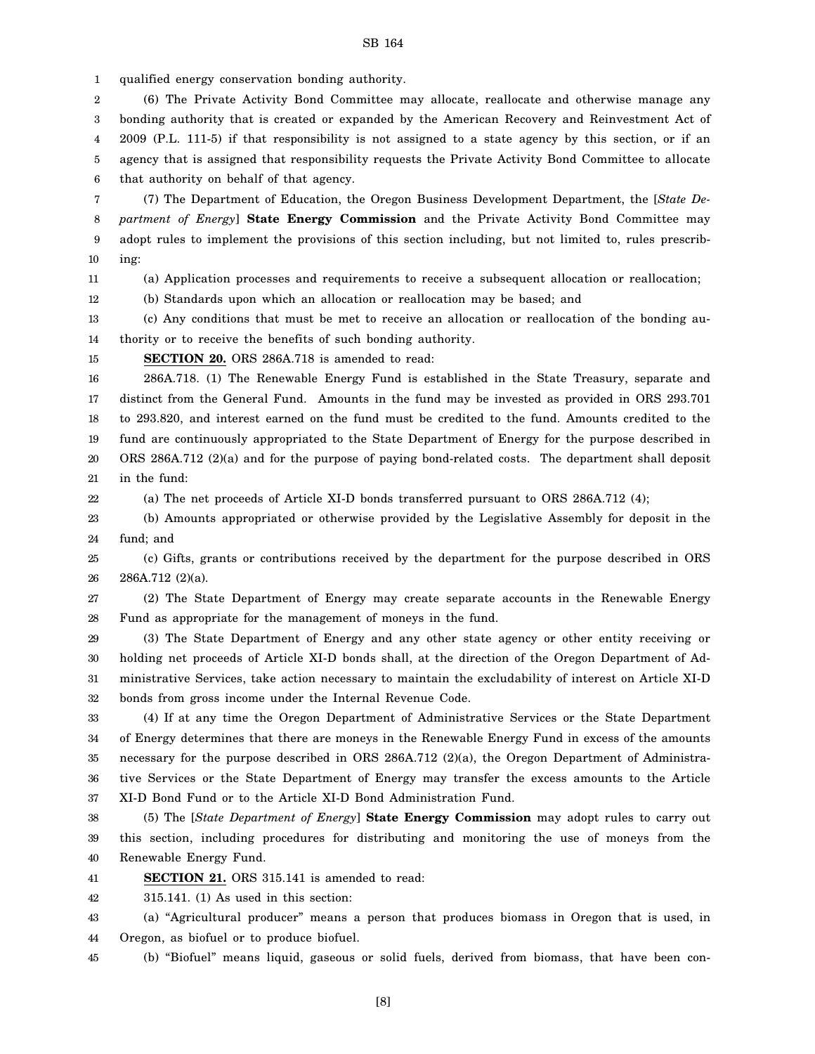qualified energy conservation bonding authority.

(6) The Private Activity Bond Committee may allocate, reallocate and otherwise manage any bonding authority that is created or expanded by the American Recovery and Reinvestment Act of 2009 (P.L. 111-5) if that responsibility is not assigned to a state agency by this section, or if an agency that is assigned that responsibility requests the Private Activity Bond Committee to allocate that authority on behalf of that agency.

(7) The Department of Education, the Oregon Business Development Department, the [*State Department of Energy*] **State Energy Commission** and the Private Activity Bond Committee may adopt rules to implement the provisions of this section including, but not limited to, rules prescribing:

(a) Application processes and requirements to receive a subsequent allocation or reallocation;

(b) Standards upon which an allocation or reallocation may be based; and

(c) Any conditions that must be met to receive an allocation or reallocation of the bonding authority or to receive the benefits of such bonding authority.

**SECTION 20.** ORS 286A.718 is amended to read:

286A.718. (1) The Renewable Energy Fund is established in the State Treasury, separate and distinct from the General Fund. Amounts in the fund may be invested as provided in ORS 293.701 to 293.820, and interest earned on the fund must be credited to the fund. Amounts credited to the fund are continuously appropriated to the State Department of Energy for the purpose described in ORS 286A.712 (2)(a) and for the purpose of paying bond-related costs. The department shall deposit in the fund:

(a) The net proceeds of Article XI-D bonds transferred pursuant to ORS 286A.712 (4);

(b) Amounts appropriated or otherwise provided by the Legislative Assembly for deposit in the fund; and

(c) Gifts, grants or contributions received by the department for the purpose described in ORS 286A.712 (2)(a).

(2) The State Department of Energy may create separate accounts in the Renewable Energy Fund as appropriate for the management of moneys in the fund.

(3) The State Department of Energy and any other state agency or other entity receiving or holding net proceeds of Article XI-D bonds shall, at the direction of the Oregon Department of Administrative Services, take action necessary to maintain the excludability of interest on Article XI-D bonds from gross income under the Internal Revenue Code.

(4) If at any time the Oregon Department of Administrative Services or the State Department of Energy determines that there are moneys in the Renewable Energy Fund in excess of the amounts necessary for the purpose described in ORS 286A.712 (2)(a), the Oregon Department of Administrative Services or the State Department of Energy may transfer the excess amounts to the Article XI-D Bond Fund or to the Article XI-D Bond Administration Fund.

(5) The [*State Department of Energy*] **State Energy Commission** may adopt rules to carry out this section, including procedures for distributing and monitoring the use of moneys from the Renewable Energy Fund.

**SECTION 21.** ORS 315.141 is amended to read:

315.141. (1) As used in this section:

(a) "Agricultural producer" means a person that produces biomass in Oregon that is used, in Oregon, as biofuel or to produce biofuel.

(b) "Biofuel" means liquid, gaseous or solid fuels, derived from biomass, that have been con-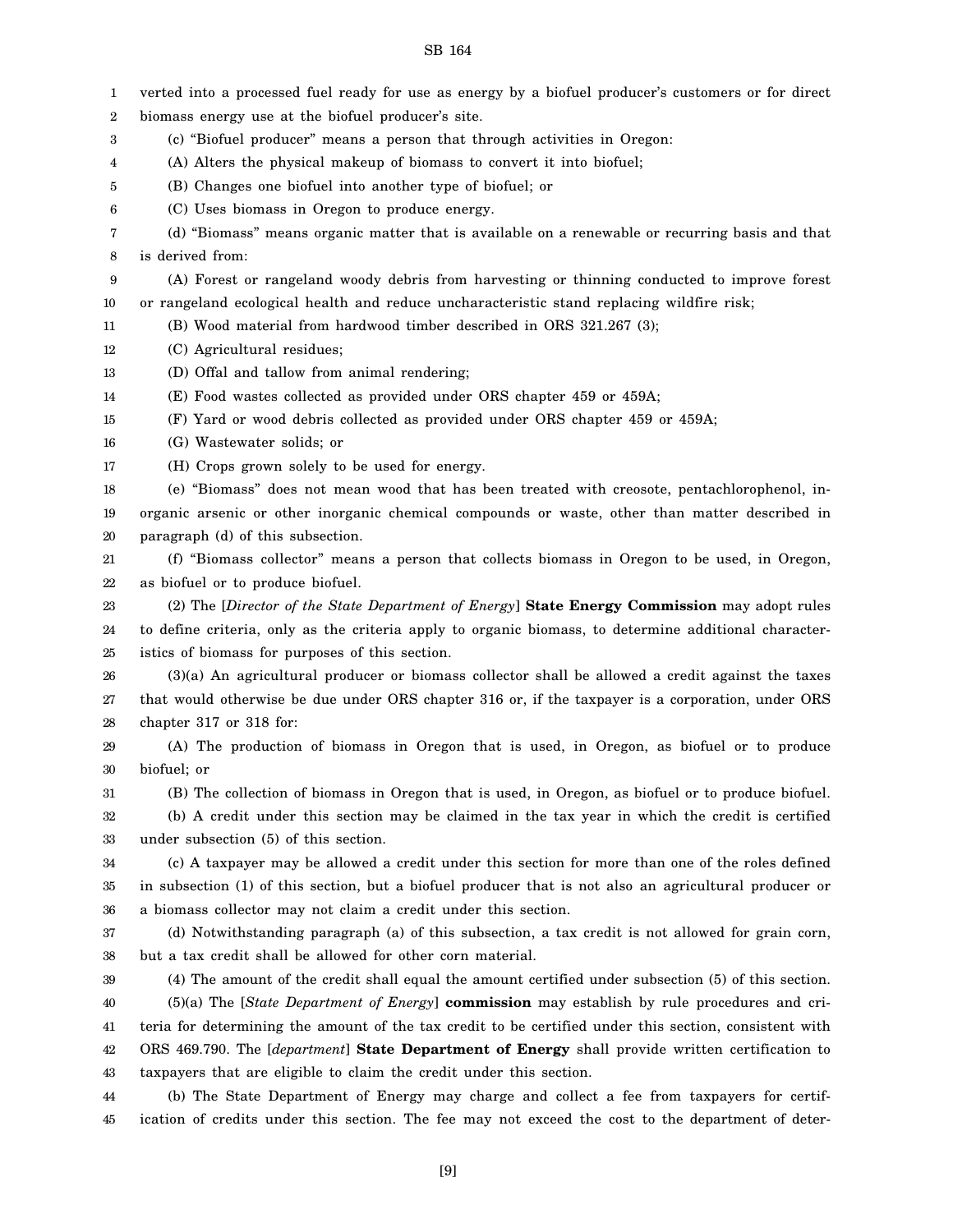verted into a processed fuel ready for use as energy by a biofuel producer's customers or for direct biomass energy use at the biofuel producer's site.

(c) "Biofuel producer" means a person that through activities in Oregon:

(A) Alters the physical makeup of biomass to convert it into biofuel;

(B) Changes one biofuel into another type of biofuel; or

(C) Uses biomass in Oregon to produce energy.

(d) "Biomass" means organic matter that is available on a renewable or recurring basis and that is derived from:

(A) Forest or rangeland woody debris from harvesting or thinning conducted to improve forest or rangeland ecological health and reduce uncharacteristic stand replacing wildfire risk;

(B) Wood material from hardwood timber described in ORS 321.267 (3);

(C) Agricultural residues;

(D) Offal and tallow from animal rendering;

(E) Food wastes collected as provided under ORS chapter 459 or 459A;

(F) Yard or wood debris collected as provided under ORS chapter 459 or 459A;

(G) Wastewater solids; or

(H) Crops grown solely to be used for energy.

(e) "Biomass" does not mean wood that has been treated with creosote, pentachlorophenol, inorganic arsenic or other inorganic chemical compounds or waste, other than matter described in paragraph (d) of this subsection.

(f) "Biomass collector" means a person that collects biomass in Oregon to be used, in Oregon, as biofuel or to produce biofuel.

(2) The [*Director of the State Department of Energy*] **State Energy Commission** may adopt rules to define criteria, only as the criteria apply to organic biomass, to determine additional characteristics of biomass for purposes of this section.

(3)(a) An agricultural producer or biomass collector shall be allowed a credit against the taxes that would otherwise be due under ORS chapter 316 or, if the taxpayer is a corporation, under ORS chapter 317 or 318 for:

(A) The production of biomass in Oregon that is used, in Oregon, as biofuel or to produce biofuel; or

(B) The collection of biomass in Oregon that is used, in Oregon, as biofuel or to produce biofuel.

(b) A credit under this section may be claimed in the tax year in which the credit is certified under subsection (5) of this section.

(c) A taxpayer may be allowed a credit under this section for more than one of the roles defined in subsection (1) of this section, but a biofuel producer that is not also an agricultural producer or a biomass collector may not claim a credit under this section.

(d) Notwithstanding paragraph (a) of this subsection, a tax credit is not allowed for grain corn, but a tax credit shall be allowed for other corn material.

(4) The amount of the credit shall equal the amount certified under subsection (5) of this section.

(5)(a) The [*State Department of Energy*] **commission** may establish by rule procedures and criteria for determining the amount of the tax credit to be certified under this section, consistent with ORS 469.790. The [*department*] **State Department of Energy** shall provide written certification to taxpayers that are eligible to claim the credit under this section.

(b) The State Department of Energy may charge and collect a fee from taxpayers for certification of credits under this section. The fee may not exceed the cost to the department of deter-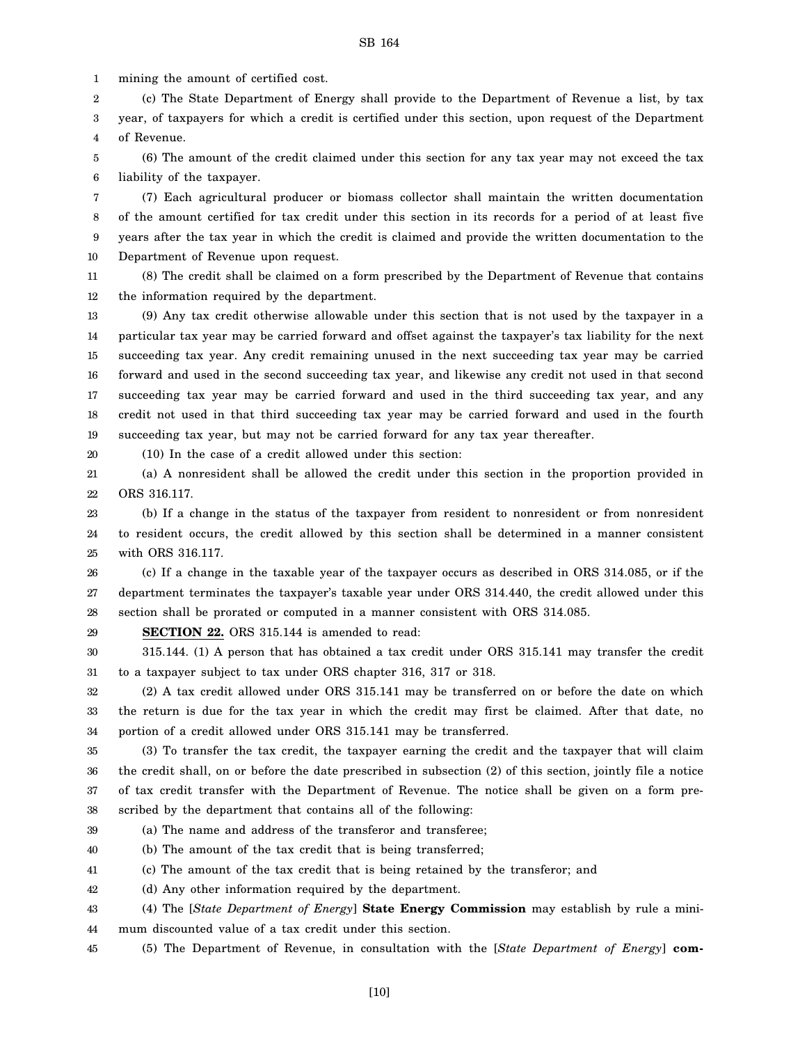mining the amount of certified cost.

(c) The State Department of Energy shall provide to the Department of Revenue a list, by tax year, of taxpayers for which a credit is certified under this section, upon request of the Department of Revenue.

(6) The amount of the credit claimed under this section for any tax year may not exceed the tax liability of the taxpayer.

(7) Each agricultural producer or biomass collector shall maintain the written documentation of the amount certified for tax credit under this section in its records for a period of at least five years after the tax year in which the credit is claimed and provide the written documentation to the Department of Revenue upon request.

(8) The credit shall be claimed on a form prescribed by the Department of Revenue that contains the information required by the department.

(9) Any tax credit otherwise allowable under this section that is not used by the taxpayer in a particular tax year may be carried forward and offset against the taxpayer's tax liability for the next succeeding tax year. Any credit remaining unused in the next succeeding tax year may be carried forward and used in the second succeeding tax year, and likewise any credit not used in that second succeeding tax year may be carried forward and used in the third succeeding tax year, and any credit not used in that third succeeding tax year may be carried forward and used in the fourth succeeding tax year, but may not be carried forward for any tax year thereafter.

(10) In the case of a credit allowed under this section:

(a) A nonresident shall be allowed the credit under this section in the proportion provided in ORS 316.117.

(b) If a change in the status of the taxpayer from resident to nonresident or from nonresident to resident occurs, the credit allowed by this section shall be determined in a manner consistent with ORS 316.117.

(c) If a change in the taxable year of the taxpayer occurs as described in ORS 314.085, or if the department terminates the taxpayer's taxable year under ORS 314.440, the credit allowed under this section shall be prorated or computed in a manner consistent with ORS 314.085.

**SECTION 22.** ORS 315.144 is amended to read:

315.144. (1) A person that has obtained a tax credit under ORS 315.141 may transfer the credit to a taxpayer subject to tax under ORS chapter 316, 317 or 318.

(2) A tax credit allowed under ORS 315.141 may be transferred on or before the date on which the return is due for the tax year in which the credit may first be claimed. After that date, no portion of a credit allowed under ORS 315.141 may be transferred.

(3) To transfer the tax credit, the taxpayer earning the credit and the taxpayer that will claim the credit shall, on or before the date prescribed in subsection (2) of this section, jointly file a notice of tax credit transfer with the Department of Revenue. The notice shall be given on a form prescribed by the department that contains all of the following:

(a) The name and address of the transferor and transferee;

(b) The amount of the tax credit that is being transferred;

(c) The amount of the tax credit that is being retained by the transferor; and

(d) Any other information required by the department.

(4) The [*State Department of Energy*] **State Energy Commission** may establish by rule a minimum discounted value of a tax credit under this section.

(5) The Department of Revenue, in consultation with the [*State Department of Energy*] **com-**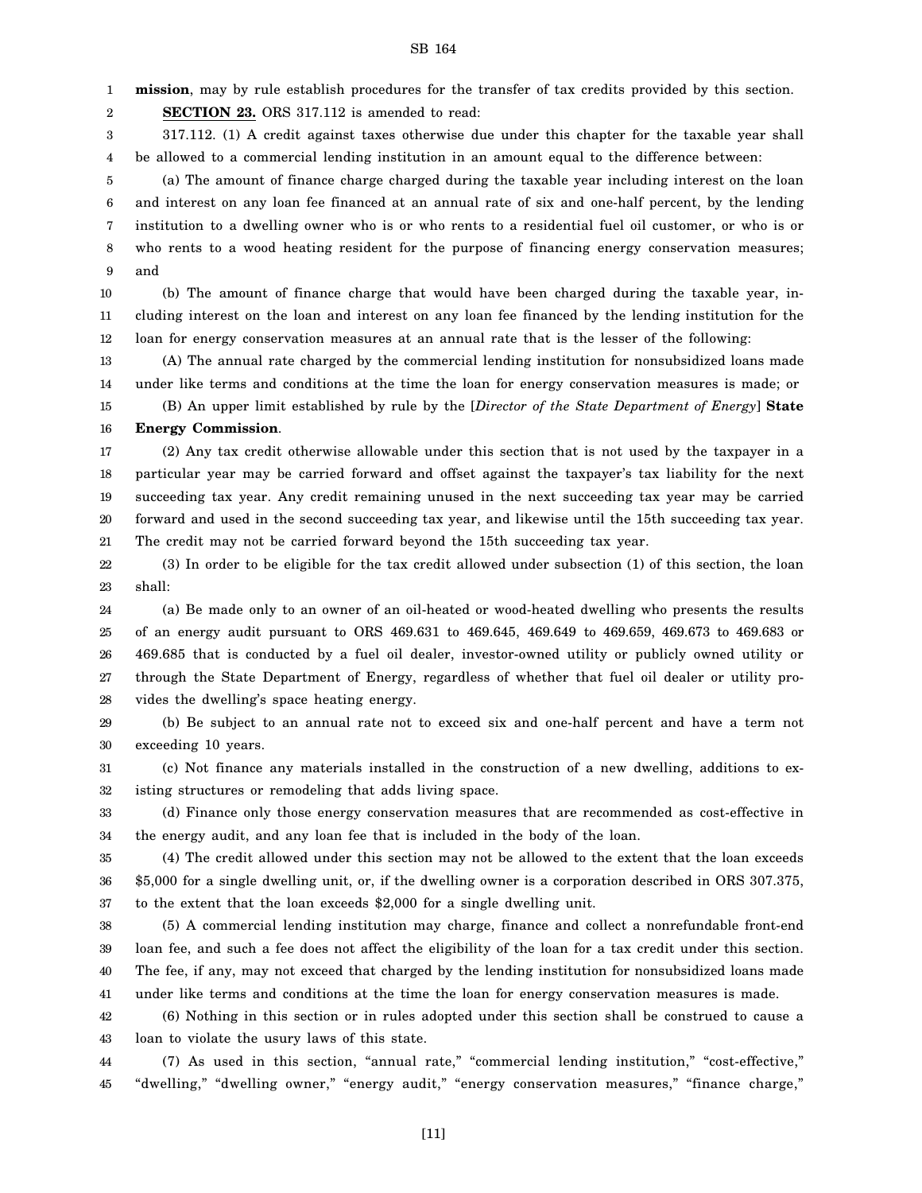**mission**, may by rule establish procedures for the transfer of tax credits provided by this section.

**SECTION 23.** ORS 317.112 is amended to read:

317.112. (1) A credit against taxes otherwise due under this chapter for the taxable year shall be allowed to a commercial lending institution in an amount equal to the difference between:

(a) The amount of finance charge charged during the taxable year including interest on the loan and interest on any loan fee financed at an annual rate of six and one-half percent, by the lending institution to a dwelling owner who is or who rents to a residential fuel oil customer, or who is or who rents to a wood heating resident for the purpose of financing energy conservation measures; and

(b) The amount of finance charge that would have been charged during the taxable year, including interest on the loan and interest on any loan fee financed by the lending institution for the loan for energy conservation measures at an annual rate that is the lesser of the following:

(A) The annual rate charged by the commercial lending institution for nonsubsidized loans made under like terms and conditions at the time the loan for energy conservation measures is made; or

(B) An upper limit established by rule by the [*Director of the State Department of Energy*] **State Energy Commission**.

(2) Any tax credit otherwise allowable under this section that is not used by the taxpayer in a particular year may be carried forward and offset against the taxpayer's tax liability for the next succeeding tax year. Any credit remaining unused in the next succeeding tax year may be carried forward and used in the second succeeding tax year, and likewise until the 15th succeeding tax year. The credit may not be carried forward beyond the 15th succeeding tax year.

(3) In order to be eligible for the tax credit allowed under subsection (1) of this section, the loan shall:

(a) Be made only to an owner of an oil-heated or wood-heated dwelling who presents the results of an energy audit pursuant to ORS 469.631 to 469.645, 469.649 to 469.659, 469.673 to 469.683 or 469.685 that is conducted by a fuel oil dealer, investor-owned utility or publicly owned utility or through the State Department of Energy, regardless of whether that fuel oil dealer or utility provides the dwelling's space heating energy.

(b) Be subject to an annual rate not to exceed six and one-half percent and have a term not exceeding 10 years.

(c) Not finance any materials installed in the construction of a new dwelling, additions to existing structures or remodeling that adds living space.

(d) Finance only those energy conservation measures that are recommended as cost-effective in the energy audit, and any loan fee that is included in the body of the loan.

(4) The credit allowed under this section may not be allowed to the extent that the loan exceeds $5,000 for a single dwelling unit, or, if the dwelling owner is a corporation described in ORS 307.375, to the extent that the loan exceeds $2,000 for a single dwelling unit.

(5) A commercial lending institution may charge, finance and collect a nonrefundable front-end loan fee, and such a fee does not affect the eligibility of the loan for a tax credit under this section. The fee, if any, may not exceed that charged by the lending institution for nonsubsidized loans made under like terms and conditions at the time the loan for energy conservation measures is made.

(6) Nothing in this section or in rules adopted under this section shall be construed to cause a loan to violate the usury laws of this state.

(7) As used in this section, "annual rate," "commercial lending institution," "cost-effective," "dwelling," "dwelling owner," "energy audit," "energy conservation measures," "finance charge,"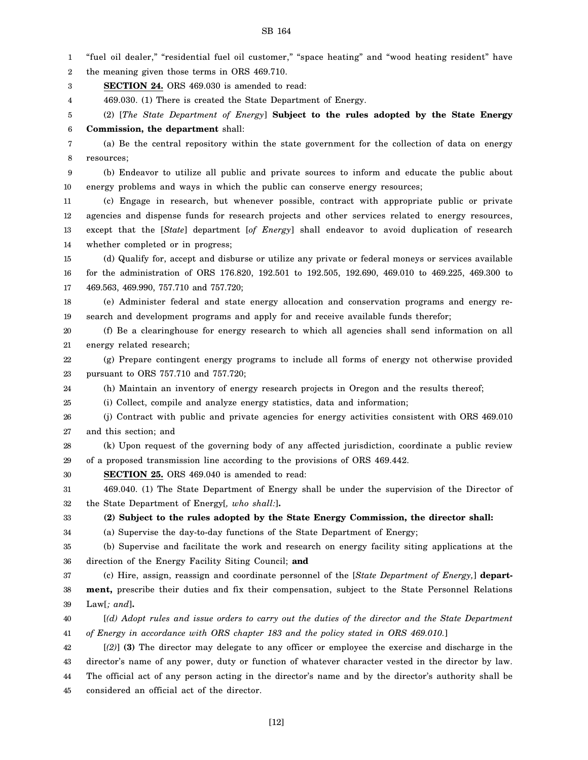"fuel oil dealer," "residential fuel oil customer," "space heating" and "wood heating resident" have the meaning given those terms in ORS 469.710.

**SECTION 24.** ORS 469.030 is amended to read:

469.030. (1) There is created the State Department of Energy.

(2) [*The State Department of Energy*] **Subject to the rules adopted by the State Energy Commission, the department** shall:

(a) Be the central repository within the state government for the collection of data on energy resources;

(b) Endeavor to utilize all public and private sources to inform and educate the public about energy problems and ways in which the public can conserve energy resources;

(c) Engage in research, but whenever possible, contract with appropriate public or private agencies and dispense funds for research projects and other services related to energy resources, except that the [*State*] department [*of Energy*] shall endeavor to avoid duplication of research whether completed or in progress;

(d) Qualify for, accept and disburse or utilize any private or federal moneys or services available for the administration of ORS 176.820, 192.501 to 192.505, 192.690, 469.010 to 469.225, 469.300 to 469.563, 469.990, 757.710 and 757.720;

(e) Administer federal and state energy allocation and conservation programs and energy research and development programs and apply for and receive available funds therefor;

(f) Be a clearinghouse for energy research to which all agencies shall send information on all energy related research;

(g) Prepare contingent energy programs to include all forms of energy not otherwise provided pursuant to ORS 757.710 and 757.720;

(h) Maintain an inventory of energy research projects in Oregon and the results thereof;

(i) Collect, compile and analyze energy statistics, data and information;

(j) Contract with public and private agencies for energy activities consistent with ORS 469.010 and this section; and

(k) Upon request of the governing body of any affected jurisdiction, coordinate a public review of a proposed transmission line according to the provisions of ORS 469.442.

**SECTION 25.** ORS 469.040 is amended to read:

469.040. (1) The State Department of Energy shall be under the supervision of the Director of the State Department of Energy[*, who shall:*]**.**

**(2) Subject to the rules adopted by the State Energy Commission, the director shall:**

(a) Supervise the day-to-day functions of the State Department of Energy;

(b) Supervise and facilitate the work and research on energy facility siting applications at the direction of the Energy Facility Siting Council; **and**

(c) Hire, assign, reassign and coordinate personnel of the [*State Department of Energy,*] **department,** prescribe their duties and fix their compensation, subject to the State Personnel Relations Law[*; and*]**.**

[*(d) Adopt rules and issue orders to carry out the duties of the director and the State Department of Energy in accordance with ORS chapter 183 and the policy stated in ORS 469.010.*]

[*(2)*] **(3)** The director may delegate to any officer or employee the exercise and discharge in the director's name of any power, duty or function of whatever character vested in the director by law. The official act of any person acting in the director's name and by the director's authority shall be considered an official act of the director.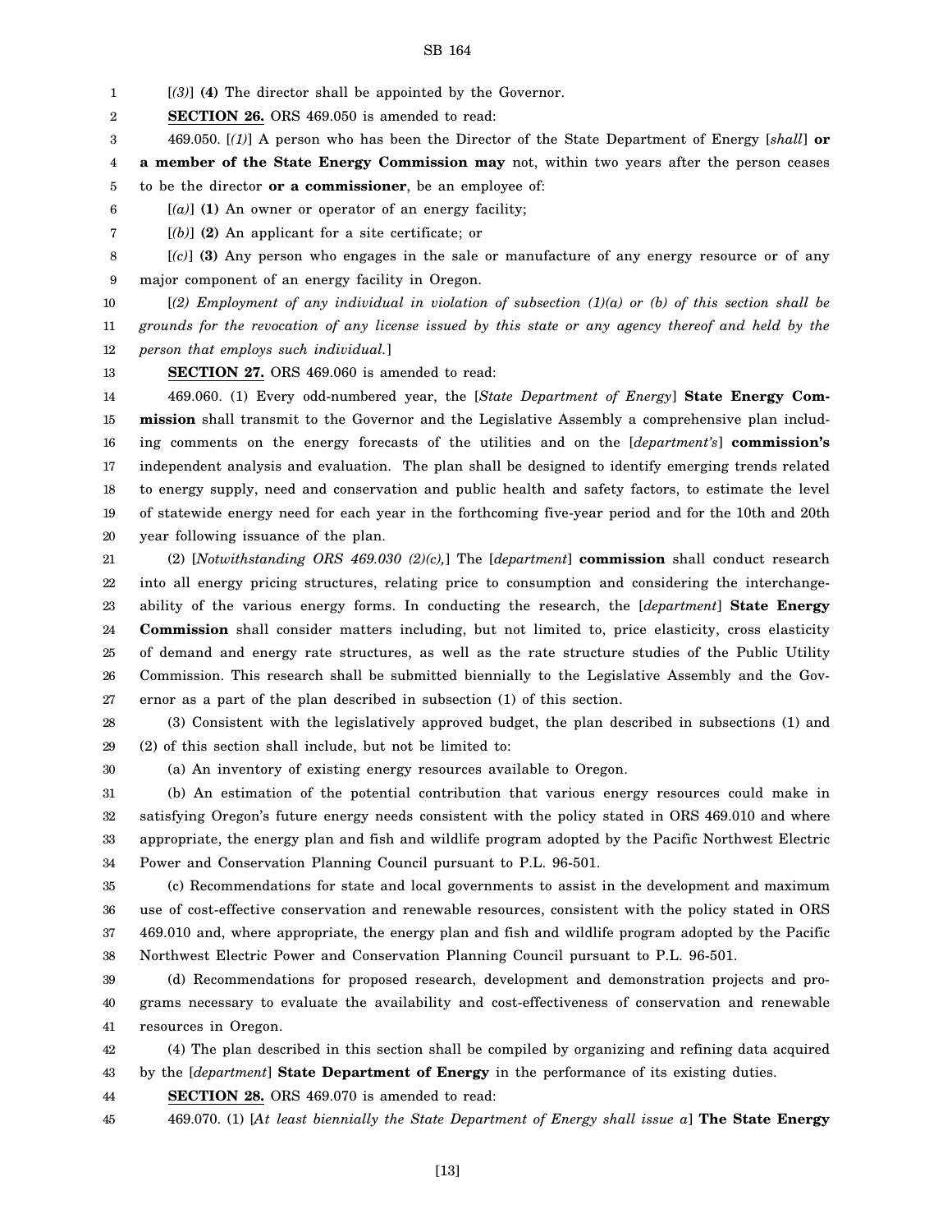[*(3)*] **(4)** The director shall be appointed by the Governor.

**SECTION 26.** ORS 469.050 is amended to read:

469.050. [*(1)*] A person who has been the Director of the State Department of Energy [*shall*] **or a member of the State Energy Commission may** not, within two years after the person ceases to be the director **or a commissioner**, be an employee of:

[*(a)*] **(1)** An owner or operator of an energy facility;

[*(b)*] **(2)** An applicant for a site certificate; or

[*(c)*] **(3)** Any person who engages in the sale or manufacture of any energy resource or of any major component of an energy facility in Oregon.

[*(2) Employment of any individual in violation of subsection (1)(a) or (b) of this section shall be grounds for the revocation of any license issued by this state or any agency thereof and held by the person that employs such individual.*]

**SECTION 27.** ORS 469.060 is amended to read:

469.060. (1) Every odd-numbered year, the [*State Department of Energy*] **State Energy Commission** shall transmit to the Governor and the Legislative Assembly a comprehensive plan including comments on the energy forecasts of the utilities and on the [*department's*] **commission's** independent analysis and evaluation. The plan shall be designed to identify emerging trends related to energy supply, need and conservation and public health and safety factors, to estimate the level of statewide energy need for each year in the forthcoming five-year period and for the 10th and 20th year following issuance of the plan.

(2) [*Notwithstanding ORS 469.030 (2)(c),*] The [*department*] **commission** shall conduct research into all energy pricing structures, relating price to consumption and considering the interchangeability of the various energy forms. In conducting the research, the [*department*] **State Energy Commission** shall consider matters including, but not limited to, price elasticity, cross elasticity of demand and energy rate structures, as well as the rate structure studies of the Public Utility Commission. This research shall be submitted biennially to the Legislative Assembly and the Governor as a part of the plan described in subsection (1) of this section.

(3) Consistent with the legislatively approved budget, the plan described in subsections (1) and (2) of this section shall include, but not be limited to:

(a) An inventory of existing energy resources available to Oregon.

(b) An estimation of the potential contribution that various energy resources could make in satisfying Oregon's future energy needs consistent with the policy stated in ORS 469.010 and where appropriate, the energy plan and fish and wildlife program adopted by the Pacific Northwest Electric Power and Conservation Planning Council pursuant to P.L. 96-501.

(c) Recommendations for state and local governments to assist in the development and maximum use of cost-effective conservation and renewable resources, consistent with the policy stated in ORS 469.010 and, where appropriate, the energy plan and fish and wildlife program adopted by the Pacific Northwest Electric Power and Conservation Planning Council pursuant to P.L. 96-501.

(d) Recommendations for proposed research, development and demonstration projects and programs necessary to evaluate the availability and cost-effectiveness of conservation and renewable resources in Oregon.

(4) The plan described in this section shall be compiled by organizing and refining data acquired by the [*department*] **State Department of Energy** in the performance of its existing duties.

**SECTION 28.** ORS 469.070 is amended to read:

469.070. (1) [*At least biennially the State Department of Energy shall issue a*] **The State Energy**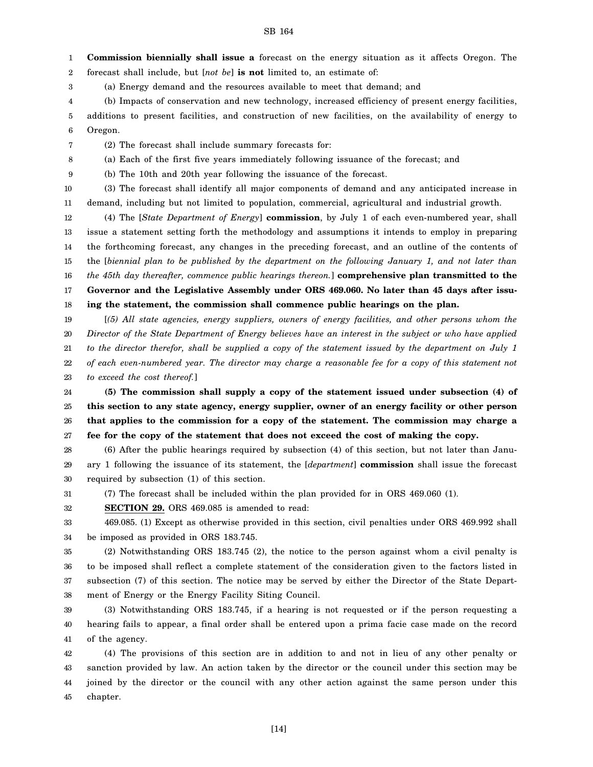**Commission biennially shall issue a** forecast on the energy situation as it affects Oregon. The forecast shall include, but [*not be*] **is not** limited to, an estimate of:

(a) Energy demand and the resources available to meet that demand; and

(b) Impacts of conservation and new technology, increased efficiency of present energy facilities, additions to present facilities, and construction of new facilities, on the availability of energy to Oregon.

(2) The forecast shall include summary forecasts for:

(a) Each of the first five years immediately following issuance of the forecast; and

(b) The 10th and 20th year following the issuance of the forecast.

(3) The forecast shall identify all major components of demand and any anticipated increase in demand, including but not limited to population, commercial, agricultural and industrial growth.

(4) The [*State Department of Energy*] **commission**, by July 1 of each even-numbered year, shall issue a statement setting forth the methodology and assumptions it intends to employ in preparing the forthcoming forecast, any changes in the preceding forecast, and an outline of the contents of the [*biennial plan to be published by the department on the following January 1, and not later than the 45th day thereafter, commence public hearings thereon.*] **comprehensive plan transmitted to the Governor and the Legislative Assembly under ORS 469.060. No later than 45 days after issuing the statement, the commission shall commence public hearings on the plan.**

[*(5) All state agencies, energy suppliers, owners of energy facilities, and other persons whom the Director of the State Department of Energy believes have an interest in the subject or who have applied to the director therefor, shall be supplied a copy of the statement issued by the department on July 1 of each even-numbered year. The director may charge a reasonable fee for a copy of this statement not to exceed the cost thereof.*]

**(5) The commission shall supply a copy of the statement issued under subsection (4) of this section to any state agency, energy supplier, owner of an energy facility or other person that applies to the commission for a copy of the statement. The commission may charge a fee for the copy of the statement that does not exceed the cost of making the copy.**

(6) After the public hearings required by subsection (4) of this section, but not later than January 1 following the issuance of its statement, the [*department*] **commission** shall issue the forecast required by subsection (1) of this section.

(7) The forecast shall be included within the plan provided for in ORS 469.060 (1).

**SECTION 29.** ORS 469.085 is amended to read:

469.085. (1) Except as otherwise provided in this section, civil penalties under ORS 469.992 shall be imposed as provided in ORS 183.745.

(2) Notwithstanding ORS 183.745 (2), the notice to the person against whom a civil penalty is to be imposed shall reflect a complete statement of the consideration given to the factors listed in subsection (7) of this section. The notice may be served by either the Director of the State Department of Energy or the Energy Facility Siting Council.

(3) Notwithstanding ORS 183.745, if a hearing is not requested or if the person requesting a hearing fails to appear, a final order shall be entered upon a prima facie case made on the record of the agency.

(4) The provisions of this section are in addition to and not in lieu of any other penalty or sanction provided by law. An action taken by the director or the council under this section may be joined by the director or the council with any other action against the same person under this chapter.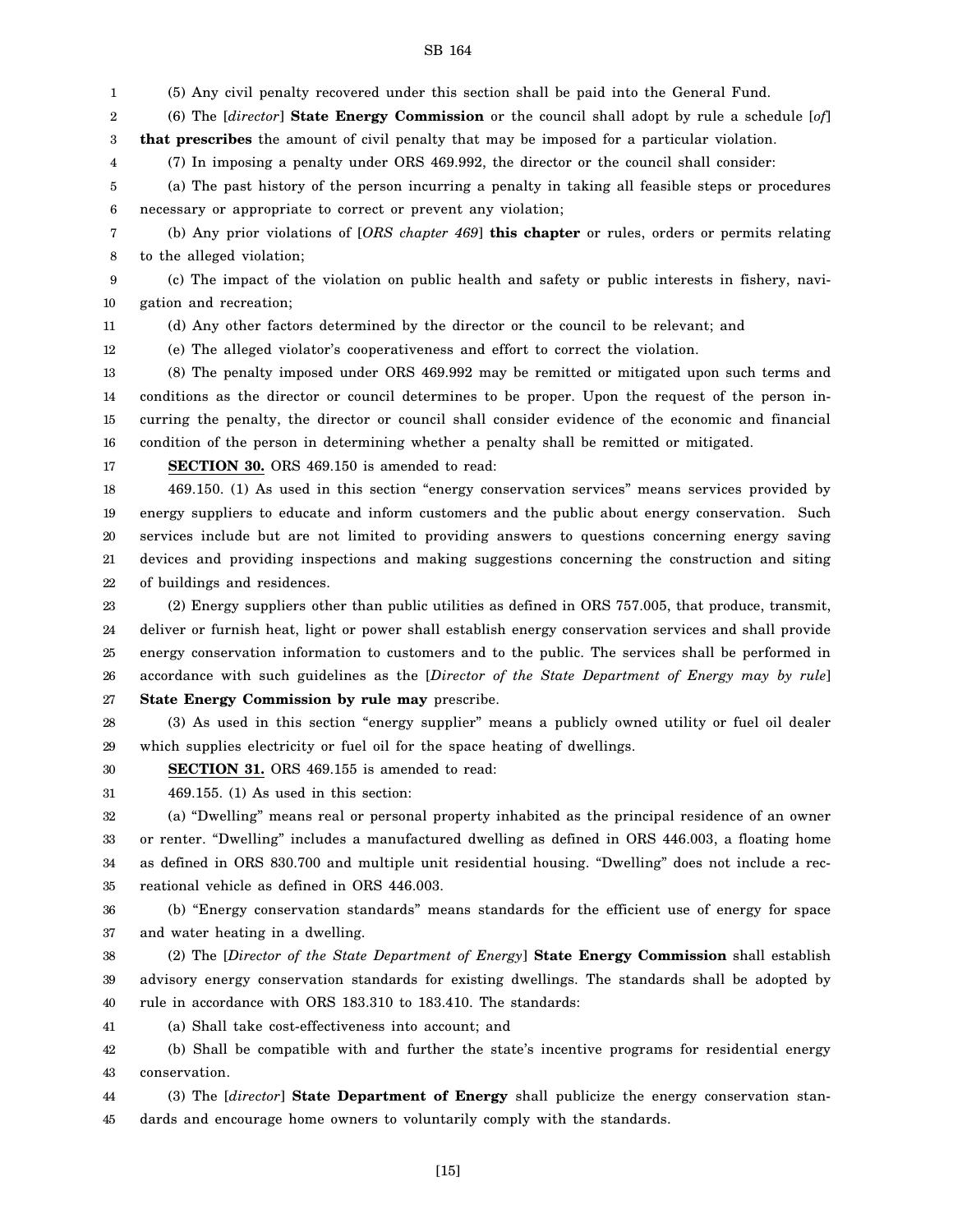(5) Any civil penalty recovered under this section shall be paid into the General Fund.

(6) The [*director*] **State Energy Commission** or the council shall adopt by rule a schedule [*of*] **that prescribes** the amount of civil penalty that may be imposed for a particular violation.

(7) In imposing a penalty under ORS 469.992, the director or the council shall consider:

(a) The past history of the person incurring a penalty in taking all feasible steps or procedures necessary or appropriate to correct or prevent any violation;

(b) Any prior violations of [*ORS chapter 469*] **this chapter** or rules, orders or permits relating to the alleged violation;

(c) The impact of the violation on public health and safety or public interests in fishery, navigation and recreation;

(d) Any other factors determined by the director or the council to be relevant; and

(e) The alleged violator's cooperativeness and effort to correct the violation.

(8) The penalty imposed under ORS 469.992 may be remitted or mitigated upon such terms and conditions as the director or council determines to be proper. Upon the request of the person incurring the penalty, the director or council shall consider evidence of the economic and financial condition of the person in determining whether a penalty shall be remitted or mitigated.

**SECTION 30.** ORS 469.150 is amended to read:

469.150. (1) As used in this section "energy conservation services" means services provided by energy suppliers to educate and inform customers and the public about energy conservation. Such services include but are not limited to providing answers to questions concerning energy saving devices and providing inspections and making suggestions concerning the construction and siting of buildings and residences.

(2) Energy suppliers other than public utilities as defined in ORS 757.005, that produce, transmit, deliver or furnish heat, light or power shall establish energy conservation services and shall provide energy conservation information to customers and to the public. The services shall be performed in accordance with such guidelines as the [*Director of the State Department of Energy may by rule*] **State Energy Commission by rule may** prescribe.

(3) As used in this section "energy supplier" means a publicly owned utility or fuel oil dealer which supplies electricity or fuel oil for the space heating of dwellings.

**SECTION 31.** ORS 469.155 is amended to read:

469.155. (1) As used in this section:

(a) "Dwelling" means real or personal property inhabited as the principal residence of an owner or renter. "Dwelling" includes a manufactured dwelling as defined in ORS 446.003, a floating home as defined in ORS 830.700 and multiple unit residential housing. "Dwelling" does not include a recreational vehicle as defined in ORS 446.003.

(b) "Energy conservation standards" means standards for the efficient use of energy for space and water heating in a dwelling.

(2) The [*Director of the State Department of Energy*] **State Energy Commission** shall establish advisory energy conservation standards for existing dwellings. The standards shall be adopted by rule in accordance with ORS 183.310 to 183.410. The standards:

(a) Shall take cost-effectiveness into account; and

(b) Shall be compatible with and further the state's incentive programs for residential energy conservation.

(3) The [*director*] **State Department of Energy** shall publicize the energy conservation standards and encourage home owners to voluntarily comply with the standards.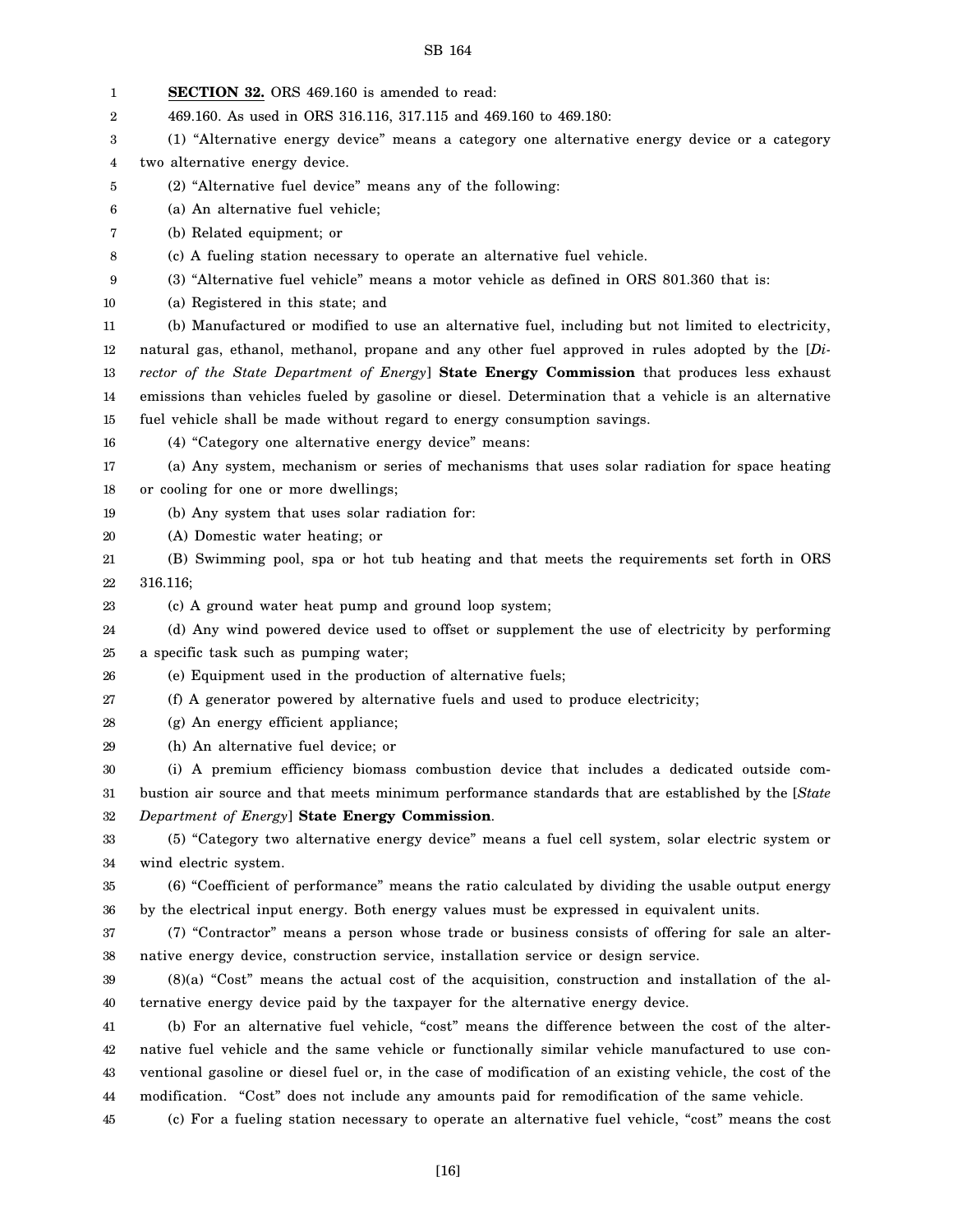**SECTION 32.** ORS 469.160 is amended to read:

469.160. As used in ORS 316.116, 317.115 and 469.160 to 469.180:

(1) "Alternative energy device" means a category one alternative energy device or a category two alternative energy device.

(2) "Alternative fuel device" means any of the following:

(a) An alternative fuel vehicle;

(b) Related equipment; or

(c) A fueling station necessary to operate an alternative fuel vehicle.

(3) "Alternative fuel vehicle" means a motor vehicle as defined in ORS 801.360 that is:

(a) Registered in this state; and

(b) Manufactured or modified to use an alternative fuel, including but not limited to electricity, natural gas, ethanol, methanol, propane and any other fuel approved in rules adopted by the [*Director of the State Department of Energy*] **State Energy Commission** that produces less exhaust emissions than vehicles fueled by gasoline or diesel. Determination that a vehicle is an alternative fuel vehicle shall be made without regard to energy consumption savings.

(4) "Category one alternative energy device" means:

(a) Any system, mechanism or series of mechanisms that uses solar radiation for space heating or cooling for one or more dwellings;

(b) Any system that uses solar radiation for:

(A) Domestic water heating; or

(B) Swimming pool, spa or hot tub heating and that meets the requirements set forth in ORS 316.116;

(c) A ground water heat pump and ground loop system;

(d) Any wind powered device used to offset or supplement the use of electricity by performing a specific task such as pumping water;

(e) Equipment used in the production of alternative fuels;

(f) A generator powered by alternative fuels and used to produce electricity;

(g) An energy efficient appliance;

(h) An alternative fuel device; or

(i) A premium efficiency biomass combustion device that includes a dedicated outside combustion air source and that meets minimum performance standards that are established by the [*State Department of Energy*] **State Energy Commission**.

(5) "Category two alternative energy device" means a fuel cell system, solar electric system or wind electric system.

(6) "Coefficient of performance" means the ratio calculated by dividing the usable output energy by the electrical input energy. Both energy values must be expressed in equivalent units.

(7) "Contractor" means a person whose trade or business consists of offering for sale an alternative energy device, construction service, installation service or design service.

(8)(a) "Cost" means the actual cost of the acquisition, construction and installation of the alternative energy device paid by the taxpayer for the alternative energy device.

(b) For an alternative fuel vehicle, "cost" means the difference between the cost of the alternative fuel vehicle and the same vehicle or functionally similar vehicle manufactured to use conventional gasoline or diesel fuel or, in the case of modification of an existing vehicle, the cost of the modification. "Cost" does not include any amounts paid for remodification of the same vehicle.

(c) For a fueling station necessary to operate an alternative fuel vehicle, "cost" means the cost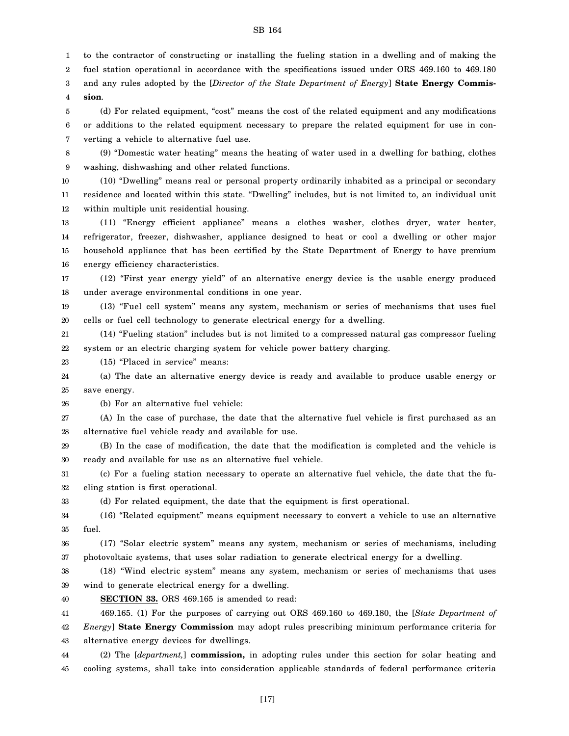to the contractor of constructing or installing the fueling station in a dwelling and of making the fuel station operational in accordance with the specifications issued under ORS 469.160 to 469.180 and any rules adopted by the [*Director of the State Department of Energy*] **State Energy Commission**.

(d) For related equipment, "cost" means the cost of the related equipment and any modifications or additions to the related equipment necessary to prepare the related equipment for use in converting a vehicle to alternative fuel use.

(9) "Domestic water heating" means the heating of water used in a dwelling for bathing, clothes washing, dishwashing and other related functions.

(10) "Dwelling" means real or personal property ordinarily inhabited as a principal or secondary residence and located within this state. "Dwelling" includes, but is not limited to, an individual unit within multiple unit residential housing.

(11) "Energy efficient appliance" means a clothes washer, clothes dryer, water heater, refrigerator, freezer, dishwasher, appliance designed to heat or cool a dwelling or other major household appliance that has been certified by the State Department of Energy to have premium energy efficiency characteristics.

(12) "First year energy yield" of an alternative energy device is the usable energy produced under average environmental conditions in one year.

(13) "Fuel cell system" means any system, mechanism or series of mechanisms that uses fuel cells or fuel cell technology to generate electrical energy for a dwelling.

(14) "Fueling station" includes but is not limited to a compressed natural gas compressor fueling system or an electric charging system for vehicle power battery charging.

(15) "Placed in service" means:

(a) The date an alternative energy device is ready and available to produce usable energy or save energy.

(b) For an alternative fuel vehicle:

(A) In the case of purchase, the date that the alternative fuel vehicle is first purchased as an alternative fuel vehicle ready and available for use.

(B) In the case of modification, the date that the modification is completed and the vehicle is ready and available for use as an alternative fuel vehicle.

(c) For a fueling station necessary to operate an alternative fuel vehicle, the date that the fueling station is first operational.

(d) For related equipment, the date that the equipment is first operational.

(16) "Related equipment" means equipment necessary to convert a vehicle to use an alternative fuel.

(17) "Solar electric system" means any system, mechanism or series of mechanisms, including photovoltaic systems, that uses solar radiation to generate electrical energy for a dwelling.

(18) "Wind electric system" means any system, mechanism or series of mechanisms that uses wind to generate electrical energy for a dwelling.

**SECTION 33.** ORS 469.165 is amended to read:

469.165. (1) For the purposes of carrying out ORS 469.160 to 469.180, the [*State Department of Energy*] **State Energy Commission** may adopt rules prescribing minimum performance criteria for alternative energy devices for dwellings.

(2) The [*department,*] **commission,** in adopting rules under this section for solar heating and cooling systems, shall take into consideration applicable standards of federal performance criteria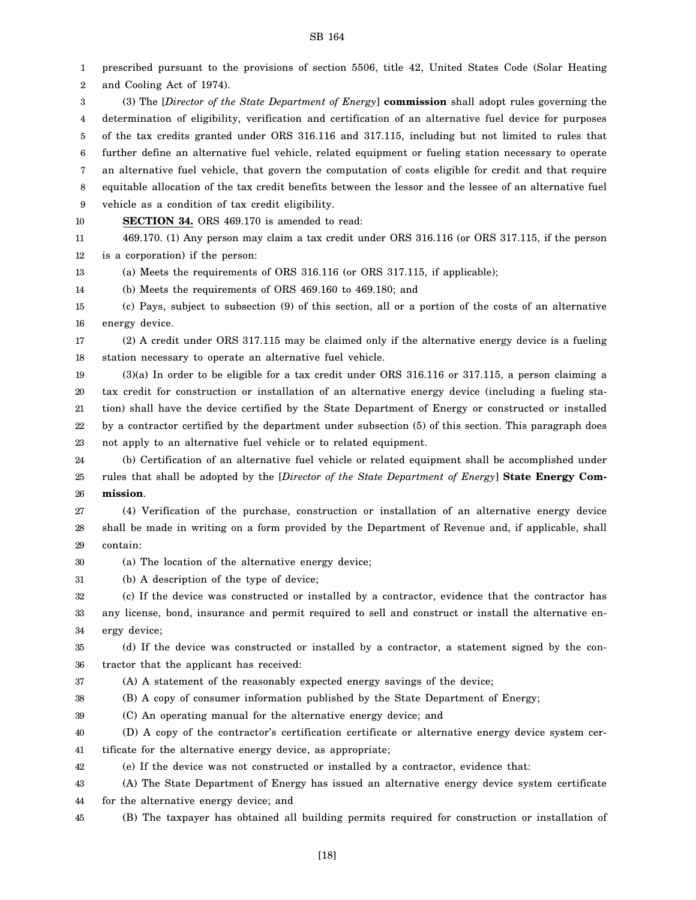prescribed pursuant to the provisions of section 5506, title 42, United States Code (Solar Heating and Cooling Act of 1974).

(3) The [*Director of the State Department of Energy*] **commission** shall adopt rules governing the determination of eligibility, verification and certification of an alternative fuel device for purposes of the tax credits granted under ORS 316.116 and 317.115, including but not limited to rules that further define an alternative fuel vehicle, related equipment or fueling station necessary to operate an alternative fuel vehicle, that govern the computation of costs eligible for credit and that require equitable allocation of the tax credit benefits between the lessor and the lessee of an alternative fuel vehicle as a condition of tax credit eligibility.

**SECTION 34.** ORS 469.170 is amended to read:

469.170. (1) Any person may claim a tax credit under ORS 316.116 (or ORS 317.115, if the person is a corporation) if the person:

(a) Meets the requirements of ORS 316.116 (or ORS 317.115, if applicable);

(b) Meets the requirements of ORS 469.160 to 469.180; and

(c) Pays, subject to subsection (9) of this section, all or a portion of the costs of an alternative energy device.

(2) A credit under ORS 317.115 may be claimed only if the alternative energy device is a fueling station necessary to operate an alternative fuel vehicle.

(3)(a) In order to be eligible for a tax credit under ORS 316.116 or 317.115, a person claiming a tax credit for construction or installation of an alternative energy device (including a fueling station) shall have the device certified by the State Department of Energy or constructed or installed by a contractor certified by the department under subsection (5) of this section. This paragraph does not apply to an alternative fuel vehicle or to related equipment.

(b) Certification of an alternative fuel vehicle or related equipment shall be accomplished under rules that shall be adopted by the [*Director of the State Department of Energy*] **State Energy Commission**.

(4) Verification of the purchase, construction or installation of an alternative energy device shall be made in writing on a form provided by the Department of Revenue and, if applicable, shall contain:

(a) The location of the alternative energy device;

(b) A description of the type of device;

(c) If the device was constructed or installed by a contractor, evidence that the contractor has any license, bond, insurance and permit required to sell and construct or install the alternative energy device;

(d) If the device was constructed or installed by a contractor, a statement signed by the contractor that the applicant has received:

(A) A statement of the reasonably expected energy savings of the device;

(B) A copy of consumer information published by the State Department of Energy;

(C) An operating manual for the alternative energy device; and

(D) A copy of the contractor's certification certificate or alternative energy device system certificate for the alternative energy device, as appropriate;

(e) If the device was not constructed or installed by a contractor, evidence that:

(A) The State Department of Energy has issued an alternative energy device system certificate for the alternative energy device; and

(B) The taxpayer has obtained all building permits required for construction or installation of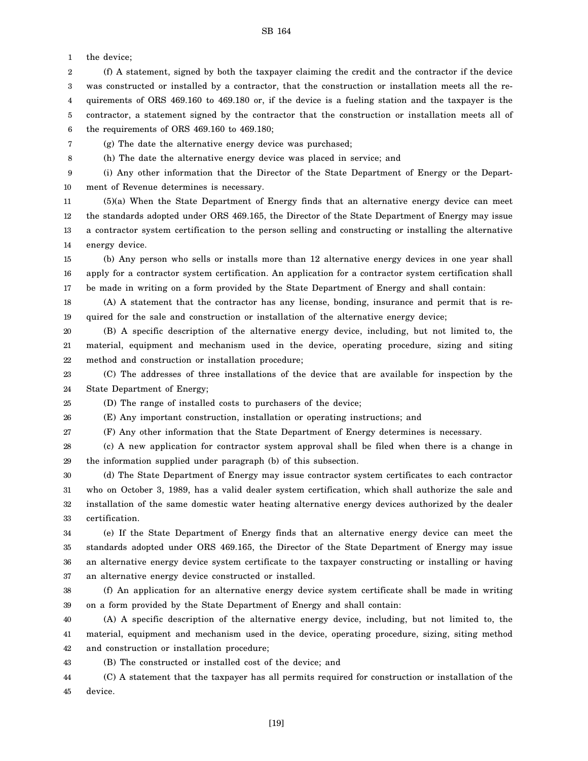the device;

(f) A statement, signed by both the taxpayer claiming the credit and the contractor if the device was constructed or installed by a contractor, that the construction or installation meets all the requirements of ORS 469.160 to 469.180 or, if the device is a fueling station and the taxpayer is the contractor, a statement signed by the contractor that the construction or installation meets all of the requirements of ORS 469.160 to 469.180;

(g) The date the alternative energy device was purchased;

(h) The date the alternative energy device was placed in service; and

(i) Any other information that the Director of the State Department of Energy or the Department of Revenue determines is necessary.

(5)(a) When the State Department of Energy finds that an alternative energy device can meet the standards adopted under ORS 469.165, the Director of the State Department of Energy may issue a contractor system certification to the person selling and constructing or installing the alternative energy device.

(b) Any person who sells or installs more than 12 alternative energy devices in one year shall apply for a contractor system certification. An application for a contractor system certification shall be made in writing on a form provided by the State Department of Energy and shall contain:

(A) A statement that the contractor has any license, bonding, insurance and permit that is required for the sale and construction or installation of the alternative energy device;

(B) A specific description of the alternative energy device, including, but not limited to, the material, equipment and mechanism used in the device, operating procedure, sizing and siting method and construction or installation procedure;

(C) The addresses of three installations of the device that are available for inspection by the State Department of Energy;

(D) The range of installed costs to purchasers of the device;

(E) Any important construction, installation or operating instructions; and

(F) Any other information that the State Department of Energy determines is necessary.

(c) A new application for contractor system approval shall be filed when there is a change in the information supplied under paragraph (b) of this subsection.

(d) The State Department of Energy may issue contractor system certificates to each contractor who on October 3, 1989, has a valid dealer system certification, which shall authorize the sale and installation of the same domestic water heating alternative energy devices authorized by the dealer certification.

(e) If the State Department of Energy finds that an alternative energy device can meet the standards adopted under ORS 469.165, the Director of the State Department of Energy may issue an alternative energy device system certificate to the taxpayer constructing or installing or having an alternative energy device constructed or installed.

(f) An application for an alternative energy device system certificate shall be made in writing on a form provided by the State Department of Energy and shall contain:

(A) A specific description of the alternative energy device, including, but not limited to, the material, equipment and mechanism used in the device, operating procedure, sizing, siting method and construction or installation procedure;

(B) The constructed or installed cost of the device; and

(C) A statement that the taxpayer has all permits required for construction or installation of the device.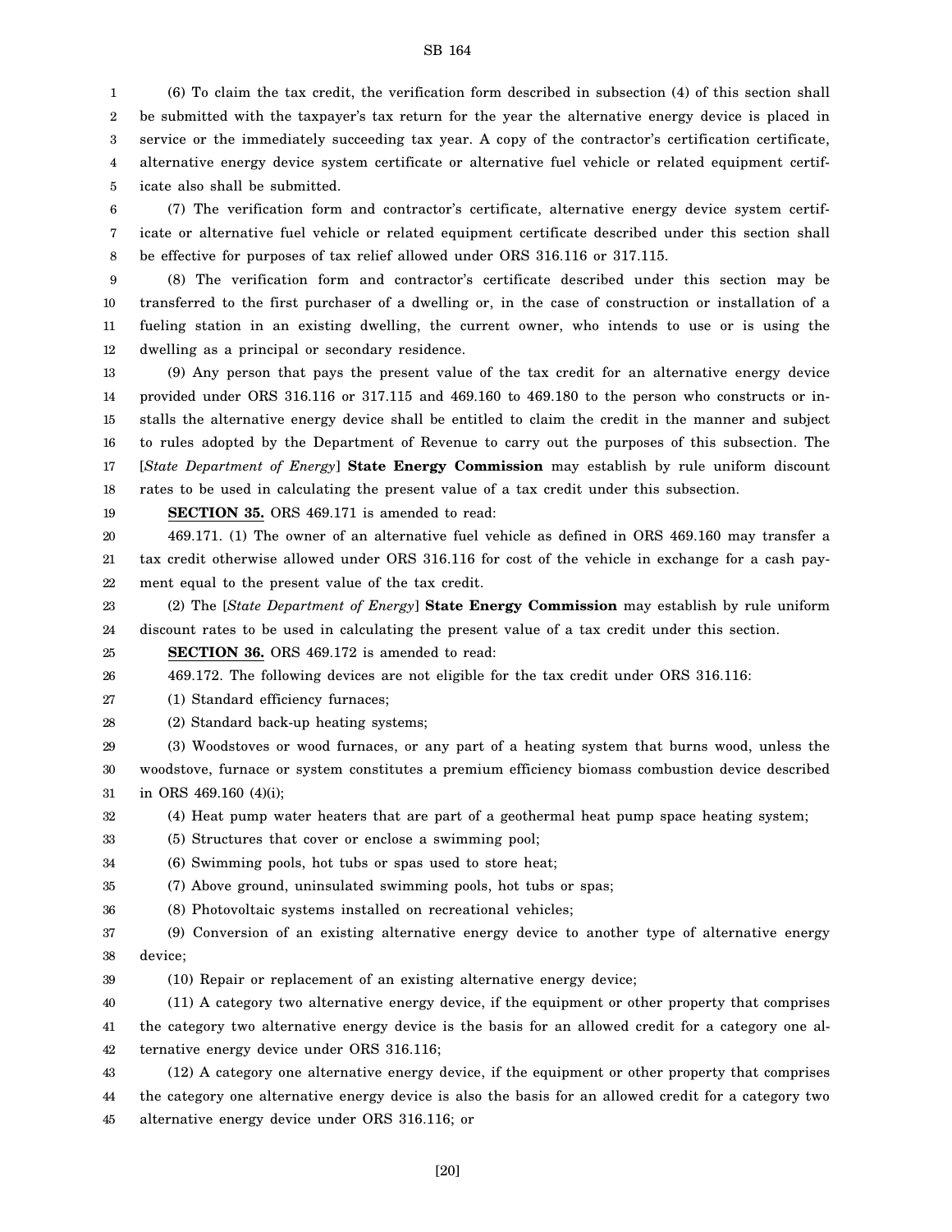(6) To claim the tax credit, the verification form described in subsection (4) of this section shall be submitted with the taxpayer's tax return for the year the alternative energy device is placed in service or the immediately succeeding tax year. A copy of the contractor's certification certificate, alternative energy device system certificate or alternative fuel vehicle or related equipment certificate also shall be submitted.

(7) The verification form and contractor's certificate, alternative energy device system certificate or alternative fuel vehicle or related equipment certificate described under this section shall be effective for purposes of tax relief allowed under ORS 316.116 or 317.115.

(8) The verification form and contractor's certificate described under this section may be transferred to the first purchaser of a dwelling or, in the case of construction or installation of a fueling station in an existing dwelling, the current owner, who intends to use or is using the dwelling as a principal or secondary residence.

(9) Any person that pays the present value of the tax credit for an alternative energy device provided under ORS 316.116 or 317.115 and 469.160 to 469.180 to the person who constructs or installs the alternative energy device shall be entitled to claim the credit in the manner and subject to rules adopted by the Department of Revenue to carry out the purposes of this subsection. The [*State Department of Energy*] **State Energy Commission** may establish by rule uniform discount rates to be used in calculating the present value of a tax credit under this subsection.

**SECTION 35.** ORS 469.171 is amended to read:

469.171. (1) The owner of an alternative fuel vehicle as defined in ORS 469.160 may transfer a tax credit otherwise allowed under ORS 316.116 for cost of the vehicle in exchange for a cash payment equal to the present value of the tax credit.

(2) The [*State Department of Energy*] **State Energy Commission** may establish by rule uniform discount rates to be used in calculating the present value of a tax credit under this section.

**SECTION 36.** ORS 469.172 is amended to read:

469.172. The following devices are not eligible for the tax credit under ORS 316.116:

(1) Standard efficiency furnaces;

(2) Standard back-up heating systems;

(3) Woodstoves or wood furnaces, or any part of a heating system that burns wood, unless the woodstove, furnace or system constitutes a premium efficiency biomass combustion device described in ORS 469.160 (4)(i);

(4) Heat pump water heaters that are part of a geothermal heat pump space heating system;

(5) Structures that cover or enclose a swimming pool;

(6) Swimming pools, hot tubs or spas used to store heat;

(7) Above ground, uninsulated swimming pools, hot tubs or spas;

(8) Photovoltaic systems installed on recreational vehicles;

(9) Conversion of an existing alternative energy device to another type of alternative energy device;

(10) Repair or replacement of an existing alternative energy device;

(11) A category two alternative energy device, if the equipment or other property that comprises the category two alternative energy device is the basis for an allowed credit for a category one alternative energy device under ORS 316.116;

(12) A category one alternative energy device, if the equipment or other property that comprises the category one alternative energy device is also the basis for an allowed credit for a category two alternative energy device under ORS 316.116; or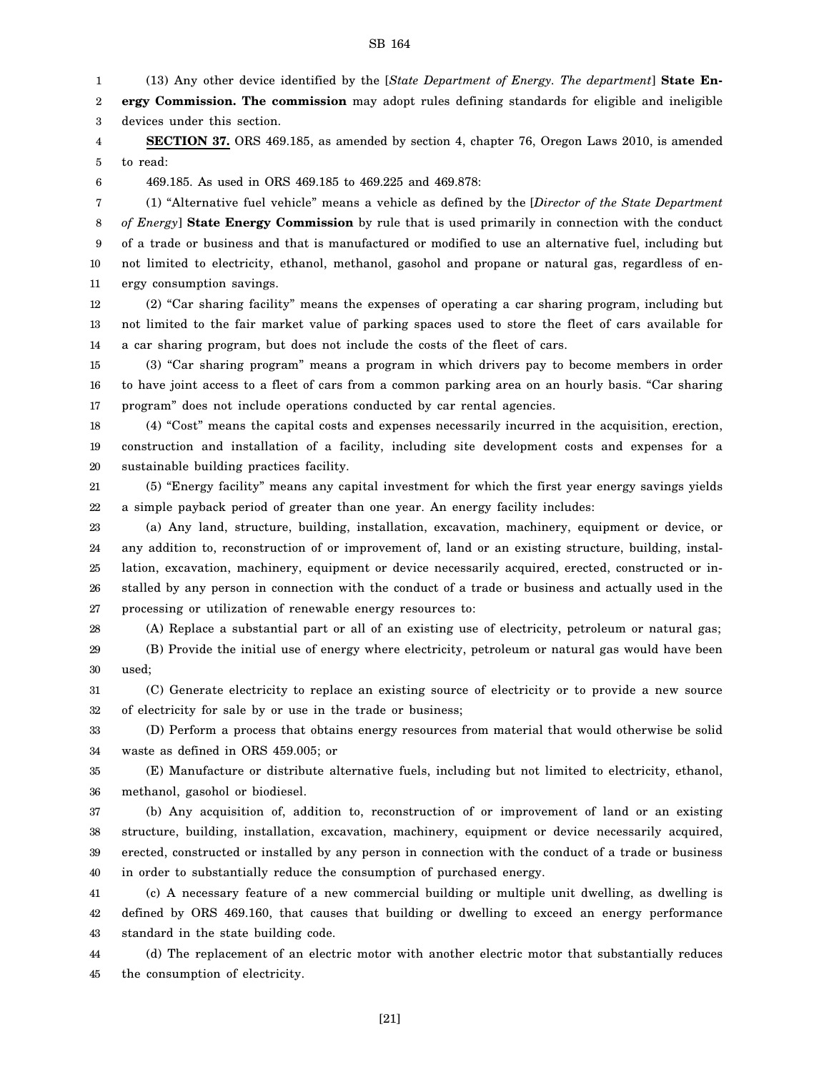(13) Any other device identified by the [*State Department of Energy. The department*] **State Energy Commission. The commission** may adopt rules defining standards for eligible and ineligible devices under this section.

**SECTION 37.** ORS 469.185, as amended by section 4, chapter 76, Oregon Laws 2010, is amended to read:

469.185. As used in ORS 469.185 to 469.225 and 469.878:

(1) "Alternative fuel vehicle" means a vehicle as defined by the [*Director of the State Department of Energy*] **State Energy Commission** by rule that is used primarily in connection with the conduct of a trade or business and that is manufactured or modified to use an alternative fuel, including but not limited to electricity, ethanol, methanol, gasohol and propane or natural gas, regardless of energy consumption savings.

(2) "Car sharing facility" means the expenses of operating a car sharing program, including but not limited to the fair market value of parking spaces used to store the fleet of cars available for a car sharing program, but does not include the costs of the fleet of cars.

(3) "Car sharing program" means a program in which drivers pay to become members in order to have joint access to a fleet of cars from a common parking area on an hourly basis. "Car sharing program" does not include operations conducted by car rental agencies.

(4) "Cost" means the capital costs and expenses necessarily incurred in the acquisition, erection, construction and installation of a facility, including site development costs and expenses for a sustainable building practices facility.

(5) "Energy facility" means any capital investment for which the first year energy savings yields a simple payback period of greater than one year. An energy facility includes:

(a) Any land, structure, building, installation, excavation, machinery, equipment or device, or any addition to, reconstruction of or improvement of, land or an existing structure, building, installation, excavation, machinery, equipment or device necessarily acquired, erected, constructed or installed by any person in connection with the conduct of a trade or business and actually used in the processing or utilization of renewable energy resources to:

(A) Replace a substantial part or all of an existing use of electricity, petroleum or natural gas;

(B) Provide the initial use of energy where electricity, petroleum or natural gas would have been used;

(C) Generate electricity to replace an existing source of electricity or to provide a new source of electricity for sale by or use in the trade or business;

(D) Perform a process that obtains energy resources from material that would otherwise be solid waste as defined in ORS 459.005; or

(E) Manufacture or distribute alternative fuels, including but not limited to electricity, ethanol, methanol, gasohol or biodiesel.

(b) Any acquisition of, addition to, reconstruction of or improvement of land or an existing structure, building, installation, excavation, machinery, equipment or device necessarily acquired, erected, constructed or installed by any person in connection with the conduct of a trade or business in order to substantially reduce the consumption of purchased energy.

(c) A necessary feature of a new commercial building or multiple unit dwelling, as dwelling is defined by ORS 469.160, that causes that building or dwelling to exceed an energy performance standard in the state building code.

(d) The replacement of an electric motor with another electric motor that substantially reduces the consumption of electricity.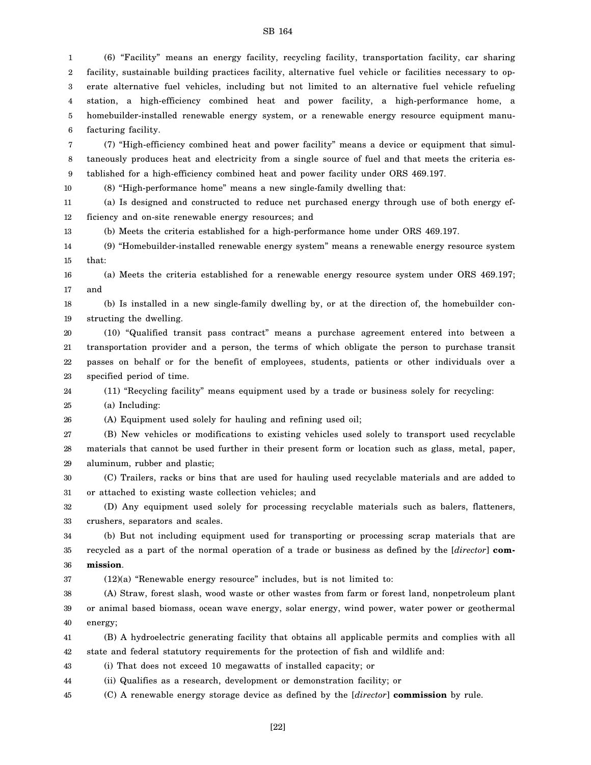(6) "Facility" means an energy facility, recycling facility, transportation facility, car sharing facility, sustainable building practices facility, alternative fuel vehicle or facilities necessary to operate alternative fuel vehicles, including but not limited to an alternative fuel vehicle refueling station, a high-efficiency combined heat and power facility, a high-performance home, a homebuilder-installed renewable energy system, or a renewable energy resource equipment manufacturing facility.

(7) "High-efficiency combined heat and power facility" means a device or equipment that simultaneously produces heat and electricity from a single source of fuel and that meets the criteria established for a high-efficiency combined heat and power facility under ORS 469.197.

(8) "High-performance home" means a new single-family dwelling that:

(a) Is designed and constructed to reduce net purchased energy through use of both energy efficiency and on-site renewable energy resources; and

(b) Meets the criteria established for a high-performance home under ORS 469.197.

(9) "Homebuilder-installed renewable energy system" means a renewable energy resource system that:

(a) Meets the criteria established for a renewable energy resource system under ORS 469.197; and

(b) Is installed in a new single-family dwelling by, or at the direction of, the homebuilder constructing the dwelling.

(10) "Qualified transit pass contract" means a purchase agreement entered into between a transportation provider and a person, the terms of which obligate the person to purchase transit passes on behalf or for the benefit of employees, students, patients or other individuals over a specified period of time.

(11) "Recycling facility" means equipment used by a trade or business solely for recycling:

(a) Including:

(A) Equipment used solely for hauling and refining used oil;

(B) New vehicles or modifications to existing vehicles used solely to transport used recyclable materials that cannot be used further in their present form or location such as glass, metal, paper, aluminum, rubber and plastic;

(C) Trailers, racks or bins that are used for hauling used recyclable materials and are added to or attached to existing waste collection vehicles; and

(D) Any equipment used solely for processing recyclable materials such as balers, flatteners, crushers, separators and scales.

(b) But not including equipment used for transporting or processing scrap materials that are recycled as a part of the normal operation of a trade or business as defined by the [*director*] **commission**.

(12)(a) "Renewable energy resource" includes, but is not limited to:

(A) Straw, forest slash, wood waste or other wastes from farm or forest land, nonpetroleum plant or animal based biomass, ocean wave energy, solar energy, wind power, water power or geothermal energy;

(B) A hydroelectric generating facility that obtains all applicable permits and complies with all state and federal statutory requirements for the protection of fish and wildlife and:

(i) That does not exceed 10 megawatts of installed capacity; or

(ii) Qualifies as a research, development or demonstration facility; or

(C) A renewable energy storage device as defined by the [*director*] **commission** by rule.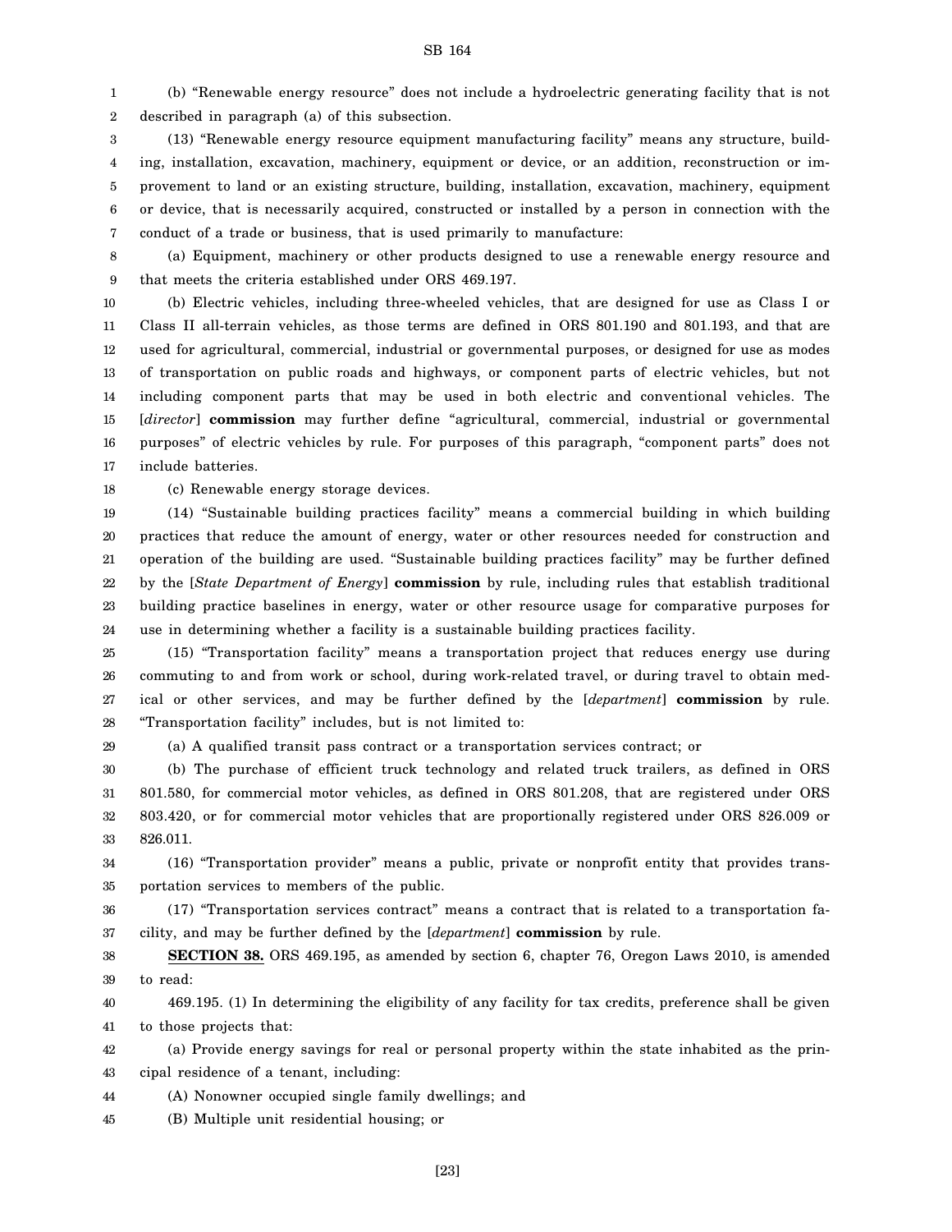(b) "Renewable energy resource" does not include a hydroelectric generating facility that is not described in paragraph (a) of this subsection.

(13) "Renewable energy resource equipment manufacturing facility" means any structure, building, installation, excavation, machinery, equipment or device, or an addition, reconstruction or improvement to land or an existing structure, building, installation, excavation, machinery, equipment or device, that is necessarily acquired, constructed or installed by a person in connection with the conduct of a trade or business, that is used primarily to manufacture:

(a) Equipment, machinery or other products designed to use a renewable energy resource and that meets the criteria established under ORS 469.197.

(b) Electric vehicles, including three-wheeled vehicles, that are designed for use as Class I or Class II all-terrain vehicles, as those terms are defined in ORS 801.190 and 801.193, and that are used for agricultural, commercial, industrial or governmental purposes, or designed for use as modes of transportation on public roads and highways, or component parts of electric vehicles, but not including component parts that may be used in both electric and conventional vehicles. The [*director*] **commission** may further define "agricultural, commercial, industrial or governmental purposes" of electric vehicles by rule. For purposes of this paragraph, "component parts" does not include batteries.

(c) Renewable energy storage devices.

(14) "Sustainable building practices facility" means a commercial building in which building practices that reduce the amount of energy, water or other resources needed for construction and operation of the building are used. "Sustainable building practices facility" may be further defined by the [*State Department of Energy*] **commission** by rule, including rules that establish traditional building practice baselines in energy, water or other resource usage for comparative purposes for use in determining whether a facility is a sustainable building practices facility.

(15) "Transportation facility" means a transportation project that reduces energy use during commuting to and from work or school, during work-related travel, or during travel to obtain medical or other services, and may be further defined by the [*department*] **commission** by rule. "Transportation facility" includes, but is not limited to:

(a) A qualified transit pass contract or a transportation services contract; or

(b) The purchase of efficient truck technology and related truck trailers, as defined in ORS 801.580, for commercial motor vehicles, as defined in ORS 801.208, that are registered under ORS 803.420, or for commercial motor vehicles that are proportionally registered under ORS 826.009 or 826.011.

(16) "Transportation provider" means a public, private or nonprofit entity that provides transportation services to members of the public.

(17) "Transportation services contract" means a contract that is related to a transportation facility, and may be further defined by the [*department*] **commission** by rule.

**SECTION 38.** ORS 469.195, as amended by section 6, chapter 76, Oregon Laws 2010, is amended to read:

469.195. (1) In determining the eligibility of any facility for tax credits, preference shall be given to those projects that:

(a) Provide energy savings for real or personal property within the state inhabited as the principal residence of a tenant, including:

(A) Nonowner occupied single family dwellings; and

(B) Multiple unit residential housing; or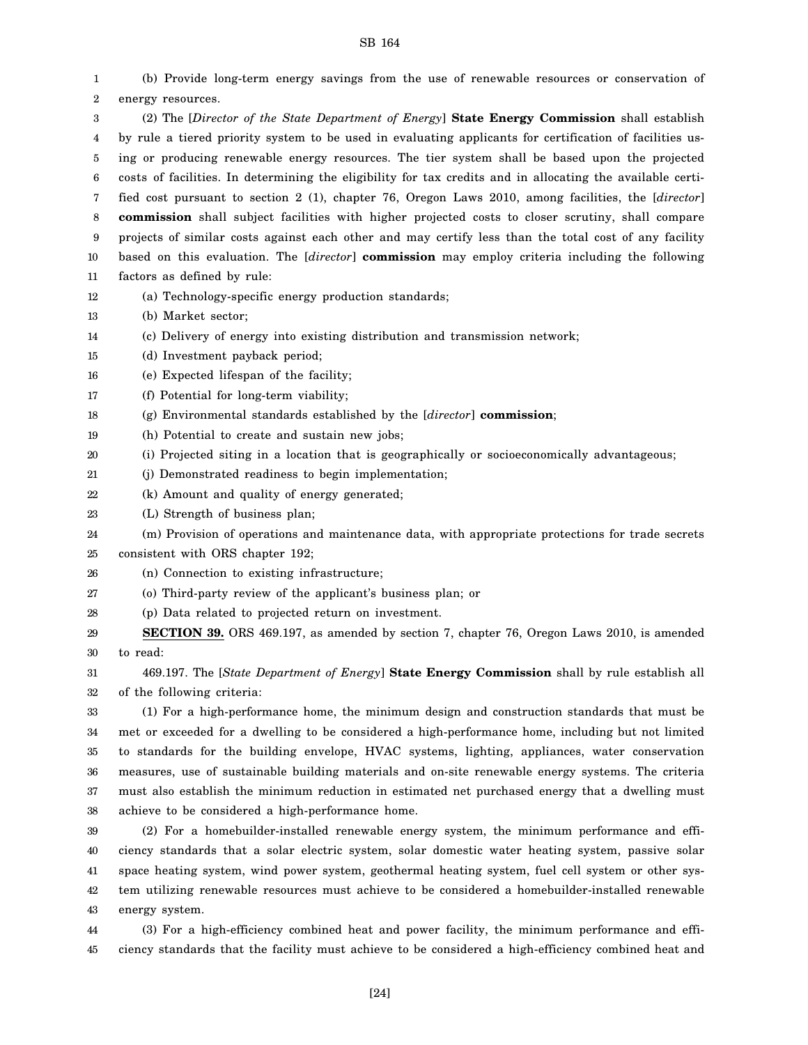(b) Provide long-term energy savings from the use of renewable resources or conservation of energy resources.

(2) The [*Director of the State Department of Energy*] **State Energy Commission** shall establish by rule a tiered priority system to be used in evaluating applicants for certification of facilities using or producing renewable energy resources. The tier system shall be based upon the projected costs of facilities. In determining the eligibility for tax credits and in allocating the available certified cost pursuant to section 2 (1), chapter 76, Oregon Laws 2010, among facilities, the [*director*] **commission** shall subject facilities with higher projected costs to closer scrutiny, shall compare projects of similar costs against each other and may certify less than the total cost of any facility based on this evaluation. The [*director*] **commission** may employ criteria including the following factors as defined by rule:

(a) Technology-specific energy production standards;

(b) Market sector;

(c) Delivery of energy into existing distribution and transmission network;

(d) Investment payback period;

(e) Expected lifespan of the facility;

(f) Potential for long-term viability;

(g) Environmental standards established by the [*director*] **commission**;

(h) Potential to create and sustain new jobs;

(i) Projected siting in a location that is geographically or socioeconomically advantageous;

(j) Demonstrated readiness to begin implementation;

(k) Amount and quality of energy generated;

(L) Strength of business plan;

(m) Provision of operations and maintenance data, with appropriate protections for trade secrets consistent with ORS chapter 192;

(n) Connection to existing infrastructure;

(o) Third-party review of the applicant's business plan; or

(p) Data related to projected return on investment.

**SECTION 39.** ORS 469.197, as amended by section 7, chapter 76, Oregon Laws 2010, is amended to read:

469.197. The [*State Department of Energy*] **State Energy Commission** shall by rule establish all of the following criteria:

(1) For a high-performance home, the minimum design and construction standards that must be met or exceeded for a dwelling to be considered a high-performance home, including but not limited to standards for the building envelope, HVAC systems, lighting, appliances, water conservation measures, use of sustainable building materials and on-site renewable energy systems. The criteria must also establish the minimum reduction in estimated net purchased energy that a dwelling must achieve to be considered a high-performance home.

(2) For a homebuilder-installed renewable energy system, the minimum performance and efficiency standards that a solar electric system, solar domestic water heating system, passive solar space heating system, wind power system, geothermal heating system, fuel cell system or other system utilizing renewable resources must achieve to be considered a homebuilder-installed renewable energy system.

(3) For a high-efficiency combined heat and power facility, the minimum performance and efficiency standards that the facility must achieve to be considered a high-efficiency combined heat and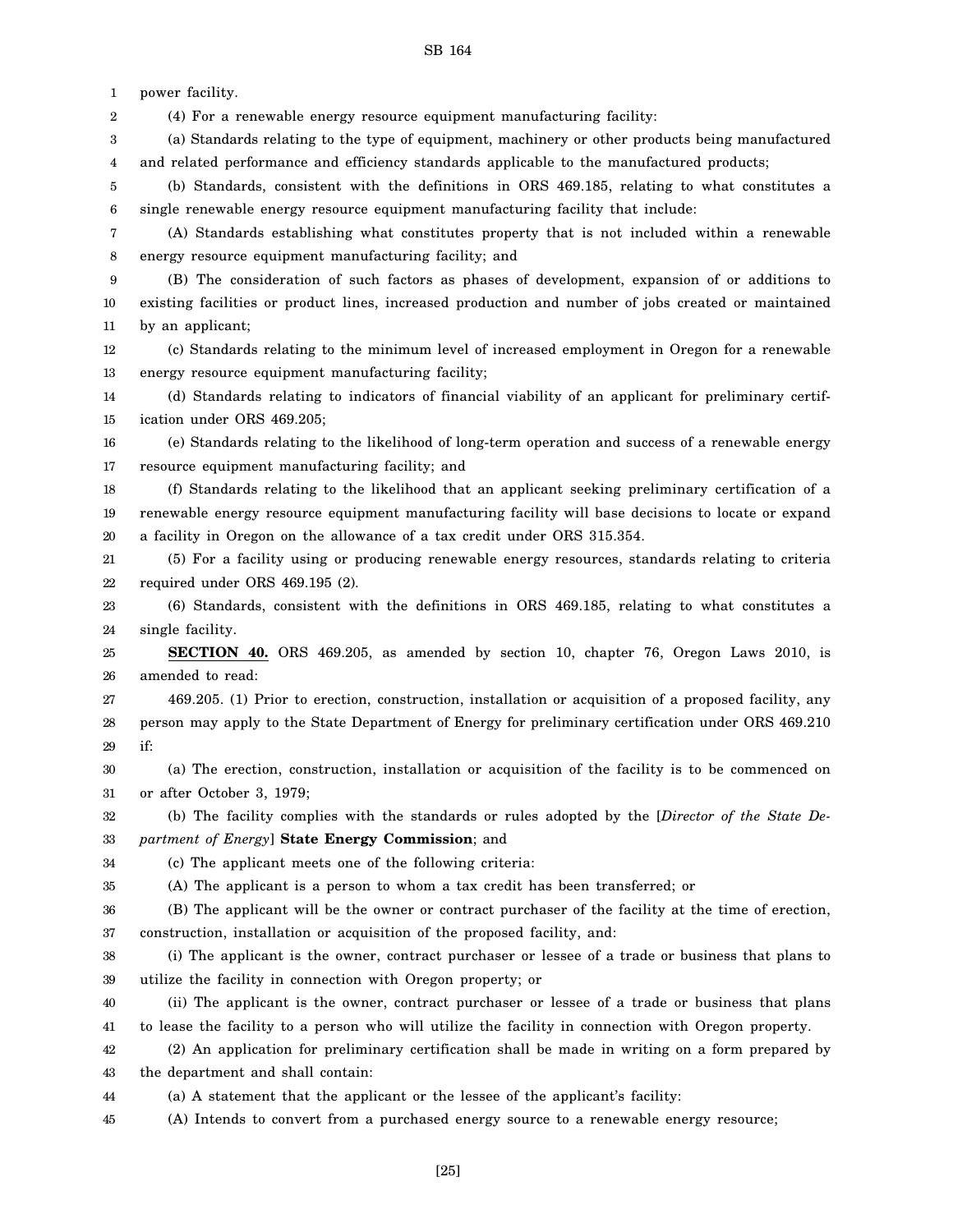power facility.

(4) For a renewable energy resource equipment manufacturing facility:

(a) Standards relating to the type of equipment, machinery or other products being manufactured and related performance and efficiency standards applicable to the manufactured products;

(b) Standards, consistent with the definitions in ORS 469.185, relating to what constitutes a single renewable energy resource equipment manufacturing facility that include:

(A) Standards establishing what constitutes property that is not included within a renewable energy resource equipment manufacturing facility; and

(B) The consideration of such factors as phases of development, expansion of or additions to existing facilities or product lines, increased production and number of jobs created or maintained by an applicant;

(c) Standards relating to the minimum level of increased employment in Oregon for a renewable energy resource equipment manufacturing facility;

(d) Standards relating to indicators of financial viability of an applicant for preliminary certification under ORS 469.205;

(e) Standards relating to the likelihood of long-term operation and success of a renewable energy resource equipment manufacturing facility; and

(f) Standards relating to the likelihood that an applicant seeking preliminary certification of a renewable energy resource equipment manufacturing facility will base decisions to locate or expand a facility in Oregon on the allowance of a tax credit under ORS 315.354.

(5) For a facility using or producing renewable energy resources, standards relating to criteria required under ORS 469.195 (2).

(6) Standards, consistent with the definitions in ORS 469.185, relating to what constitutes a single facility.

**SECTION 40.** ORS 469.205, as amended by section 10, chapter 76, Oregon Laws 2010, is amended to read:

469.205. (1) Prior to erection, construction, installation or acquisition of a proposed facility, any person may apply to the State Department of Energy for preliminary certification under ORS 469.210 if:

(a) The erection, construction, installation or acquisition of the facility is to be commenced on or after October 3, 1979;

(b) The facility complies with the standards or rules adopted by the [*Director of the State Department of Energy*] **State Energy Commission**; and

(c) The applicant meets one of the following criteria:

(A) The applicant is a person to whom a tax credit has been transferred; or

(B) The applicant will be the owner or contract purchaser of the facility at the time of erection, construction, installation or acquisition of the proposed facility, and:

(i) The applicant is the owner, contract purchaser or lessee of a trade or business that plans to utilize the facility in connection with Oregon property; or

(ii) The applicant is the owner, contract purchaser or lessee of a trade or business that plans to lease the facility to a person who will utilize the facility in connection with Oregon property.

(2) An application for preliminary certification shall be made in writing on a form prepared by the department and shall contain:

(a) A statement that the applicant or the lessee of the applicant's facility:

(A) Intends to convert from a purchased energy source to a renewable energy resource;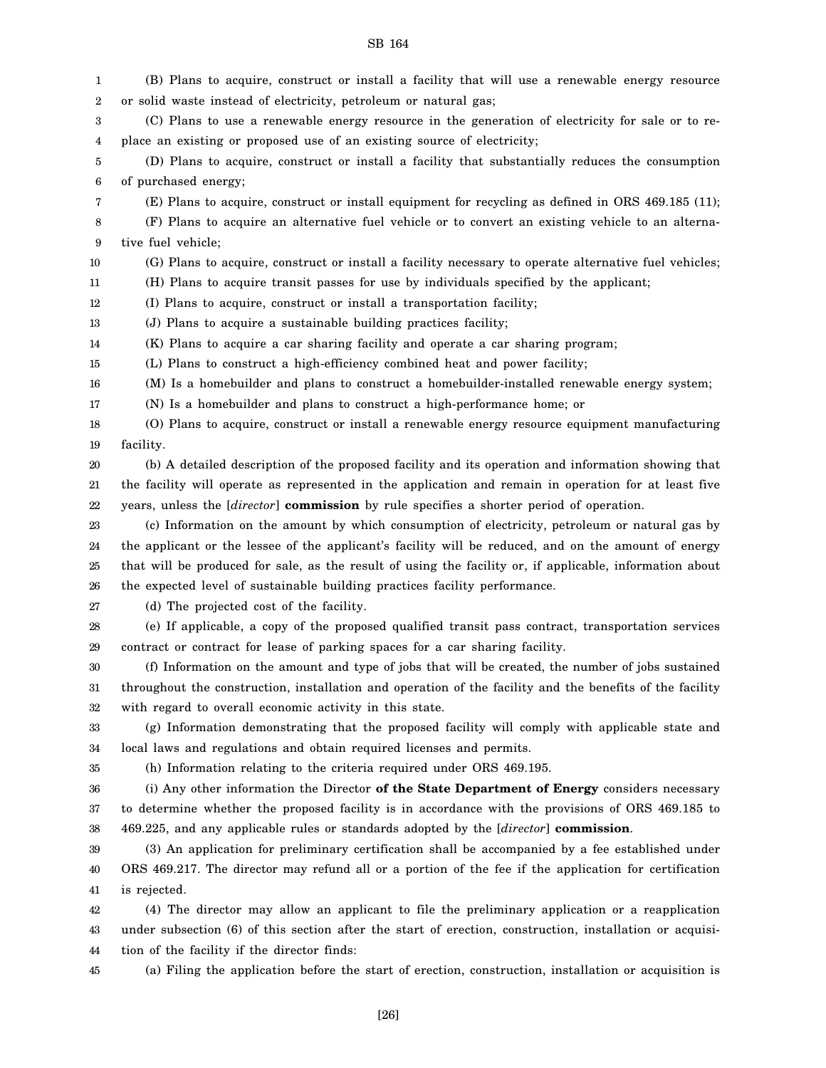(B) Plans to acquire, construct or install a facility that will use a renewable energy resource or solid waste instead of electricity, petroleum or natural gas;

(C) Plans to use a renewable energy resource in the generation of electricity for sale or to replace an existing or proposed use of an existing source of electricity;

(D) Plans to acquire, construct or install a facility that substantially reduces the consumption of purchased energy;

(E) Plans to acquire, construct or install equipment for recycling as defined in ORS 469.185 (11);

(F) Plans to acquire an alternative fuel vehicle or to convert an existing vehicle to an alternative fuel vehicle;

(G) Plans to acquire, construct or install a facility necessary to operate alternative fuel vehicles;

(H) Plans to acquire transit passes for use by individuals specified by the applicant;

(I) Plans to acquire, construct or install a transportation facility;

(J) Plans to acquire a sustainable building practices facility;

(K) Plans to acquire a car sharing facility and operate a car sharing program;

(L) Plans to construct a high-efficiency combined heat and power facility;

(M) Is a homebuilder and plans to construct a homebuilder-installed renewable energy system;

(N) Is a homebuilder and plans to construct a high-performance home; or

(O) Plans to acquire, construct or install a renewable energy resource equipment manufacturing facility.

(b) A detailed description of the proposed facility and its operation and information showing that the facility will operate as represented in the application and remain in operation for at least five years, unless the [*director*] **commission** by rule specifies a shorter period of operation.

(c) Information on the amount by which consumption of electricity, petroleum or natural gas by the applicant or the lessee of the applicant's facility will be reduced, and on the amount of energy that will be produced for sale, as the result of using the facility or, if applicable, information about the expected level of sustainable building practices facility performance.

(d) The projected cost of the facility.

(e) If applicable, a copy of the proposed qualified transit pass contract, transportation services contract or contract for lease of parking spaces for a car sharing facility.

(f) Information on the amount and type of jobs that will be created, the number of jobs sustained throughout the construction, installation and operation of the facility and the benefits of the facility with regard to overall economic activity in this state.

(g) Information demonstrating that the proposed facility will comply with applicable state and local laws and regulations and obtain required licenses and permits.

(h) Information relating to the criteria required under ORS 469.195.

(i) Any other information the Director **of the State Department of Energy** considers necessary to determine whether the proposed facility is in accordance with the provisions of ORS 469.185 to 469.225, and any applicable rules or standards adopted by the [*director*] **commission**.

(3) An application for preliminary certification shall be accompanied by a fee established under ORS 469.217. The director may refund all or a portion of the fee if the application for certification is rejected.

(4) The director may allow an applicant to file the preliminary application or a reapplication under subsection (6) of this section after the start of erection, construction, installation or acquisition of the facility if the director finds:

(a) Filing the application before the start of erection, construction, installation or acquisition is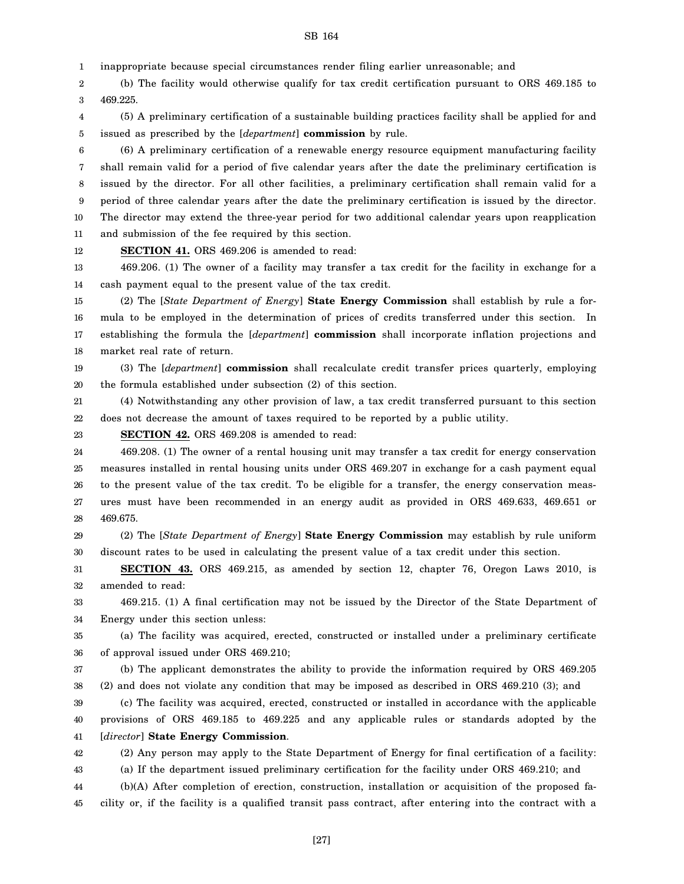inappropriate because special circumstances render filing earlier unreasonable; and

(b) The facility would otherwise qualify for tax credit certification pursuant to ORS 469.185 to 469.225.

(5) A preliminary certification of a sustainable building practices facility shall be applied for and issued as prescribed by the [*department*] **commission** by rule.

(6) A preliminary certification of a renewable energy resource equipment manufacturing facility shall remain valid for a period of five calendar years after the date the preliminary certification is issued by the director. For all other facilities, a preliminary certification shall remain valid for a period of three calendar years after the date the preliminary certification is issued by the director. The director may extend the three-year period for two additional calendar years upon reapplication and submission of the fee required by this section.

**SECTION 41.** ORS 469.206 is amended to read:

469.206. (1) The owner of a facility may transfer a tax credit for the facility in exchange for a cash payment equal to the present value of the tax credit.

(2) The [*State Department of Energy*] **State Energy Commission** shall establish by rule a formula to be employed in the determination of prices of credits transferred under this section. In establishing the formula the [*department*] **commission** shall incorporate inflation projections and market real rate of return.

(3) The [*department*] **commission** shall recalculate credit transfer prices quarterly, employing the formula established under subsection (2) of this section.

(4) Notwithstanding any other provision of law, a tax credit transferred pursuant to this section does not decrease the amount of taxes required to be reported by a public utility.

**SECTION 42.** ORS 469.208 is amended to read:

469.208. (1) The owner of a rental housing unit may transfer a tax credit for energy conservation measures installed in rental housing units under ORS 469.207 in exchange for a cash payment equal to the present value of the tax credit. To be eligible for a transfer, the energy conservation measures must have been recommended in an energy audit as provided in ORS 469.633, 469.651 or 469.675.

(2) The [*State Department of Energy*] **State Energy Commission** may establish by rule uniform discount rates to be used in calculating the present value of a tax credit under this section.

**SECTION 43.** ORS 469.215, as amended by section 12, chapter 76, Oregon Laws 2010, is amended to read:

469.215. (1) A final certification may not be issued by the Director of the State Department of Energy under this section unless:

(a) The facility was acquired, erected, constructed or installed under a preliminary certificate of approval issued under ORS 469.210;

(b) The applicant demonstrates the ability to provide the information required by ORS 469.205 (2) and does not violate any condition that may be imposed as described in ORS 469.210 (3); and

(c) The facility was acquired, erected, constructed or installed in accordance with the applicable provisions of ORS 469.185 to 469.225 and any applicable rules or standards adopted by the [*director*] **State Energy Commission**.

(2) Any person may apply to the State Department of Energy for final certification of a facility:

(a) If the department issued preliminary certification for the facility under ORS 469.210; and

(b)(A) After completion of erection, construction, installation or acquisition of the proposed facility or, if the facility is a qualified transit pass contract, after entering into the contract with a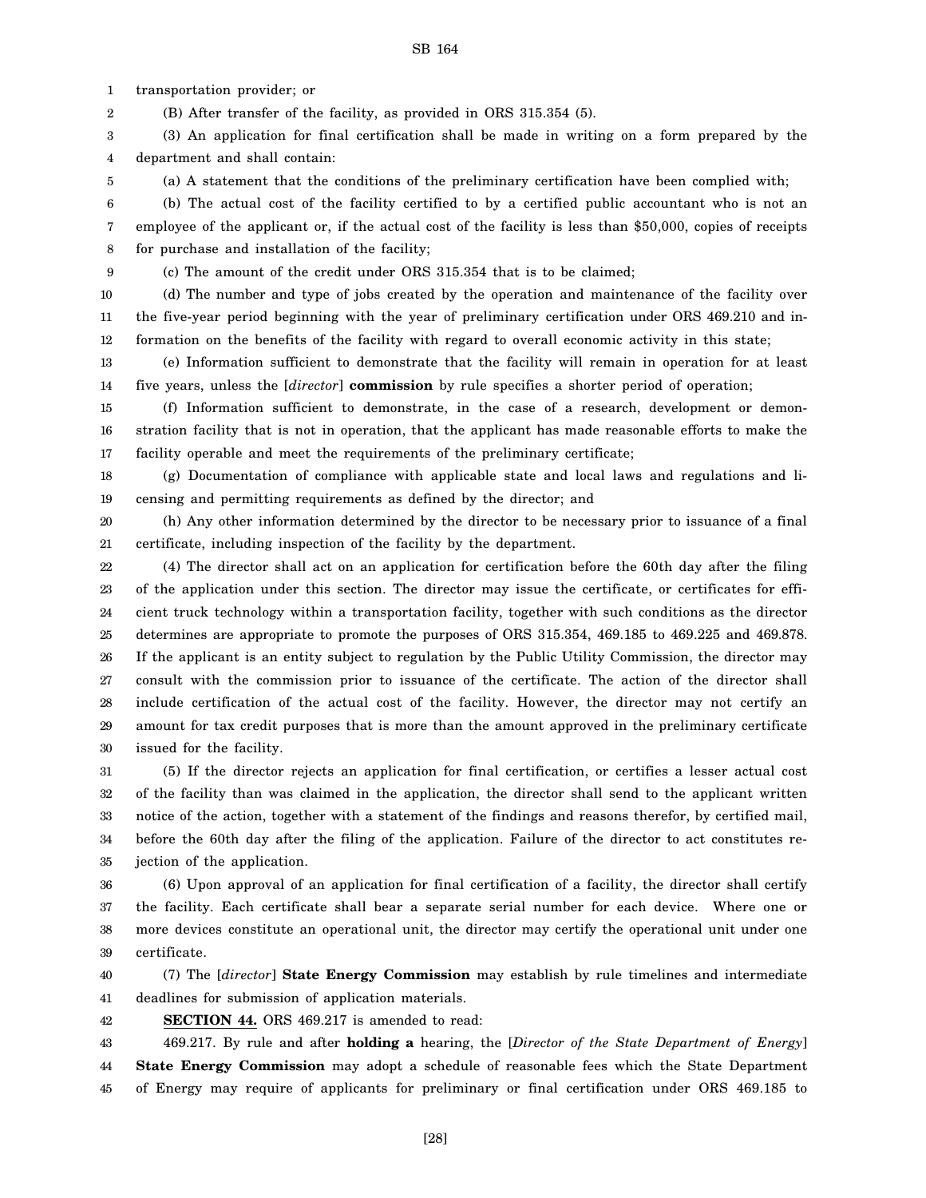transportation provider; or

(B) After transfer of the facility, as provided in ORS 315.354 (5).

(3) An application for final certification shall be made in writing on a form prepared by the department and shall contain:

(a) A statement that the conditions of the preliminary certification have been complied with;

(b) The actual cost of the facility certified to by a certified public accountant who is not an employee of the applicant or, if the actual cost of the facility is less than $50,000, copies of receipts for purchase and installation of the facility;

(c) The amount of the credit under ORS 315.354 that is to be claimed;

(d) The number and type of jobs created by the operation and maintenance of the facility over the five-year period beginning with the year of preliminary certification under ORS 469.210 and information on the benefits of the facility with regard to overall economic activity in this state;

(e) Information sufficient to demonstrate that the facility will remain in operation for at least five years, unless the [*director*] **commission** by rule specifies a shorter period of operation;

(f) Information sufficient to demonstrate, in the case of a research, development or demonstration facility that is not in operation, that the applicant has made reasonable efforts to make the facility operable and meet the requirements of the preliminary certificate;

(g) Documentation of compliance with applicable state and local laws and regulations and licensing and permitting requirements as defined by the director; and

(h) Any other information determined by the director to be necessary prior to issuance of a final certificate, including inspection of the facility by the department.

(4) The director shall act on an application for certification before the 60th day after the filing of the application under this section. The director may issue the certificate, or certificates for efficient truck technology within a transportation facility, together with such conditions as the director determines are appropriate to promote the purposes of ORS 315.354, 469.185 to 469.225 and 469.878. If the applicant is an entity subject to regulation by the Public Utility Commission, the director may consult with the commission prior to issuance of the certificate. The action of the director shall include certification of the actual cost of the facility. However, the director may not certify an amount for tax credit purposes that is more than the amount approved in the preliminary certificate issued for the facility.

(5) If the director rejects an application for final certification, or certifies a lesser actual cost of the facility than was claimed in the application, the director shall send to the applicant written notice of the action, together with a statement of the findings and reasons therefor, by certified mail, before the 60th day after the filing of the application. Failure of the director to act constitutes rejection of the application.

(6) Upon approval of an application for final certification of a facility, the director shall certify the facility. Each certificate shall bear a separate serial number for each device. Where one or more devices constitute an operational unit, the director may certify the operational unit under one certificate.

(7) The [*director*] **State Energy Commission** may establish by rule timelines and intermediate deadlines for submission of application materials.

**SECTION 44.** ORS 469.217 is amended to read:

469.217. By rule and after **holding a** hearing, the [*Director of the State Department of Energy*] **State Energy Commission** may adopt a schedule of reasonable fees which the State Department of Energy may require of applicants for preliminary or final certification under ORS 469.185 to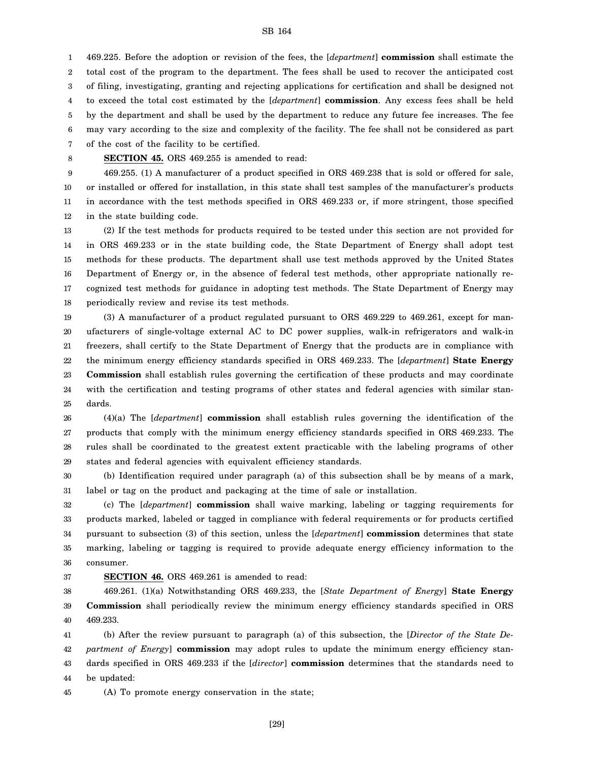469.225. Before the adoption or revision of the fees, the [*department*] **commission** shall estimate the total cost of the program to the department. The fees shall be used to recover the anticipated cost of filing, investigating, granting and rejecting applications for certification and shall be designed not to exceed the total cost estimated by the [*department*] **commission**. Any excess fees shall be held by the department and shall be used by the department to reduce any future fee increases. The fee may vary according to the size and complexity of the facility. The fee shall not be considered as part of the cost of the facility to be certified.

**SECTION 45.** ORS 469.255 is amended to read:

469.255. (1) A manufacturer of a product specified in ORS 469.238 that is sold or offered for sale, or installed or offered for installation, in this state shall test samples of the manufacturer's products in accordance with the test methods specified in ORS 469.233 or, if more stringent, those specified in the state building code.

(2) If the test methods for products required to be tested under this section are not provided for in ORS 469.233 or in the state building code, the State Department of Energy shall adopt test methods for these products. The department shall use test methods approved by the United States Department of Energy or, in the absence of federal test methods, other appropriate nationally recognized test methods for guidance in adopting test methods. The State Department of Energy may periodically review and revise its test methods.

(3) A manufacturer of a product regulated pursuant to ORS 469.229 to 469.261, except for manufacturers of single-voltage external AC to DC power supplies, walk-in refrigerators and walk-in freezers, shall certify to the State Department of Energy that the products are in compliance with the minimum energy efficiency standards specified in ORS 469.233. The [*department*] **State Energy Commission** shall establish rules governing the certification of these products and may coordinate with the certification and testing programs of other states and federal agencies with similar standards.

(4)(a) The [*department*] **commission** shall establish rules governing the identification of the products that comply with the minimum energy efficiency standards specified in ORS 469.233. The rules shall be coordinated to the greatest extent practicable with the labeling programs of other states and federal agencies with equivalent efficiency standards.

(b) Identification required under paragraph (a) of this subsection shall be by means of a mark, label or tag on the product and packaging at the time of sale or installation.

(c) The [*department*] **commission** shall waive marking, labeling or tagging requirements for products marked, labeled or tagged in compliance with federal requirements or for products certified pursuant to subsection (3) of this section, unless the [*department*] **commission** determines that state marking, labeling or tagging is required to provide adequate energy efficiency information to the consumer.

**SECTION 46.** ORS 469.261 is amended to read:

469.261. (1)(a) Notwithstanding ORS 469.233, the [*State Department of Energy*] **State Energy Commission** shall periodically review the minimum energy efficiency standards specified in ORS 469.233.

(b) After the review pursuant to paragraph (a) of this subsection, the [*Director of the State Department of Energy*] **commission** may adopt rules to update the minimum energy efficiency standards specified in ORS 469.233 if the [*director*] **commission** determines that the standards need to be updated:

(A) To promote energy conservation in the state;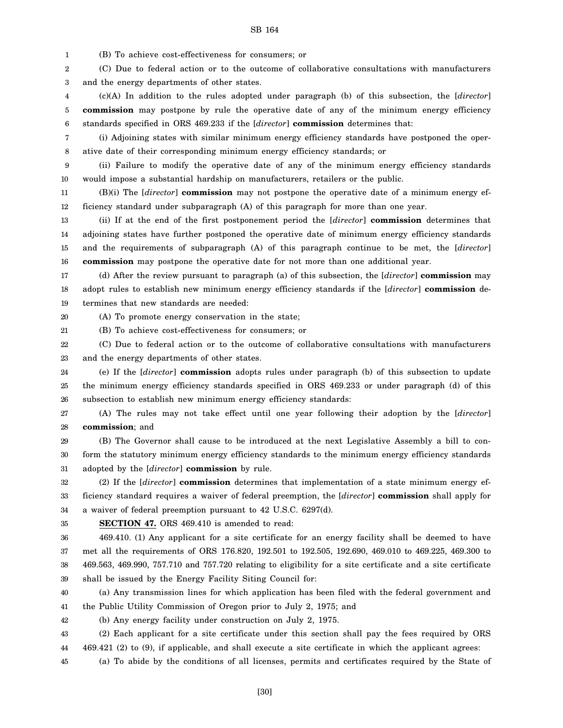(B) To achieve cost-effectiveness for consumers; or

(C) Due to federal action or to the outcome of collaborative consultations with manufacturers and the energy departments of other states.

(c)(A) In addition to the rules adopted under paragraph (b) of this subsection, the [*director*] **commission** may postpone by rule the operative date of any of the minimum energy efficiency standards specified in ORS 469.233 if the [*director*] **commission** determines that:

(i) Adjoining states with similar minimum energy efficiency standards have postponed the operative date of their corresponding minimum energy efficiency standards; or

(ii) Failure to modify the operative date of any of the minimum energy efficiency standards would impose a substantial hardship on manufacturers, retailers or the public.

(B)(i) The [*director*] **commission** may not postpone the operative date of a minimum energy efficiency standard under subparagraph (A) of this paragraph for more than one year.

(ii) If at the end of the first postponement period the [*director*] **commission** determines that adjoining states have further postponed the operative date of minimum energy efficiency standards and the requirements of subparagraph (A) of this paragraph continue to be met, the [*director*] **commission** may postpone the operative date for not more than one additional year.

(d) After the review pursuant to paragraph (a) of this subsection, the [*director*] **commission** may adopt rules to establish new minimum energy efficiency standards if the [*director*] **commission** determines that new standards are needed:

(A) To promote energy conservation in the state;

(B) To achieve cost-effectiveness for consumers; or

(C) Due to federal action or to the outcome of collaborative consultations with manufacturers and the energy departments of other states.

(e) If the [*director*] **commission** adopts rules under paragraph (b) of this subsection to update the minimum energy efficiency standards specified in ORS 469.233 or under paragraph (d) of this subsection to establish new minimum energy efficiency standards:

(A) The rules may not take effect until one year following their adoption by the [*director*] **commission**; and

(B) The Governor shall cause to be introduced at the next Legislative Assembly a bill to conform the statutory minimum energy efficiency standards to the minimum energy efficiency standards adopted by the [*director*] **commission** by rule.

(2) If the [*director*] **commission** determines that implementation of a state minimum energy efficiency standard requires a waiver of federal preemption, the [*director*] **commission** shall apply for a waiver of federal preemption pursuant to 42 U.S.C. 6297(d).

**SECTION 47.** ORS 469.410 is amended to read:

469.410. (1) Any applicant for a site certificate for an energy facility shall be deemed to have met all the requirements of ORS 176.820, 192.501 to 192.505, 192.690, 469.010 to 469.225, 469.300 to 469.563, 469.990, 757.710 and 757.720 relating to eligibility for a site certificate and a site certificate shall be issued by the Energy Facility Siting Council for:

(a) Any transmission lines for which application has been filed with the federal government and the Public Utility Commission of Oregon prior to July 2, 1975; and

(b) Any energy facility under construction on July 2, 1975.

(2) Each applicant for a site certificate under this section shall pay the fees required by ORS 469.421 (2) to (9), if applicable, and shall execute a site certificate in which the applicant agrees:

(a) To abide by the conditions of all licenses, permits and certificates required by the State of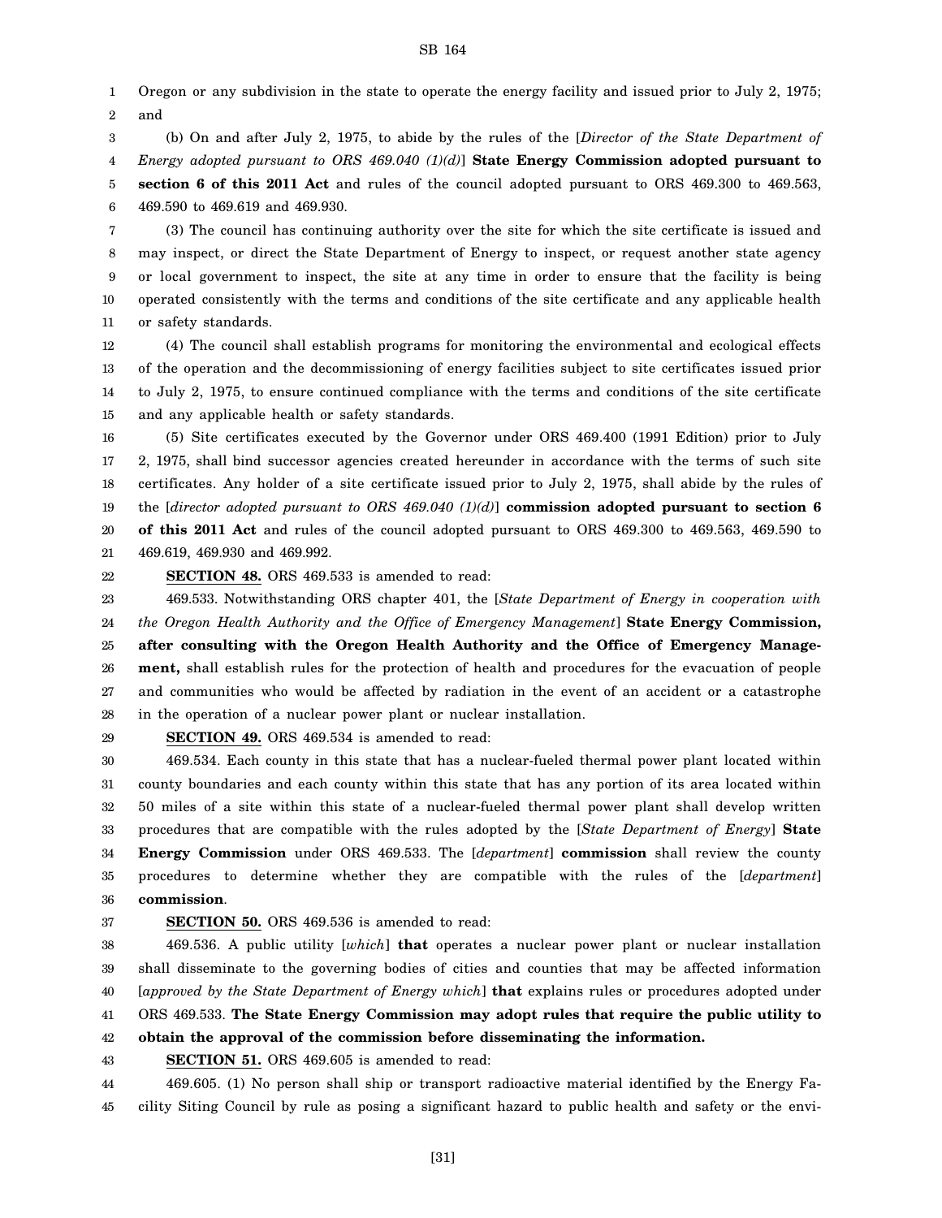Oregon or any subdivision in the state to operate the energy facility and issued prior to July 2, 1975; and

(b) On and after July 2, 1975, to abide by the rules of the [*Director of the State Department of Energy adopted pursuant to ORS 469.040 (1)(d)*] **State Energy Commission adopted pursuant to section 6 of this 2011 Act** and rules of the council adopted pursuant to ORS 469.300 to 469.563, 469.590 to 469.619 and 469.930.

(3) The council has continuing authority over the site for which the site certificate is issued and may inspect, or direct the State Department of Energy to inspect, or request another state agency or local government to inspect, the site at any time in order to ensure that the facility is being operated consistently with the terms and conditions of the site certificate and any applicable health or safety standards.

(4) The council shall establish programs for monitoring the environmental and ecological effects of the operation and the decommissioning of energy facilities subject to site certificates issued prior to July 2, 1975, to ensure continued compliance with the terms and conditions of the site certificate and any applicable health or safety standards.

(5) Site certificates executed by the Governor under ORS 469.400 (1991 Edition) prior to July 2, 1975, shall bind successor agencies created hereunder in accordance with the terms of such site certificates. Any holder of a site certificate issued prior to July 2, 1975, shall abide by the rules of the [*director adopted pursuant to ORS 469.040 (1)(d)*] **commission adopted pursuant to section 6 of this 2011 Act** and rules of the council adopted pursuant to ORS 469.300 to 469.563, 469.590 to 469.619, 469.930 and 469.992.

**SECTION 48.** ORS 469.533 is amended to read:

469.533. Notwithstanding ORS chapter 401, the [*State Department of Energy in cooperation with the Oregon Health Authority and the Office of Emergency Management*] **State Energy Commission, after consulting with the Oregon Health Authority and the Office of Emergency Management,** shall establish rules for the protection of health and procedures for the evacuation of people and communities who would be affected by radiation in the event of an accident or a catastrophe in the operation of a nuclear power plant or nuclear installation.

**SECTION 49.** ORS 469.534 is amended to read:

469.534. Each county in this state that has a nuclear-fueled thermal power plant located within county boundaries and each county within this state that has any portion of its area located within 50 miles of a site within this state of a nuclear-fueled thermal power plant shall develop written procedures that are compatible with the rules adopted by the [*State Department of Energy*] **State Energy Commission** under ORS 469.533. The [*department*] **commission** shall review the county procedures to determine whether they are compatible with the rules of the [*department*] **commission**.

**SECTION 50.** ORS 469.536 is amended to read:

469.536. A public utility [*which*] **that** operates a nuclear power plant or nuclear installation shall disseminate to the governing bodies of cities and counties that may be affected information [*approved by the State Department of Energy which*] **that** explains rules or procedures adopted under ORS 469.533. **The State Energy Commission may adopt rules that require the public utility to obtain the approval of the commission before disseminating the information.**

**SECTION 51.** ORS 469.605 is amended to read:

469.605. (1) No person shall ship or transport radioactive material identified by the Energy Facility Siting Council by rule as posing a significant hazard to public health and safety or the envi-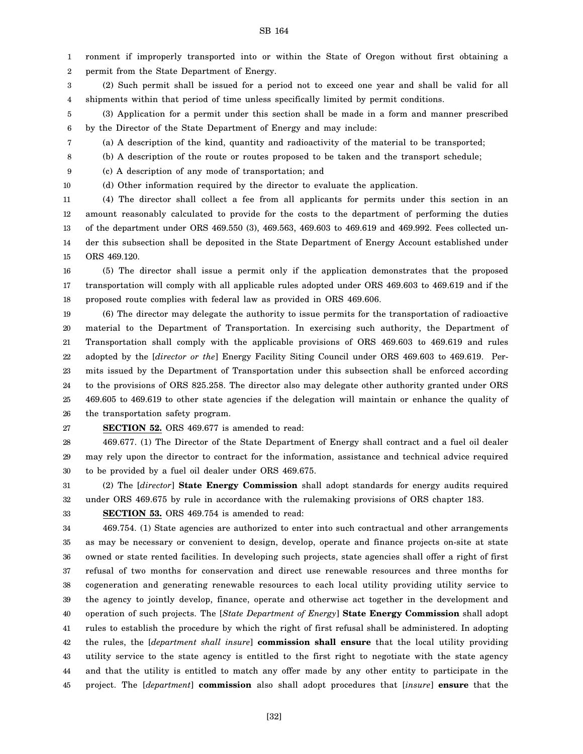ronment if improperly transported into or within the State of Oregon without first obtaining a permit from the State Department of Energy.

(2) Such permit shall be issued for a period not to exceed one year and shall be valid for all shipments within that period of time unless specifically limited by permit conditions.

(3) Application for a permit under this section shall be made in a form and manner prescribed by the Director of the State Department of Energy and may include:

(a) A description of the kind, quantity and radioactivity of the material to be transported;

(b) A description of the route or routes proposed to be taken and the transport schedule;

(c) A description of any mode of transportation; and

(d) Other information required by the director to evaluate the application.

(4) The director shall collect a fee from all applicants for permits under this section in an amount reasonably calculated to provide for the costs to the department of performing the duties of the department under ORS 469.550 (3), 469.563, 469.603 to 469.619 and 469.992. Fees collected under this subsection shall be deposited in the State Department of Energy Account established under ORS 469.120.

(5) The director shall issue a permit only if the application demonstrates that the proposed transportation will comply with all applicable rules adopted under ORS 469.603 to 469.619 and if the proposed route complies with federal law as provided in ORS 469.606.

(6) The director may delegate the authority to issue permits for the transportation of radioactive material to the Department of Transportation. In exercising such authority, the Department of Transportation shall comply with the applicable provisions of ORS 469.603 to 469.619 and rules adopted by the [*director or the*] Energy Facility Siting Council under ORS 469.603 to 469.619. Permits issued by the Department of Transportation under this subsection shall be enforced according to the provisions of ORS 825.258. The director also may delegate other authority granted under ORS 469.605 to 469.619 to other state agencies if the delegation will maintain or enhance the quality of the transportation safety program.

**SECTION 52.** ORS 469.677 is amended to read:

469.677. (1) The Director of the State Department of Energy shall contract and a fuel oil dealer may rely upon the director to contract for the information, assistance and technical advice required to be provided by a fuel oil dealer under ORS 469.675.

(2) The [*director*] **State Energy Commission** shall adopt standards for energy audits required under ORS 469.675 by rule in accordance with the rulemaking provisions of ORS chapter 183.

**SECTION 53.** ORS 469.754 is amended to read:

469.754. (1) State agencies are authorized to enter into such contractual and other arrangements as may be necessary or convenient to design, develop, operate and finance projects on-site at state owned or state rented facilities. In developing such projects, state agencies shall offer a right of first refusal of two months for conservation and direct use renewable resources and three months for cogeneration and generating renewable resources to each local utility providing utility service to the agency to jointly develop, finance, operate and otherwise act together in the development and operation of such projects. The [*State Department of Energy*] **State Energy Commission** shall adopt rules to establish the procedure by which the right of first refusal shall be administered. In adopting the rules, the [*department shall insure*] **commission shall ensure** that the local utility providing utility service to the state agency is entitled to the first right to negotiate with the state agency and that the utility is entitled to match any offer made by any other entity to participate in the project. The [*department*] **commission** also shall adopt procedures that [*insure*] **ensure** that the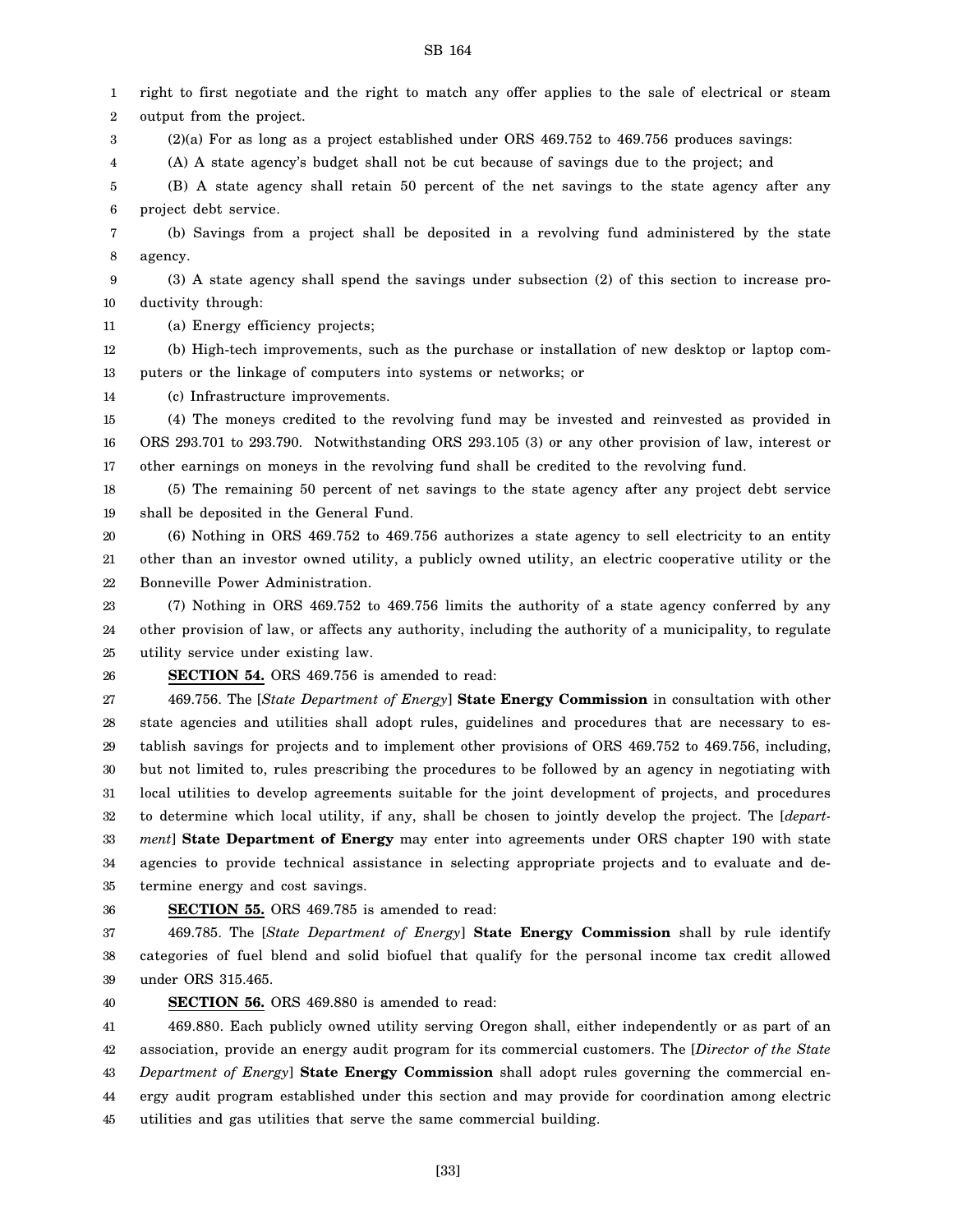right to first negotiate and the right to match any offer applies to the sale of electrical or steam output from the project.

(2)(a) For as long as a project established under ORS 469.752 to 469.756 produces savings:

(A) A state agency's budget shall not be cut because of savings due to the project; and

(B) A state agency shall retain 50 percent of the net savings to the state agency after any project debt service.

(b) Savings from a project shall be deposited in a revolving fund administered by the state agency.

(3) A state agency shall spend the savings under subsection (2) of this section to increase productivity through:

(a) Energy efficiency projects;

(b) High-tech improvements, such as the purchase or installation of new desktop or laptop computers or the linkage of computers into systems or networks; or

(c) Infrastructure improvements.

(4) The moneys credited to the revolving fund may be invested and reinvested as provided in ORS 293.701 to 293.790. Notwithstanding ORS 293.105 (3) or any other provision of law, interest or other earnings on moneys in the revolving fund shall be credited to the revolving fund.

(5) The remaining 50 percent of net savings to the state agency after any project debt service shall be deposited in the General Fund.

(6) Nothing in ORS 469.752 to 469.756 authorizes a state agency to sell electricity to an entity other than an investor owned utility, a publicly owned utility, an electric cooperative utility or the Bonneville Power Administration.

(7) Nothing in ORS 469.752 to 469.756 limits the authority of a state agency conferred by any other provision of law, or affects any authority, including the authority of a municipality, to regulate utility service under existing law.

**SECTION 54.** ORS 469.756 is amended to read:

469.756. The [*State Department of Energy*] **State Energy Commission** in consultation with other state agencies and utilities shall adopt rules, guidelines and procedures that are necessary to establish savings for projects and to implement other provisions of ORS 469.752 to 469.756, including, but not limited to, rules prescribing the procedures to be followed by an agency in negotiating with local utilities to develop agreements suitable for the joint development of projects, and procedures to determine which local utility, if any, shall be chosen to jointly develop the project. The [*department*] **State Department of Energy** may enter into agreements under ORS chapter 190 with state agencies to provide technical assistance in selecting appropriate projects and to evaluate and determine energy and cost savings.

**SECTION 55.** ORS 469.785 is amended to read:

469.785. The [*State Department of Energy*] **State Energy Commission** shall by rule identify categories of fuel blend and solid biofuel that qualify for the personal income tax credit allowed under ORS 315.465.

**SECTION 56.** ORS 469.880 is amended to read:

469.880. Each publicly owned utility serving Oregon shall, either independently or as part of an association, provide an energy audit program for its commercial customers. The [*Director of the State Department of Energy*] **State Energy Commission** shall adopt rules governing the commercial energy audit program established under this section and may provide for coordination among electric utilities and gas utilities that serve the same commercial building.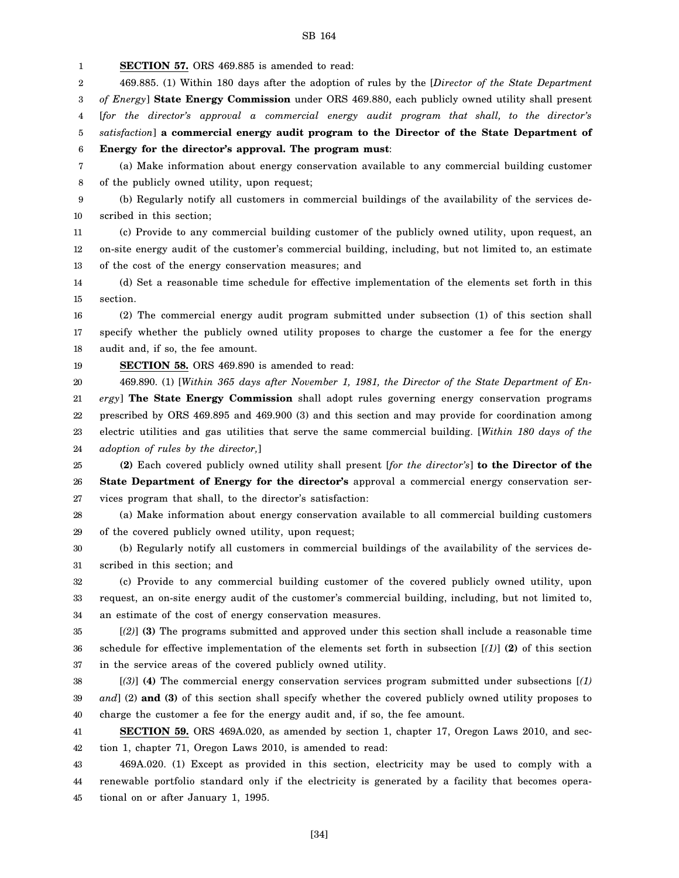**SECTION 57.** ORS 469.885 is amended to read:

469.885. (1) Within 180 days after the adoption of rules by the [*Director of the State Department of Energy*] **State Energy Commission** under ORS 469.880, each publicly owned utility shall present [*for the director's approval a commercial energy audit program that shall, to the director's satisfaction*] **a commercial energy audit program to the Director of the State Department of Energy for the director's approval. The program must**:

(a) Make information about energy conservation available to any commercial building customer of the publicly owned utility, upon request;

(b) Regularly notify all customers in commercial buildings of the availability of the services described in this section;

(c) Provide to any commercial building customer of the publicly owned utility, upon request, an on-site energy audit of the customer's commercial building, including, but not limited to, an estimate of the cost of the energy conservation measures; and

(d) Set a reasonable time schedule for effective implementation of the elements set forth in this section.

(2) The commercial energy audit program submitted under subsection (1) of this section shall specify whether the publicly owned utility proposes to charge the customer a fee for the energy audit and, if so, the fee amount.

**SECTION 58.** ORS 469.890 is amended to read:

469.890. (1) [*Within 365 days after November 1, 1981, the Director of the State Department of Energy*] **The State Energy Commission** shall adopt rules governing energy conservation programs prescribed by ORS 469.895 and 469.900 (3) and this section and may provide for coordination among electric utilities and gas utilities that serve the same commercial building. [*Within 180 days of the adoption of rules by the director,*]

**(2)** Each covered publicly owned utility shall present [*for the director's*] **to the Director of the State Department of Energy for the director's** approval a commercial energy conservation services program that shall, to the director's satisfaction:

(a) Make information about energy conservation available to all commercial building customers of the covered publicly owned utility, upon request;

(b) Regularly notify all customers in commercial buildings of the availability of the services described in this section; and

(c) Provide to any commercial building customer of the covered publicly owned utility, upon request, an on-site energy audit of the customer's commercial building, including, but not limited to, an estimate of the cost of energy conservation measures.

[*(2)*] **(3)** The programs submitted and approved under this section shall include a reasonable time schedule for effective implementation of the elements set forth in subsection [*(1)*] **(2)** of this section in the service areas of the covered publicly owned utility.

[*(3)*] **(4)** The commercial energy conservation services program submitted under subsections [*(1) and*] (2) **and (3)** of this section shall specify whether the covered publicly owned utility proposes to charge the customer a fee for the energy audit and, if so, the fee amount.

**SECTION 59.** ORS 469A.020, as amended by section 1, chapter 17, Oregon Laws 2010, and section 1, chapter 71, Oregon Laws 2010, is amended to read:

469A.020. (1) Except as provided in this section, electricity may be used to comply with a renewable portfolio standard only if the electricity is generated by a facility that becomes operational on or after January 1, 1995.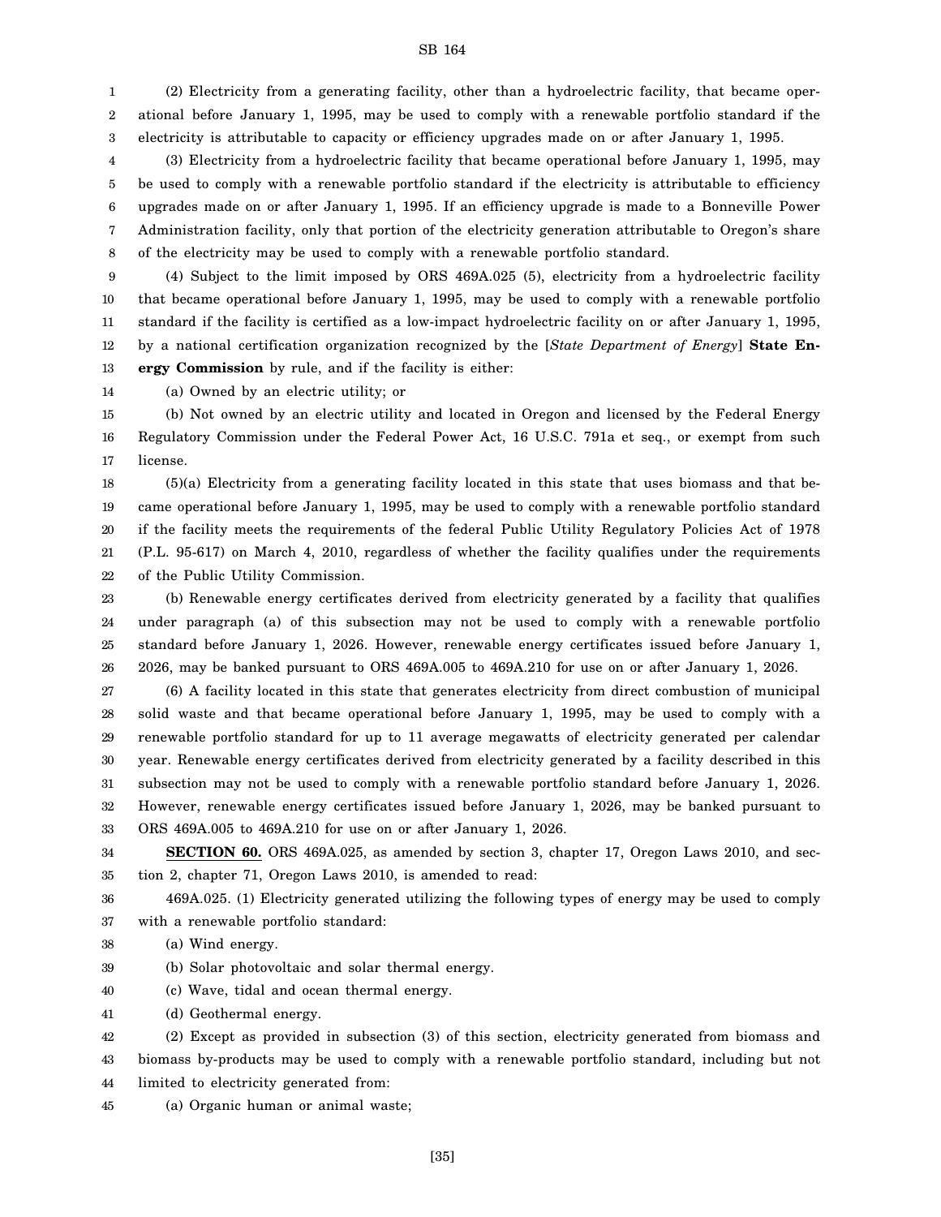(2) Electricity from a generating facility, other than a hydroelectric facility, that became operational before January 1, 1995, may be used to comply with a renewable portfolio standard if the electricity is attributable to capacity or efficiency upgrades made on or after January 1, 1995.

(3) Electricity from a hydroelectric facility that became operational before January 1, 1995, may be used to comply with a renewable portfolio standard if the electricity is attributable to efficiency upgrades made on or after January 1, 1995. If an efficiency upgrade is made to a Bonneville Power Administration facility, only that portion of the electricity generation attributable to Oregon's share of the electricity may be used to comply with a renewable portfolio standard.

(4) Subject to the limit imposed by ORS 469A.025 (5), electricity from a hydroelectric facility that became operational before January 1, 1995, may be used to comply with a renewable portfolio standard if the facility is certified as a low-impact hydroelectric facility on or after January 1, 1995, by a national certification organization recognized by the [*State Department of Energy*] **State Energy Commission** by rule, and if the facility is either:

(a) Owned by an electric utility; or

(b) Not owned by an electric utility and located in Oregon and licensed by the Federal Energy Regulatory Commission under the Federal Power Act, 16 U.S.C. 791a et seq., or exempt from such license.

(5)(a) Electricity from a generating facility located in this state that uses biomass and that became operational before January 1, 1995, may be used to comply with a renewable portfolio standard if the facility meets the requirements of the federal Public Utility Regulatory Policies Act of 1978 (P.L. 95-617) on March 4, 2010, regardless of whether the facility qualifies under the requirements of the Public Utility Commission.

(b) Renewable energy certificates derived from electricity generated by a facility that qualifies under paragraph (a) of this subsection may not be used to comply with a renewable portfolio standard before January 1, 2026. However, renewable energy certificates issued before January 1, 2026, may be banked pursuant to ORS 469A.005 to 469A.210 for use on or after January 1, 2026.

(6) A facility located in this state that generates electricity from direct combustion of municipal solid waste and that became operational before January 1, 1995, may be used to comply with a renewable portfolio standard for up to 11 average megawatts of electricity generated per calendar year. Renewable energy certificates derived from electricity generated by a facility described in this subsection may not be used to comply with a renewable portfolio standard before January 1, 2026. However, renewable energy certificates issued before January 1, 2026, may be banked pursuant to ORS 469A.005 to 469A.210 for use on or after January 1, 2026.

**SECTION 60.** ORS 469A.025, as amended by section 3, chapter 17, Oregon Laws 2010, and section 2, chapter 71, Oregon Laws 2010, is amended to read:

469A.025. (1) Electricity generated utilizing the following types of energy may be used to comply with a renewable portfolio standard:

(a) Wind energy.

(b) Solar photovoltaic and solar thermal energy.

(c) Wave, tidal and ocean thermal energy.

(d) Geothermal energy.

(2) Except as provided in subsection (3) of this section, electricity generated from biomass and biomass by-products may be used to comply with a renewable portfolio standard, including but not limited to electricity generated from:

(a) Organic human or animal waste;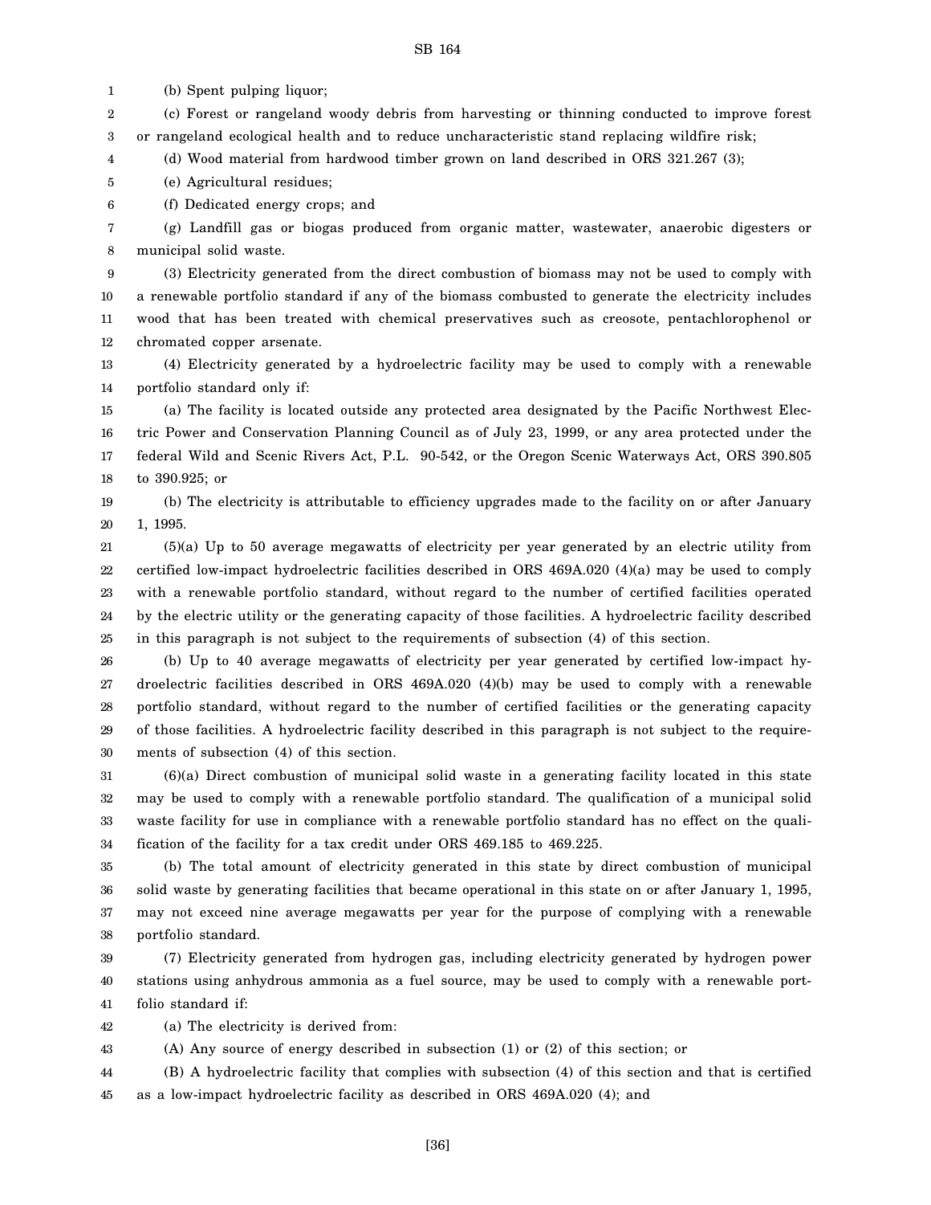(b) Spent pulping liquor;

(c) Forest or rangeland woody debris from harvesting or thinning conducted to improve forest or rangeland ecological health and to reduce uncharacteristic stand replacing wildfire risk;

(d) Wood material from hardwood timber grown on land described in ORS 321.267 (3);

(e) Agricultural residues;

(f) Dedicated energy crops; and

(g) Landfill gas or biogas produced from organic matter, wastewater, anaerobic digesters or municipal solid waste.

(3) Electricity generated from the direct combustion of biomass may not be used to comply with a renewable portfolio standard if any of the biomass combusted to generate the electricity includes wood that has been treated with chemical preservatives such as creosote, pentachlorophenol or chromated copper arsenate.

(4) Electricity generated by a hydroelectric facility may be used to comply with a renewable portfolio standard only if:

(a) The facility is located outside any protected area designated by the Pacific Northwest Electric Power and Conservation Planning Council as of July 23, 1999, or any area protected under the federal Wild and Scenic Rivers Act, P.L. 90-542, or the Oregon Scenic Waterways Act, ORS 390.805 to 390.925; or

(b) The electricity is attributable to efficiency upgrades made to the facility on or after January 1, 1995.

(5)(a) Up to 50 average megawatts of electricity per year generated by an electric utility from certified low-impact hydroelectric facilities described in ORS 469A.020 (4)(a) may be used to comply with a renewable portfolio standard, without regard to the number of certified facilities operated by the electric utility or the generating capacity of those facilities. A hydroelectric facility described in this paragraph is not subject to the requirements of subsection (4) of this section.

(b) Up to 40 average megawatts of electricity per year generated by certified low-impact hydroelectric facilities described in ORS 469A.020 (4)(b) may be used to comply with a renewable portfolio standard, without regard to the number of certified facilities or the generating capacity of those facilities. A hydroelectric facility described in this paragraph is not subject to the requirements of subsection (4) of this section.

(6)(a) Direct combustion of municipal solid waste in a generating facility located in this state may be used to comply with a renewable portfolio standard. The qualification of a municipal solid waste facility for use in compliance with a renewable portfolio standard has no effect on the qualification of the facility for a tax credit under ORS 469.185 to 469.225.

(b) The total amount of electricity generated in this state by direct combustion of municipal solid waste by generating facilities that became operational in this state on or after January 1, 1995, may not exceed nine average megawatts per year for the purpose of complying with a renewable portfolio standard.

(7) Electricity generated from hydrogen gas, including electricity generated by hydrogen power stations using anhydrous ammonia as a fuel source, may be used to comply with a renewable portfolio standard if:

(a) The electricity is derived from:

(A) Any source of energy described in subsection (1) or (2) of this section; or

(B) A hydroelectric facility that complies with subsection (4) of this section and that is certified as a low-impact hydroelectric facility as described in ORS 469A.020 (4); and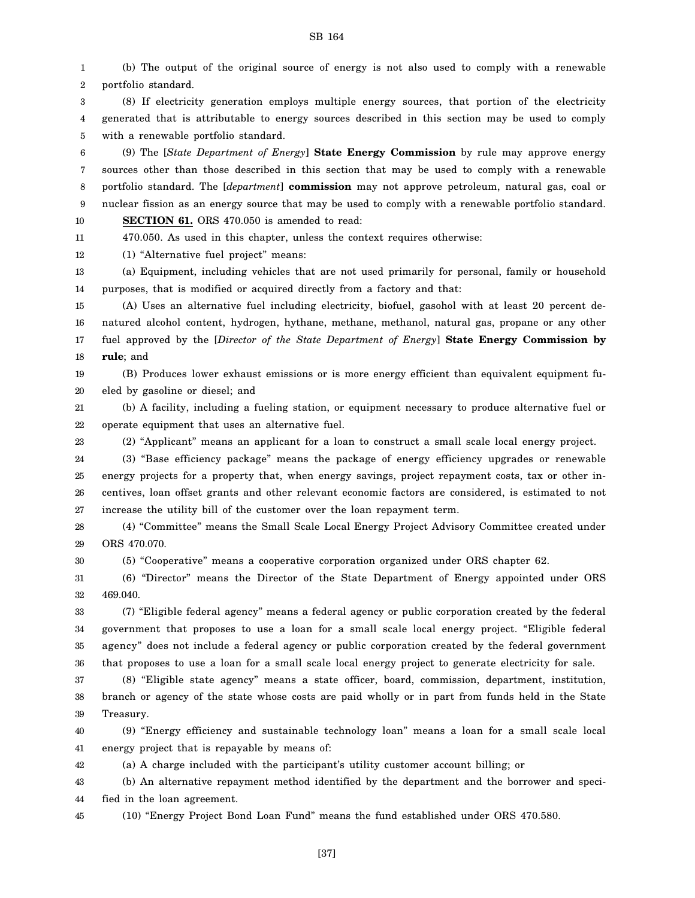(b) The output of the original source of energy is not also used to comply with a renewable portfolio standard.

(8) If electricity generation employs multiple energy sources, that portion of the electricity generated that is attributable to energy sources described in this section may be used to comply with a renewable portfolio standard.

(9) The [*State Department of Energy*] **State Energy Commission** by rule may approve energy sources other than those described in this section that may be used to comply with a renewable portfolio standard. The [*department*] **commission** may not approve petroleum, natural gas, coal or nuclear fission as an energy source that may be used to comply with a renewable portfolio standard.

**SECTION 61.** ORS 470.050 is amended to read:

470.050. As used in this chapter, unless the context requires otherwise:

(1) "Alternative fuel project" means:

(a) Equipment, including vehicles that are not used primarily for personal, family or household purposes, that is modified or acquired directly from a factory and that:

(A) Uses an alternative fuel including electricity, biofuel, gasohol with at least 20 percent denatured alcohol content, hydrogen, hythane, methane, methanol, natural gas, propane or any other fuel approved by the [*Director of the State Department of Energy*] **State Energy Commission by rule**; and

(B) Produces lower exhaust emissions or is more energy efficient than equivalent equipment fueled by gasoline or diesel; and

(b) A facility, including a fueling station, or equipment necessary to produce alternative fuel or operate equipment that uses an alternative fuel.

(2) "Applicant" means an applicant for a loan to construct a small scale local energy project.

(3) "Base efficiency package" means the package of energy efficiency upgrades or renewable energy projects for a property that, when energy savings, project repayment costs, tax or other incentives, loan offset grants and other relevant economic factors are considered, is estimated to not increase the utility bill of the customer over the loan repayment term.

(4) "Committee" means the Small Scale Local Energy Project Advisory Committee created under ORS 470.070.

(5) "Cooperative" means a cooperative corporation organized under ORS chapter 62.

(6) "Director" means the Director of the State Department of Energy appointed under ORS 469.040.

(7) "Eligible federal agency" means a federal agency or public corporation created by the federal government that proposes to use a loan for a small scale local energy project. "Eligible federal agency" does not include a federal agency or public corporation created by the federal government that proposes to use a loan for a small scale local energy project to generate electricity for sale.

(8) "Eligible state agency" means a state officer, board, commission, department, institution, branch or agency of the state whose costs are paid wholly or in part from funds held in the State Treasury.

(9) "Energy efficiency and sustainable technology loan" means a loan for a small scale local energy project that is repayable by means of:

(a) A charge included with the participant's utility customer account billing; or

(b) An alternative repayment method identified by the department and the borrower and specified in the loan agreement.

(10) "Energy Project Bond Loan Fund" means the fund established under ORS 470.580.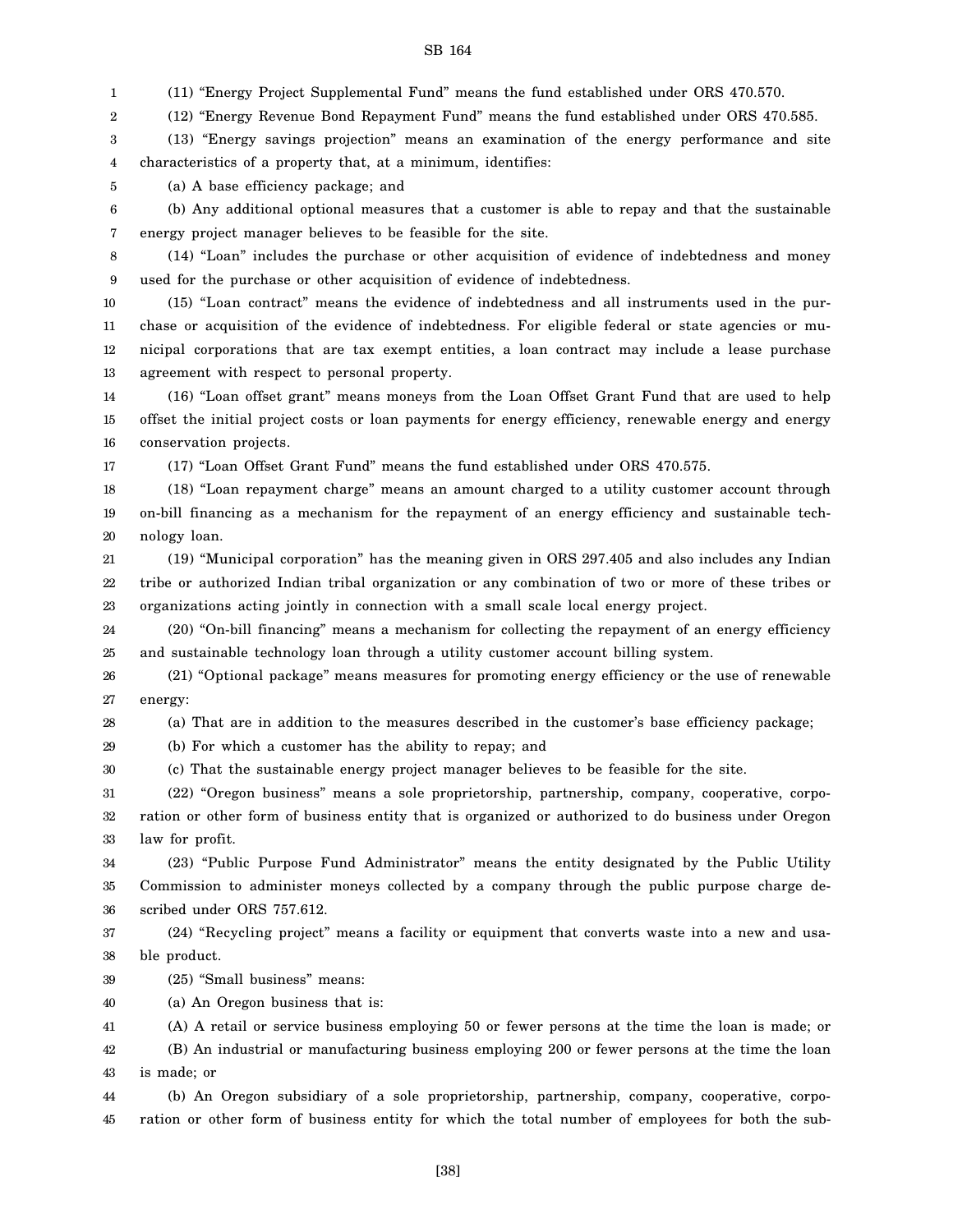(11) "Energy Project Supplemental Fund" means the fund established under ORS 470.570.

(12) "Energy Revenue Bond Repayment Fund" means the fund established under ORS 470.585.

(13) "Energy savings projection" means an examination of the energy performance and site characteristics of a property that, at a minimum, identifies:

(a) A base efficiency package; and

(b) Any additional optional measures that a customer is able to repay and that the sustainable energy project manager believes to be feasible for the site.

(14) "Loan" includes the purchase or other acquisition of evidence of indebtedness and money used for the purchase or other acquisition of evidence of indebtedness.

(15) "Loan contract" means the evidence of indebtedness and all instruments used in the purchase or acquisition of the evidence of indebtedness. For eligible federal or state agencies or municipal corporations that are tax exempt entities, a loan contract may include a lease purchase agreement with respect to personal property.

(16) "Loan offset grant" means moneys from the Loan Offset Grant Fund that are used to help offset the initial project costs or loan payments for energy efficiency, renewable energy and energy conservation projects.

(17) "Loan Offset Grant Fund" means the fund established under ORS 470.575.

(18) "Loan repayment charge" means an amount charged to a utility customer account through on-bill financing as a mechanism for the repayment of an energy efficiency and sustainable technology loan.

(19) "Municipal corporation" has the meaning given in ORS 297.405 and also includes any Indian tribe or authorized Indian tribal organization or any combination of two or more of these tribes or organizations acting jointly in connection with a small scale local energy project.

(20) "On-bill financing" means a mechanism for collecting the repayment of an energy efficiency and sustainable technology loan through a utility customer account billing system.

(21) "Optional package" means measures for promoting energy efficiency or the use of renewable energy:

(a) That are in addition to the measures described in the customer's base efficiency package;

(b) For which a customer has the ability to repay; and

(c) That the sustainable energy project manager believes to be feasible for the site.

(22) "Oregon business" means a sole proprietorship, partnership, company, cooperative, corporation or other form of business entity that is organized or authorized to do business under Oregon law for profit.

(23) "Public Purpose Fund Administrator" means the entity designated by the Public Utility Commission to administer moneys collected by a company through the public purpose charge described under ORS 757.612.

(24) "Recycling project" means a facility or equipment that converts waste into a new and usable product.

(25) "Small business" means:

(a) An Oregon business that is:

(A) A retail or service business employing 50 or fewer persons at the time the loan is made; or

(B) An industrial or manufacturing business employing 200 or fewer persons at the time the loan is made; or

(b) An Oregon subsidiary of a sole proprietorship, partnership, company, cooperative, corporation or other form of business entity for which the total number of employees for both the sub-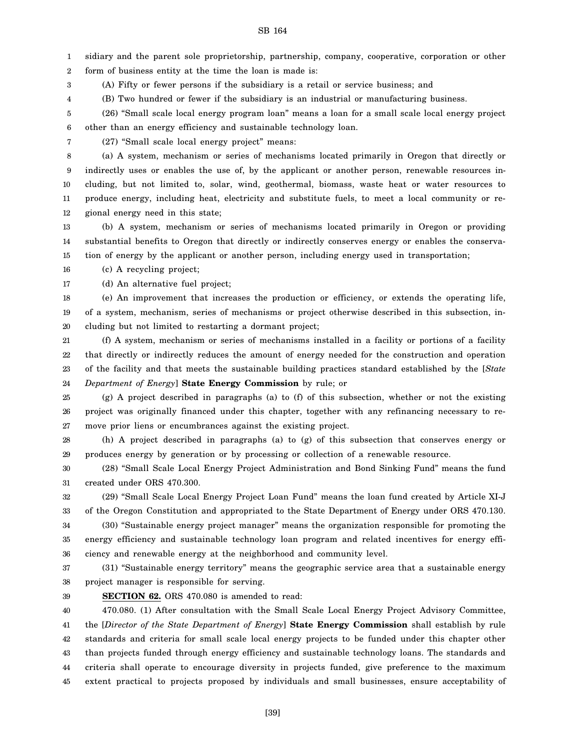sidiary and the parent sole proprietorship, partnership, company, cooperative, corporation or other form of business entity at the time the loan is made is:

(A) Fifty or fewer persons if the subsidiary is a retail or service business; and

(B) Two hundred or fewer if the subsidiary is an industrial or manufacturing business.

(26) "Small scale local energy program loan" means a loan for a small scale local energy project other than an energy efficiency and sustainable technology loan.

(27) "Small scale local energy project" means:

(a) A system, mechanism or series of mechanisms located primarily in Oregon that directly or indirectly uses or enables the use of, by the applicant or another person, renewable resources including, but not limited to, solar, wind, geothermal, biomass, waste heat or water resources to produce energy, including heat, electricity and substitute fuels, to meet a local community or regional energy need in this state;

(b) A system, mechanism or series of mechanisms located primarily in Oregon or providing substantial benefits to Oregon that directly or indirectly conserves energy or enables the conservation of energy by the applicant or another person, including energy used in transportation;

(c) A recycling project;

(d) An alternative fuel project;

(e) An improvement that increases the production or efficiency, or extends the operating life, of a system, mechanism, series of mechanisms or project otherwise described in this subsection, including but not limited to restarting a dormant project;

(f) A system, mechanism or series of mechanisms installed in a facility or portions of a facility that directly or indirectly reduces the amount of energy needed for the construction and operation of the facility and that meets the sustainable building practices standard established by the [*State Department of Energy*] **State Energy Commission** by rule; or

(g) A project described in paragraphs (a) to (f) of this subsection, whether or not the existing project was originally financed under this chapter, together with any refinancing necessary to remove prior liens or encumbrances against the existing project.

(h) A project described in paragraphs (a) to (g) of this subsection that conserves energy or produces energy by generation or by processing or collection of a renewable resource.

(28) "Small Scale Local Energy Project Administration and Bond Sinking Fund" means the fund created under ORS 470.300.

(29) "Small Scale Local Energy Project Loan Fund" means the loan fund created by Article XI-J of the Oregon Constitution and appropriated to the State Department of Energy under ORS 470.130.

(30) "Sustainable energy project manager" means the organization responsible for promoting the energy efficiency and sustainable technology loan program and related incentives for energy efficiency and renewable energy at the neighborhood and community level.

(31) "Sustainable energy territory" means the geographic service area that a sustainable energy project manager is responsible for serving.

**SECTION 62.** ORS 470.080 is amended to read:

470.080. (1) After consultation with the Small Scale Local Energy Project Advisory Committee, the [*Director of the State Department of Energy*] **State Energy Commission** shall establish by rule standards and criteria for small scale local energy projects to be funded under this chapter other than projects funded through energy efficiency and sustainable technology loans. The standards and criteria shall operate to encourage diversity in projects funded, give preference to the maximum extent practical to projects proposed by individuals and small businesses, ensure acceptability of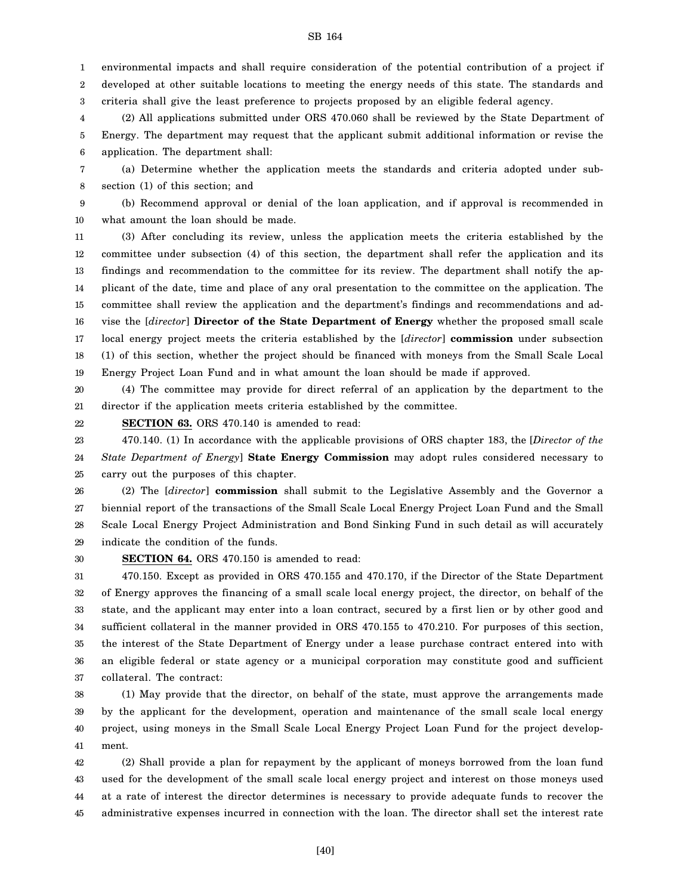environmental impacts and shall require consideration of the potential contribution of a project if developed at other suitable locations to meeting the energy needs of this state. The standards and criteria shall give the least preference to projects proposed by an eligible federal agency.

(2) All applications submitted under ORS 470.060 shall be reviewed by the State Department of Energy. The department may request that the applicant submit additional information or revise the application. The department shall:

(a) Determine whether the application meets the standards and criteria adopted under subsection (1) of this section; and

(b) Recommend approval or denial of the loan application, and if approval is recommended in what amount the loan should be made.

(3) After concluding its review, unless the application meets the criteria established by the committee under subsection (4) of this section, the department shall refer the application and its findings and recommendation to the committee for its review. The department shall notify the applicant of the date, time and place of any oral presentation to the committee on the application. The committee shall review the application and the department's findings and recommendations and advise the [*director*] **Director of the State Department of Energy** whether the proposed small scale local energy project meets the criteria established by the [*director*] **commission** under subsection (1) of this section, whether the project should be financed with moneys from the Small Scale Local Energy Project Loan Fund and in what amount the loan should be made if approved.

(4) The committee may provide for direct referral of an application by the department to the director if the application meets criteria established by the committee.

**SECTION 63.** ORS 470.140 is amended to read:

470.140. (1) In accordance with the applicable provisions of ORS chapter 183, the [*Director of the State Department of Energy*] **State Energy Commission** may adopt rules considered necessary to carry out the purposes of this chapter.

(2) The [*director*] **commission** shall submit to the Legislative Assembly and the Governor a biennial report of the transactions of the Small Scale Local Energy Project Loan Fund and the Small Scale Local Energy Project Administration and Bond Sinking Fund in such detail as will accurately indicate the condition of the funds.

**SECTION 64.** ORS 470.150 is amended to read:

470.150. Except as provided in ORS 470.155 and 470.170, if the Director of the State Department of Energy approves the financing of a small scale local energy project, the director, on behalf of the state, and the applicant may enter into a loan contract, secured by a first lien or by other good and sufficient collateral in the manner provided in ORS 470.155 to 470.210. For purposes of this section, the interest of the State Department of Energy under a lease purchase contract entered into with an eligible federal or state agency or a municipal corporation may constitute good and sufficient collateral. The contract:

(1) May provide that the director, on behalf of the state, must approve the arrangements made by the applicant for the development, operation and maintenance of the small scale local energy project, using moneys in the Small Scale Local Energy Project Loan Fund for the project development.

(2) Shall provide a plan for repayment by the applicant of moneys borrowed from the loan fund used for the development of the small scale local energy project and interest on those moneys used at a rate of interest the director determines is necessary to provide adequate funds to recover the administrative expenses incurred in connection with the loan. The director shall set the interest rate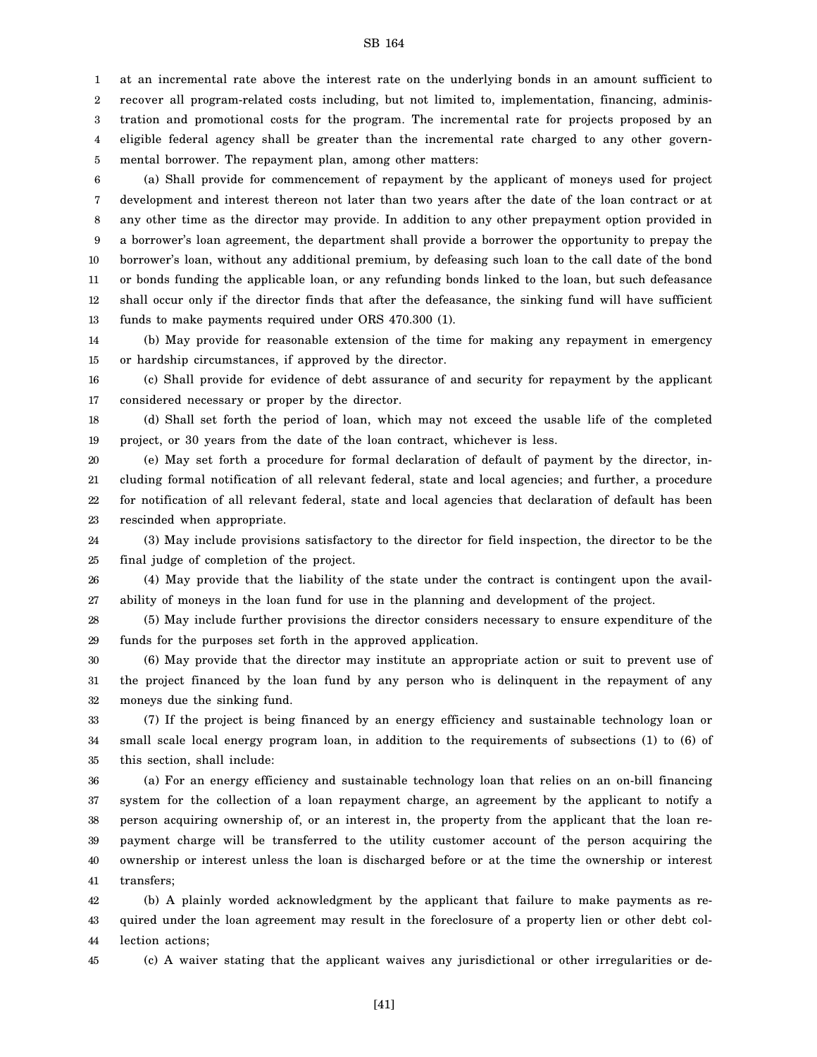at an incremental rate above the interest rate on the underlying bonds in an amount sufficient to recover all program-related costs including, but not limited to, implementation, financing, administration and promotional costs for the program. The incremental rate for projects proposed by an eligible federal agency shall be greater than the incremental rate charged to any other governmental borrower. The repayment plan, among other matters:

(a) Shall provide for commencement of repayment by the applicant of moneys used for project development and interest thereon not later than two years after the date of the loan contract or at any other time as the director may provide. In addition to any other prepayment option provided in a borrower's loan agreement, the department shall provide a borrower the opportunity to prepay the borrower's loan, without any additional premium, by defeasing such loan to the call date of the bond or bonds funding the applicable loan, or any refunding bonds linked to the loan, but such defeasance shall occur only if the director finds that after the defeasance, the sinking fund will have sufficient funds to make payments required under ORS 470.300 (1).

(b) May provide for reasonable extension of the time for making any repayment in emergency or hardship circumstances, if approved by the director.

(c) Shall provide for evidence of debt assurance of and security for repayment by the applicant considered necessary or proper by the director.

(d) Shall set forth the period of loan, which may not exceed the usable life of the completed project, or 30 years from the date of the loan contract, whichever is less.

(e) May set forth a procedure for formal declaration of default of payment by the director, including formal notification of all relevant federal, state and local agencies; and further, a procedure for notification of all relevant federal, state and local agencies that declaration of default has been rescinded when appropriate.

(3) May include provisions satisfactory to the director for field inspection, the director to be the final judge of completion of the project.

(4) May provide that the liability of the state under the contract is contingent upon the availability of moneys in the loan fund for use in the planning and development of the project.

(5) May include further provisions the director considers necessary to ensure expenditure of the funds for the purposes set forth in the approved application.

(6) May provide that the director may institute an appropriate action or suit to prevent use of the project financed by the loan fund by any person who is delinquent in the repayment of any moneys due the sinking fund.

(7) If the project is being financed by an energy efficiency and sustainable technology loan or small scale local energy program loan, in addition to the requirements of subsections (1) to (6) of this section, shall include:

(a) For an energy efficiency and sustainable technology loan that relies on an on-bill financing system for the collection of a loan repayment charge, an agreement by the applicant to notify a person acquiring ownership of, or an interest in, the property from the applicant that the loan repayment charge will be transferred to the utility customer account of the person acquiring the ownership or interest unless the loan is discharged before or at the time the ownership or interest transfers;

(b) A plainly worded acknowledgment by the applicant that failure to make payments as required under the loan agreement may result in the foreclosure of a property lien or other debt collection actions;

(c) A waiver stating that the applicant waives any jurisdictional or other irregularities or de-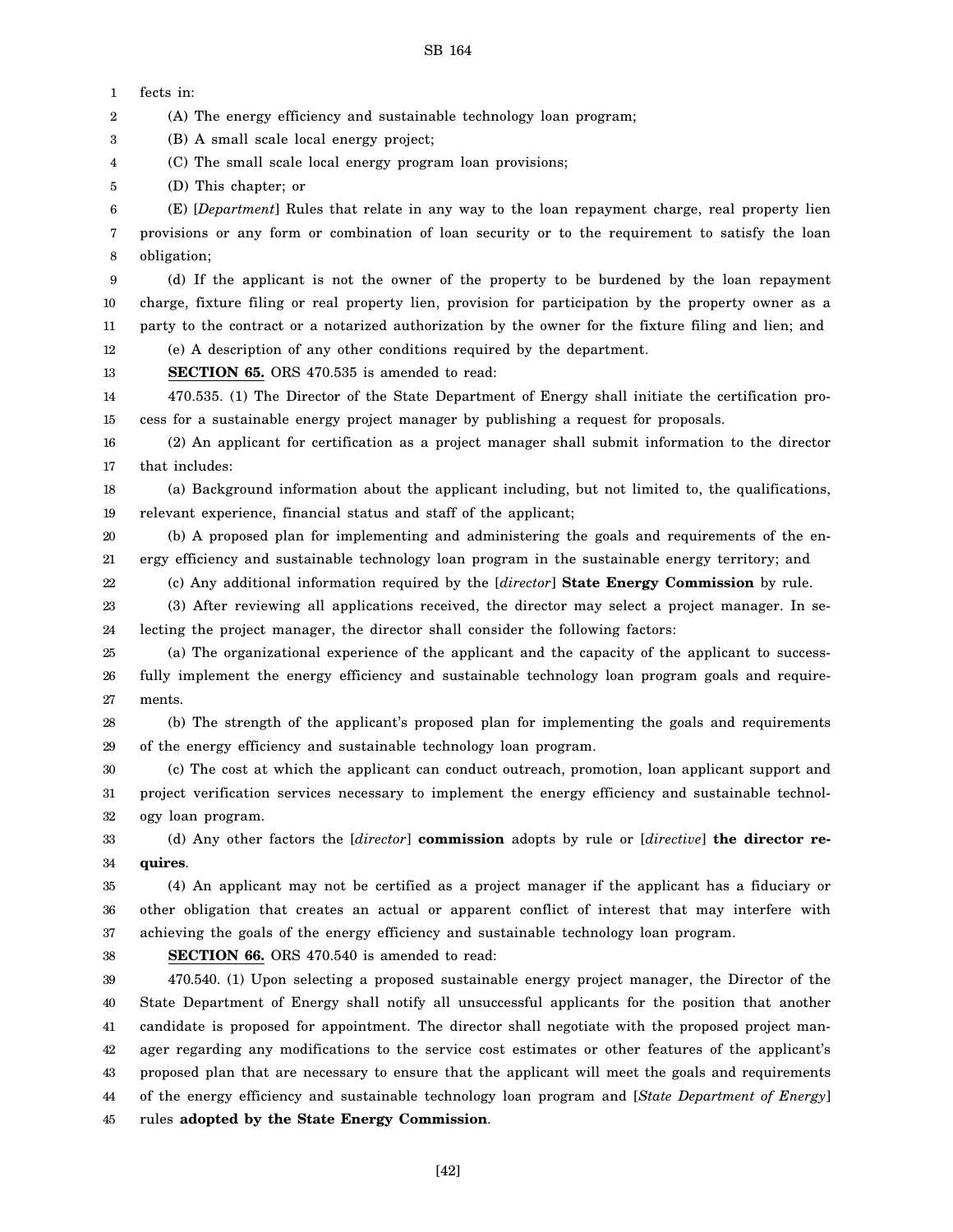fects in:

(A) The energy efficiency and sustainable technology loan program;

(B) A small scale local energy project;

(C) The small scale local energy program loan provisions;

(D) This chapter; or

(E) [*Department*] Rules that relate in any way to the loan repayment charge, real property lien provisions or any form or combination of loan security or to the requirement to satisfy the loan obligation;

(d) If the applicant is not the owner of the property to be burdened by the loan repayment charge, fixture filing or real property lien, provision for participation by the property owner as a party to the contract or a notarized authorization by the owner for the fixture filing and lien; and

(e) A description of any other conditions required by the department.

**SECTION 65.** ORS 470.535 is amended to read:

470.535. (1) The Director of the State Department of Energy shall initiate the certification process for a sustainable energy project manager by publishing a request for proposals.

(2) An applicant for certification as a project manager shall submit information to the director that includes:

(a) Background information about the applicant including, but not limited to, the qualifications, relevant experience, financial status and staff of the applicant;

(b) A proposed plan for implementing and administering the goals and requirements of the energy efficiency and sustainable technology loan program in the sustainable energy territory; and

(c) Any additional information required by the [*director*] **State Energy Commission** by rule.

(3) After reviewing all applications received, the director may select a project manager. In selecting the project manager, the director shall consider the following factors:

(a) The organizational experience of the applicant and the capacity of the applicant to successfully implement the energy efficiency and sustainable technology loan program goals and requirements.

(b) The strength of the applicant's proposed plan for implementing the goals and requirements of the energy efficiency and sustainable technology loan program.

(c) The cost at which the applicant can conduct outreach, promotion, loan applicant support and project verification services necessary to implement the energy efficiency and sustainable technology loan program.

(d) Any other factors the [*director*] **commission** adopts by rule or [*directive*] **the director requires**.

(4) An applicant may not be certified as a project manager if the applicant has a fiduciary or other obligation that creates an actual or apparent conflict of interest that may interfere with achieving the goals of the energy efficiency and sustainable technology loan program.

**SECTION 66.** ORS 470.540 is amended to read:

470.540. (1) Upon selecting a proposed sustainable energy project manager, the Director of the State Department of Energy shall notify all unsuccessful applicants for the position that another candidate is proposed for appointment. The director shall negotiate with the proposed project manager regarding any modifications to the service cost estimates or other features of the applicant's proposed plan that are necessary to ensure that the applicant will meet the goals and requirements of the energy efficiency and sustainable technology loan program and [*State Department of Energy*] rules **adopted by the State Energy Commission**.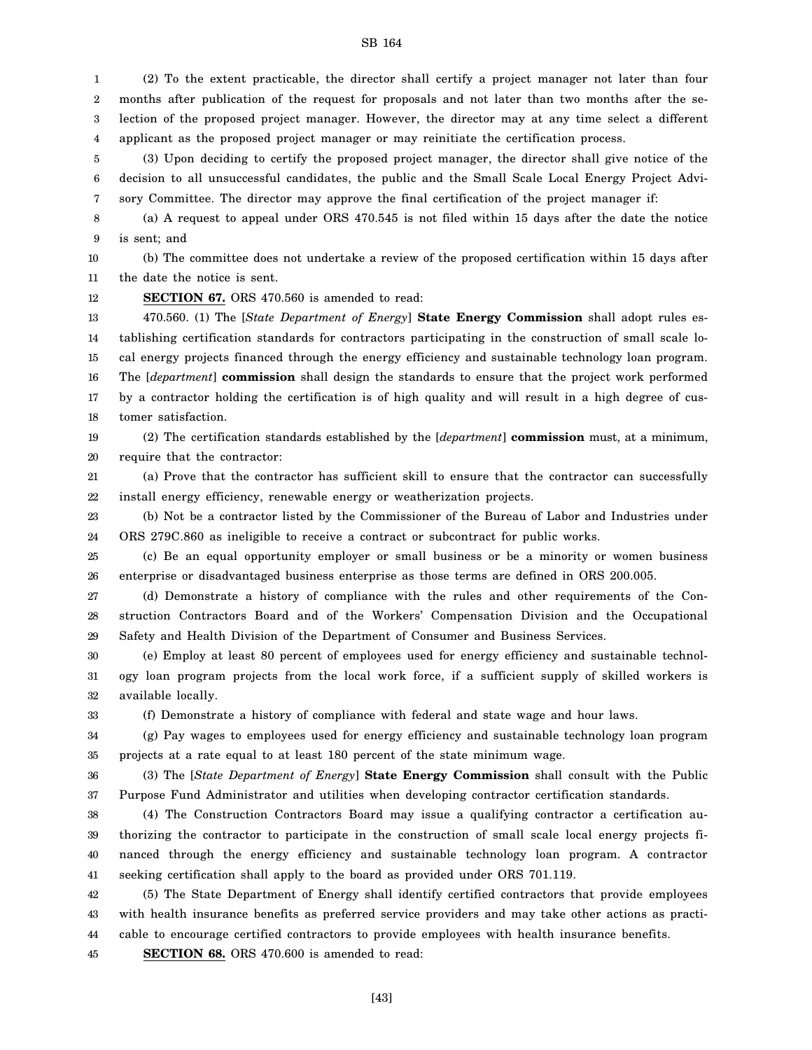(2) To the extent practicable, the director shall certify a project manager not later than four months after publication of the request for proposals and not later than two months after the selection of the proposed project manager. However, the director may at any time select a different applicant as the proposed project manager or may reinitiate the certification process.

(3) Upon deciding to certify the proposed project manager, the director shall give notice of the decision to all unsuccessful candidates, the public and the Small Scale Local Energy Project Advisory Committee. The director may approve the final certification of the project manager if:

(a) A request to appeal under ORS 470.545 is not filed within 15 days after the date the notice is sent; and

(b) The committee does not undertake a review of the proposed certification within 15 days after the date the notice is sent.

**SECTION 67.** ORS 470.560 is amended to read:

470.560. (1) The [*State Department of Energy*] **State Energy Commission** shall adopt rules establishing certification standards for contractors participating in the construction of small scale local energy projects financed through the energy efficiency and sustainable technology loan program. The [*department*] **commission** shall design the standards to ensure that the project work performed by a contractor holding the certification is of high quality and will result in a high degree of customer satisfaction.

(2) The certification standards established by the [*department*] **commission** must, at a minimum, require that the contractor:

(a) Prove that the contractor has sufficient skill to ensure that the contractor can successfully install energy efficiency, renewable energy or weatherization projects.

(b) Not be a contractor listed by the Commissioner of the Bureau of Labor and Industries under ORS 279C.860 as ineligible to receive a contract or subcontract for public works.

(c) Be an equal opportunity employer or small business or be a minority or women business enterprise or disadvantaged business enterprise as those terms are defined in ORS 200.005.

(d) Demonstrate a history of compliance with the rules and other requirements of the Construction Contractors Board and of the Workers' Compensation Division and the Occupational Safety and Health Division of the Department of Consumer and Business Services.

(e) Employ at least 80 percent of employees used for energy efficiency and sustainable technology loan program projects from the local work force, if a sufficient supply of skilled workers is available locally.

(f) Demonstrate a history of compliance with federal and state wage and hour laws.

(g) Pay wages to employees used for energy efficiency and sustainable technology loan program projects at a rate equal to at least 180 percent of the state minimum wage.

(3) The [*State Department of Energy*] **State Energy Commission** shall consult with the Public Purpose Fund Administrator and utilities when developing contractor certification standards.

(4) The Construction Contractors Board may issue a qualifying contractor a certification authorizing the contractor to participate in the construction of small scale local energy projects financed through the energy efficiency and sustainable technology loan program. A contractor seeking certification shall apply to the board as provided under ORS 701.119.

(5) The State Department of Energy shall identify certified contractors that provide employees with health insurance benefits as preferred service providers and may take other actions as practicable to encourage certified contractors to provide employees with health insurance benefits.

**SECTION 68.** ORS 470.600 is amended to read: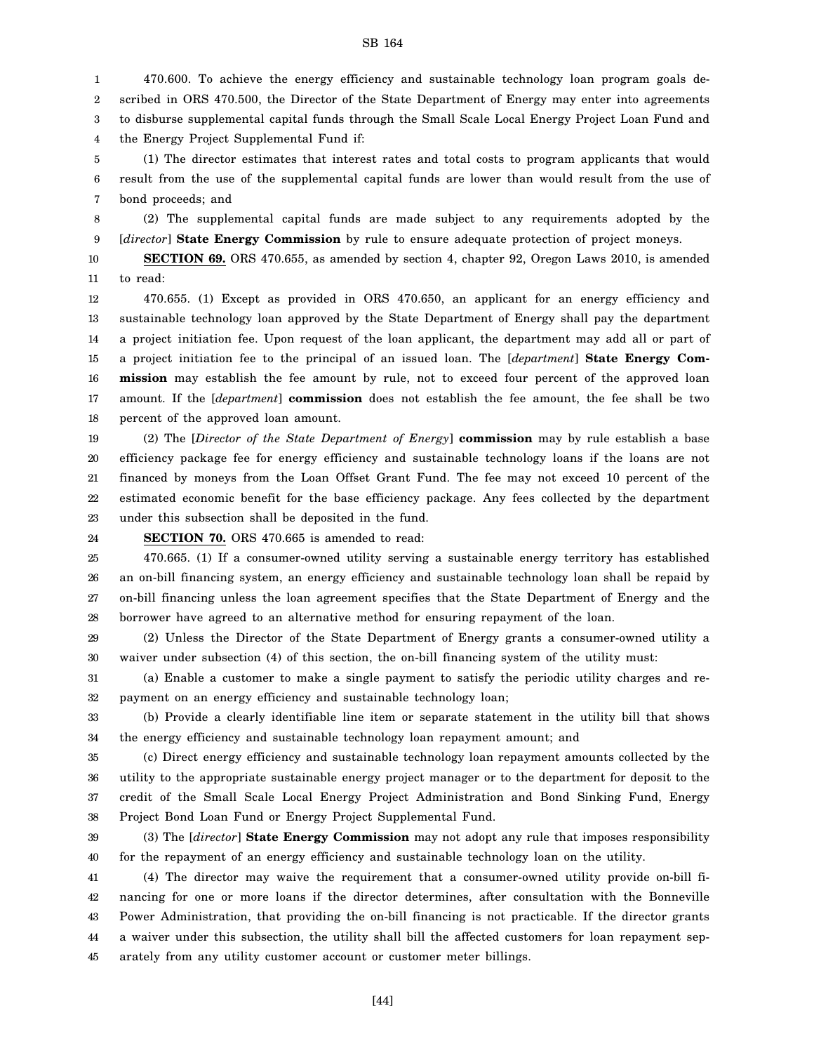470.600. To achieve the energy efficiency and sustainable technology loan program goals described in ORS 470.500, the Director of the State Department of Energy may enter into agreements to disburse supplemental capital funds through the Small Scale Local Energy Project Loan Fund and the Energy Project Supplemental Fund if:

(1) The director estimates that interest rates and total costs to program applicants that would result from the use of the supplemental capital funds are lower than would result from the use of bond proceeds; and

(2) The supplemental capital funds are made subject to any requirements adopted by the [*director*] **State Energy Commission** by rule to ensure adequate protection of project moneys.

**SECTION 69.** ORS 470.655, as amended by section 4, chapter 92, Oregon Laws 2010, is amended to read:

470.655. (1) Except as provided in ORS 470.650, an applicant for an energy efficiency and sustainable technology loan approved by the State Department of Energy shall pay the department a project initiation fee. Upon request of the loan applicant, the department may add all or part of a project initiation fee to the principal of an issued loan. The [*department*] **State Energy Commission** may establish the fee amount by rule, not to exceed four percent of the approved loan amount. If the [*department*] **commission** does not establish the fee amount, the fee shall be two percent of the approved loan amount.

(2) The [*Director of the State Department of Energy*] **commission** may by rule establish a base efficiency package fee for energy efficiency and sustainable technology loans if the loans are not financed by moneys from the Loan Offset Grant Fund. The fee may not exceed 10 percent of the estimated economic benefit for the base efficiency package. Any fees collected by the department under this subsection shall be deposited in the fund.

**SECTION 70.** ORS 470.665 is amended to read:

470.665. (1) If a consumer-owned utility serving a sustainable energy territory has established an on-bill financing system, an energy efficiency and sustainable technology loan shall be repaid by on-bill financing unless the loan agreement specifies that the State Department of Energy and the borrower have agreed to an alternative method for ensuring repayment of the loan.

(2) Unless the Director of the State Department of Energy grants a consumer-owned utility a waiver under subsection (4) of this section, the on-bill financing system of the utility must:

(a) Enable a customer to make a single payment to satisfy the periodic utility charges and repayment on an energy efficiency and sustainable technology loan;

(b) Provide a clearly identifiable line item or separate statement in the utility bill that shows the energy efficiency and sustainable technology loan repayment amount; and

(c) Direct energy efficiency and sustainable technology loan repayment amounts collected by the utility to the appropriate sustainable energy project manager or to the department for deposit to the credit of the Small Scale Local Energy Project Administration and Bond Sinking Fund, Energy Project Bond Loan Fund or Energy Project Supplemental Fund.

(3) The [*director*] **State Energy Commission** may not adopt any rule that imposes responsibility for the repayment of an energy efficiency and sustainable technology loan on the utility.

(4) The director may waive the requirement that a consumer-owned utility provide on-bill financing for one or more loans if the director determines, after consultation with the Bonneville Power Administration, that providing the on-bill financing is not practicable. If the director grants a waiver under this subsection, the utility shall bill the affected customers for loan repayment separately from any utility customer account or customer meter billings.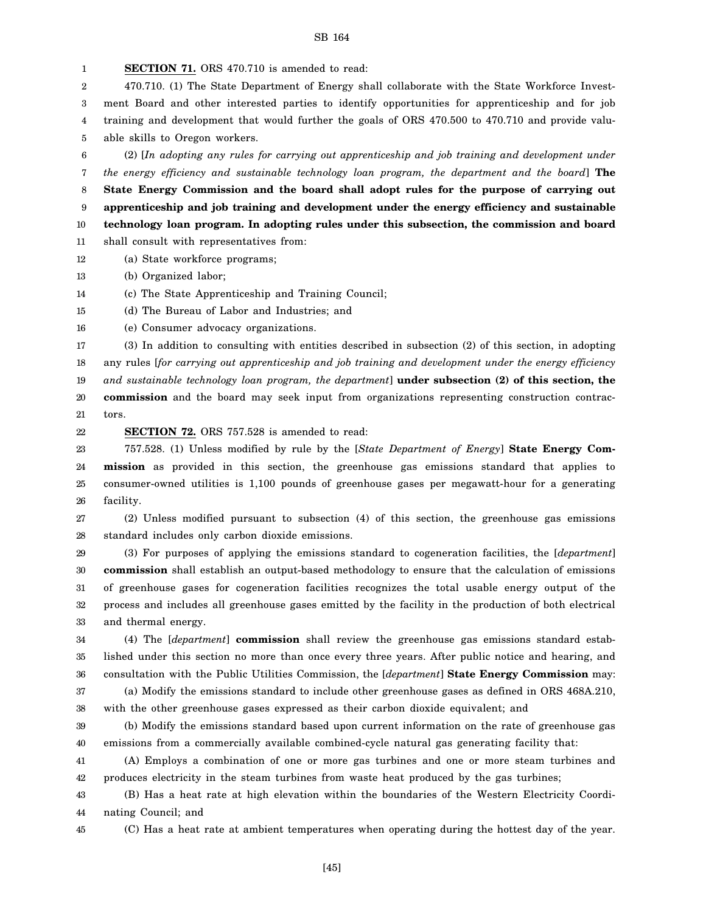**SECTION 71.** ORS 470.710 is amended to read:

470.710. (1) The State Department of Energy shall collaborate with the State Workforce Investment Board and other interested parties to identify opportunities for apprenticeship and for job training and development that would further the goals of ORS 470.500 to 470.710 and provide valuable skills to Oregon workers.

(2) [*In adopting any rules for carrying out apprenticeship and job training and development under the energy efficiency and sustainable technology loan program, the department and the board*] **The State Energy Commission and the board shall adopt rules for the purpose of carrying out apprenticeship and job training and development under the energy efficiency and sustainable technology loan program. In adopting rules under this subsection, the commission and board** shall consult with representatives from:

(a) State workforce programs;

(b) Organized labor;

(c) The State Apprenticeship and Training Council;

(d) The Bureau of Labor and Industries; and

(e) Consumer advocacy organizations.

(3) In addition to consulting with entities described in subsection (2) of this section, in adopting any rules [*for carrying out apprenticeship and job training and development under the energy efficiency and sustainable technology loan program, the department*] **under subsection (2) of this section, the commission** and the board may seek input from organizations representing construction contractors.

**SECTION 72.** ORS 757.528 is amended to read:

757.528. (1) Unless modified by rule by the [*State Department of Energy*] **State Energy Commission** as provided in this section, the greenhouse gas emissions standard that applies to consumer-owned utilities is 1,100 pounds of greenhouse gases per megawatt-hour for a generating facility.

(2) Unless modified pursuant to subsection (4) of this section, the greenhouse gas emissions standard includes only carbon dioxide emissions.

(3) For purposes of applying the emissions standard to cogeneration facilities, the [*department*] **commission** shall establish an output-based methodology to ensure that the calculation of emissions of greenhouse gases for cogeneration facilities recognizes the total usable energy output of the process and includes all greenhouse gases emitted by the facility in the production of both electrical and thermal energy.

(4) The [*department*] **commission** shall review the greenhouse gas emissions standard established under this section no more than once every three years. After public notice and hearing, and consultation with the Public Utilities Commission, the [*department*] **State Energy Commission** may:

(a) Modify the emissions standard to include other greenhouse gases as defined in ORS 468A.210, with the other greenhouse gases expressed as their carbon dioxide equivalent; and

(b) Modify the emissions standard based upon current information on the rate of greenhouse gas emissions from a commercially available combined-cycle natural gas generating facility that:

(A) Employs a combination of one or more gas turbines and one or more steam turbines and produces electricity in the steam turbines from waste heat produced by the gas turbines;

(B) Has a heat rate at high elevation within the boundaries of the Western Electricity Coordinating Council; and

(C) Has a heat rate at ambient temperatures when operating during the hottest day of the year.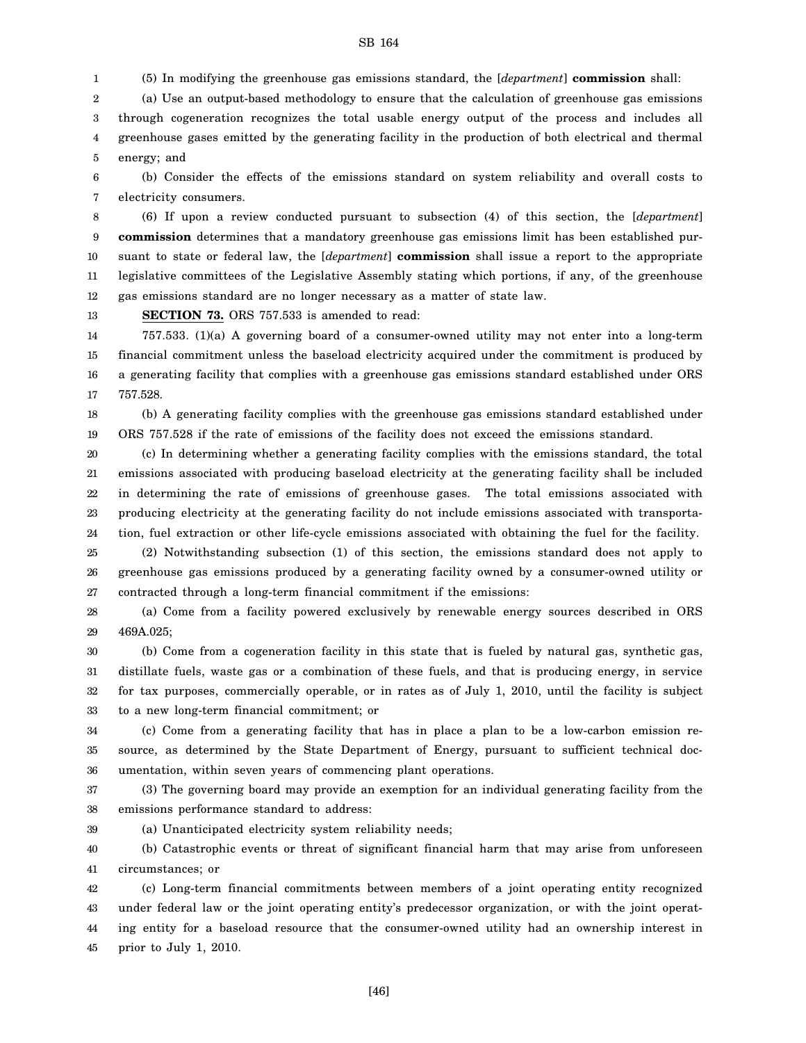(5) In modifying the greenhouse gas emissions standard, the [*department*] **commission** shall:

(a) Use an output-based methodology to ensure that the calculation of greenhouse gas emissions through cogeneration recognizes the total usable energy output of the process and includes all greenhouse gases emitted by the generating facility in the production of both electrical and thermal energy; and

(b) Consider the effects of the emissions standard on system reliability and overall costs to electricity consumers.

(6) If upon a review conducted pursuant to subsection (4) of this section, the [*department*] **commission** determines that a mandatory greenhouse gas emissions limit has been established pursuant to state or federal law, the [*department*] **commission** shall issue a report to the appropriate legislative committees of the Legislative Assembly stating which portions, if any, of the greenhouse gas emissions standard are no longer necessary as a matter of state law.

**SECTION 73.** ORS 757.533 is amended to read:

757.533. (1)(a) A governing board of a consumer-owned utility may not enter into a long-term financial commitment unless the baseload electricity acquired under the commitment is produced by a generating facility that complies with a greenhouse gas emissions standard established under ORS 757.528.

(b) A generating facility complies with the greenhouse gas emissions standard established under ORS 757.528 if the rate of emissions of the facility does not exceed the emissions standard.

(c) In determining whether a generating facility complies with the emissions standard, the total emissions associated with producing baseload electricity at the generating facility shall be included in determining the rate of emissions of greenhouse gases. The total emissions associated with producing electricity at the generating facility do not include emissions associated with transportation, fuel extraction or other life-cycle emissions associated with obtaining the fuel for the facility.

(2) Notwithstanding subsection (1) of this section, the emissions standard does not apply to greenhouse gas emissions produced by a generating facility owned by a consumer-owned utility or contracted through a long-term financial commitment if the emissions:

(a) Come from a facility powered exclusively by renewable energy sources described in ORS 469A.025;

(b) Come from a cogeneration facility in this state that is fueled by natural gas, synthetic gas, distillate fuels, waste gas or a combination of these fuels, and that is producing energy, in service for tax purposes, commercially operable, or in rates as of July 1, 2010, until the facility is subject to a new long-term financial commitment; or

(c) Come from a generating facility that has in place a plan to be a low-carbon emission resource, as determined by the State Department of Energy, pursuant to sufficient technical documentation, within seven years of commencing plant operations.

(3) The governing board may provide an exemption for an individual generating facility from the emissions performance standard to address:

(a) Unanticipated electricity system reliability needs;

(b) Catastrophic events or threat of significant financial harm that may arise from unforeseen circumstances; or

(c) Long-term financial commitments between members of a joint operating entity recognized under federal law or the joint operating entity's predecessor organization, or with the joint operating entity for a baseload resource that the consumer-owned utility had an ownership interest in prior to July 1, 2010.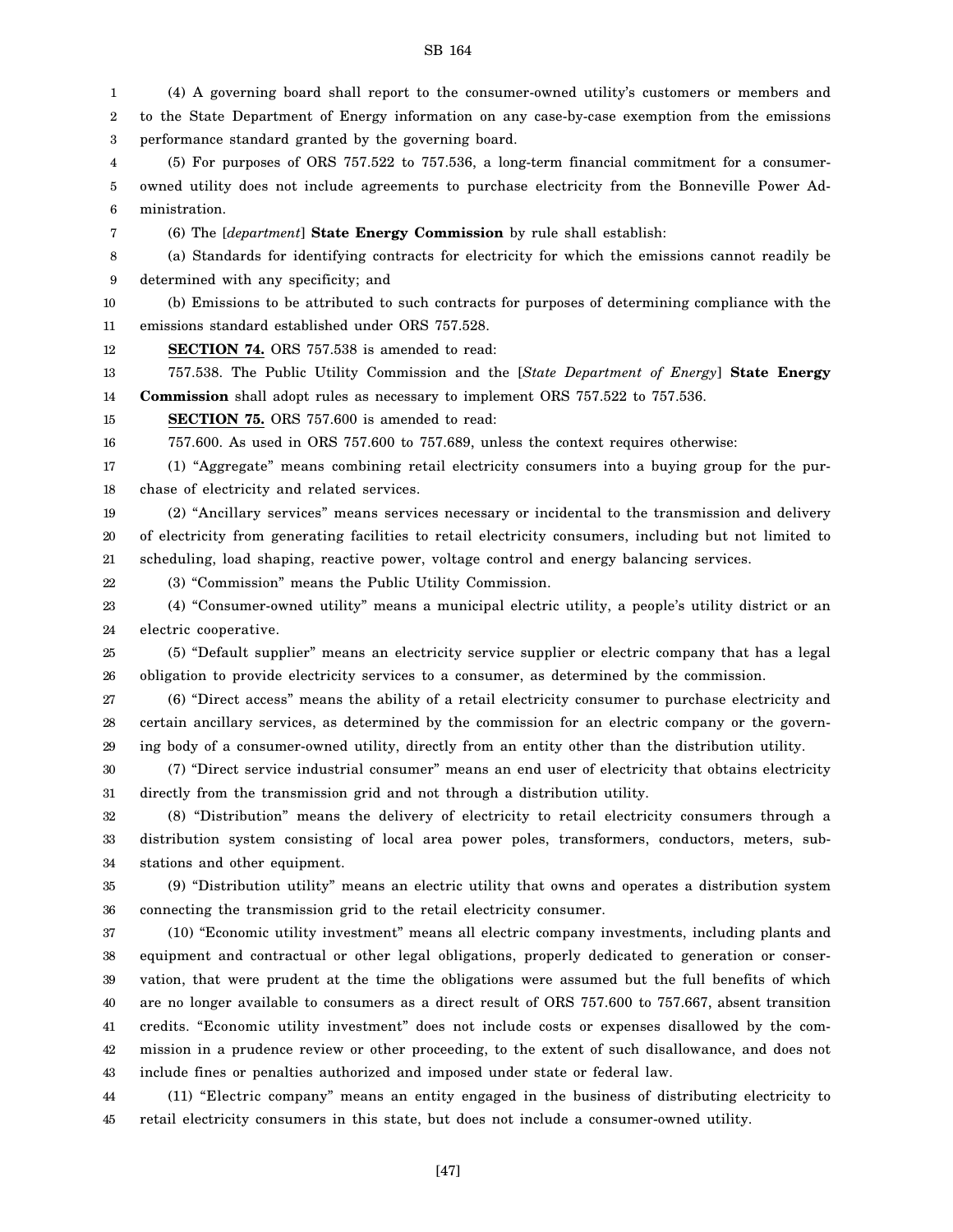(4) A governing board shall report to the consumer-owned utility's customers or members and to the State Department of Energy information on any case-by-case exemption from the emissions performance standard granted by the governing board.

(5) For purposes of ORS 757.522 to 757.536, a long-term financial commitment for a consumer-owned utility does not include agreements to purchase electricity from the Bonneville Power Administration.

(6) The [*department*] **State Energy Commission** by rule shall establish:

(a) Standards for identifying contracts for electricity for which the emissions cannot readily be determined with any specificity; and

(b) Emissions to be attributed to such contracts for purposes of determining compliance with the emissions standard established under ORS 757.528.

**SECTION 74.** ORS 757.538 is amended to read:

757.538. The Public Utility Commission and the [*State Department of Energy*] **State Energy Commission** shall adopt rules as necessary to implement ORS 757.522 to 757.536.

**SECTION 75.** ORS 757.600 is amended to read:

757.600. As used in ORS 757.600 to 757.689, unless the context requires otherwise:

(1) "Aggregate" means combining retail electricity consumers into a buying group for the purchase of electricity and related services.

(2) "Ancillary services" means services necessary or incidental to the transmission and delivery of electricity from generating facilities to retail electricity consumers, including but not limited to scheduling, load shaping, reactive power, voltage control and energy balancing services.

(3) "Commission" means the Public Utility Commission.

(4) "Consumer-owned utility" means a municipal electric utility, a people's utility district or an electric cooperative.

(5) "Default supplier" means an electricity service supplier or electric company that has a legal obligation to provide electricity services to a consumer, as determined by the commission.

(6) "Direct access" means the ability of a retail electricity consumer to purchase electricity and certain ancillary services, as determined by the commission for an electric company or the governing body of a consumer-owned utility, directly from an entity other than the distribution utility.

(7) "Direct service industrial consumer" means an end user of electricity that obtains electricity directly from the transmission grid and not through a distribution utility.

(8) "Distribution" means the delivery of electricity to retail electricity consumers through a distribution system consisting of local area power poles, transformers, conductors, meters, substations and other equipment.

(9) "Distribution utility" means an electric utility that owns and operates a distribution system connecting the transmission grid to the retail electricity consumer.

(10) "Economic utility investment" means all electric company investments, including plants and equipment and contractual or other legal obligations, properly dedicated to generation or conservation, that were prudent at the time the obligations were assumed but the full benefits of which are no longer available to consumers as a direct result of ORS 757.600 to 757.667, absent transition credits. "Economic utility investment" does not include costs or expenses disallowed by the commission in a prudence review or other proceeding, to the extent of such disallowance, and does not include fines or penalties authorized and imposed under state or federal law.

(11) "Electric company" means an entity engaged in the business of distributing electricity to retail electricity consumers in this state, but does not include a consumer-owned utility.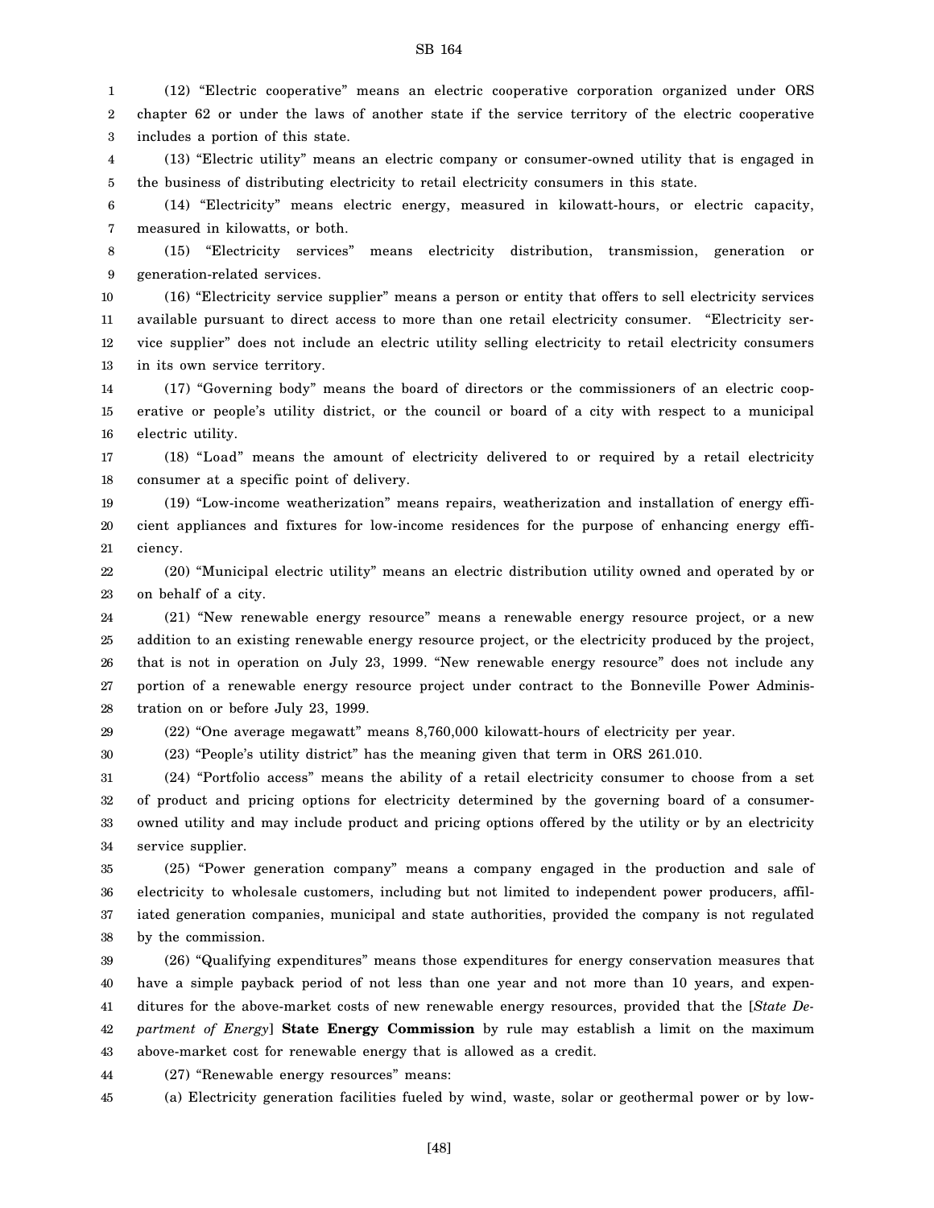(12) "Electric cooperative" means an electric cooperative corporation organized under ORS chapter 62 or under the laws of another state if the service territory of the electric cooperative includes a portion of this state.

(13) "Electric utility" means an electric company or consumer-owned utility that is engaged in the business of distributing electricity to retail electricity consumers in this state.

(14) "Electricity" means electric energy, measured in kilowatt-hours, or electric capacity, measured in kilowatts, or both.

(15) "Electricity services" means electricity distribution, transmission, generation or generation-related services.

(16) "Electricity service supplier" means a person or entity that offers to sell electricity services available pursuant to direct access to more than one retail electricity consumer. "Electricity service supplier" does not include an electric utility selling electricity to retail electricity consumers in its own service territory.

(17) "Governing body" means the board of directors or the commissioners of an electric cooperative or people's utility district, or the council or board of a city with respect to a municipal electric utility.

(18) "Load" means the amount of electricity delivered to or required by a retail electricity consumer at a specific point of delivery.

(19) "Low-income weatherization" means repairs, weatherization and installation of energy efficient appliances and fixtures for low-income residences for the purpose of enhancing energy efficiency.

(20) "Municipal electric utility" means an electric distribution utility owned and operated by or on behalf of a city.

(21) "New renewable energy resource" means a renewable energy resource project, or a new addition to an existing renewable energy resource project, or the electricity produced by the project, that is not in operation on July 23, 1999. "New renewable energy resource" does not include any portion of a renewable energy resource project under contract to the Bonneville Power Administration on or before July 23, 1999.

(22) "One average megawatt" means 8,760,000 kilowatt-hours of electricity per year.

(23) "People's utility district" has the meaning given that term in ORS 261.010.

(24) "Portfolio access" means the ability of a retail electricity consumer to choose from a set of product and pricing options for electricity determined by the governing board of a consumer-owned utility and may include product and pricing options offered by the utility or by an electricity service supplier.

(25) "Power generation company" means a company engaged in the production and sale of electricity to wholesale customers, including but not limited to independent power producers, affiliated generation companies, municipal and state authorities, provided the company is not regulated by the commission.

(26) "Qualifying expenditures" means those expenditures for energy conservation measures that have a simple payback period of not less than one year and not more than 10 years, and expenditures for the above-market costs of new renewable energy resources, provided that the [*State Department of Energy*] **State Energy Commission** by rule may establish a limit on the maximum above-market cost for renewable energy that is allowed as a credit.

(27) "Renewable energy resources" means:

(a) Electricity generation facilities fueled by wind, waste, solar or geothermal power or by low-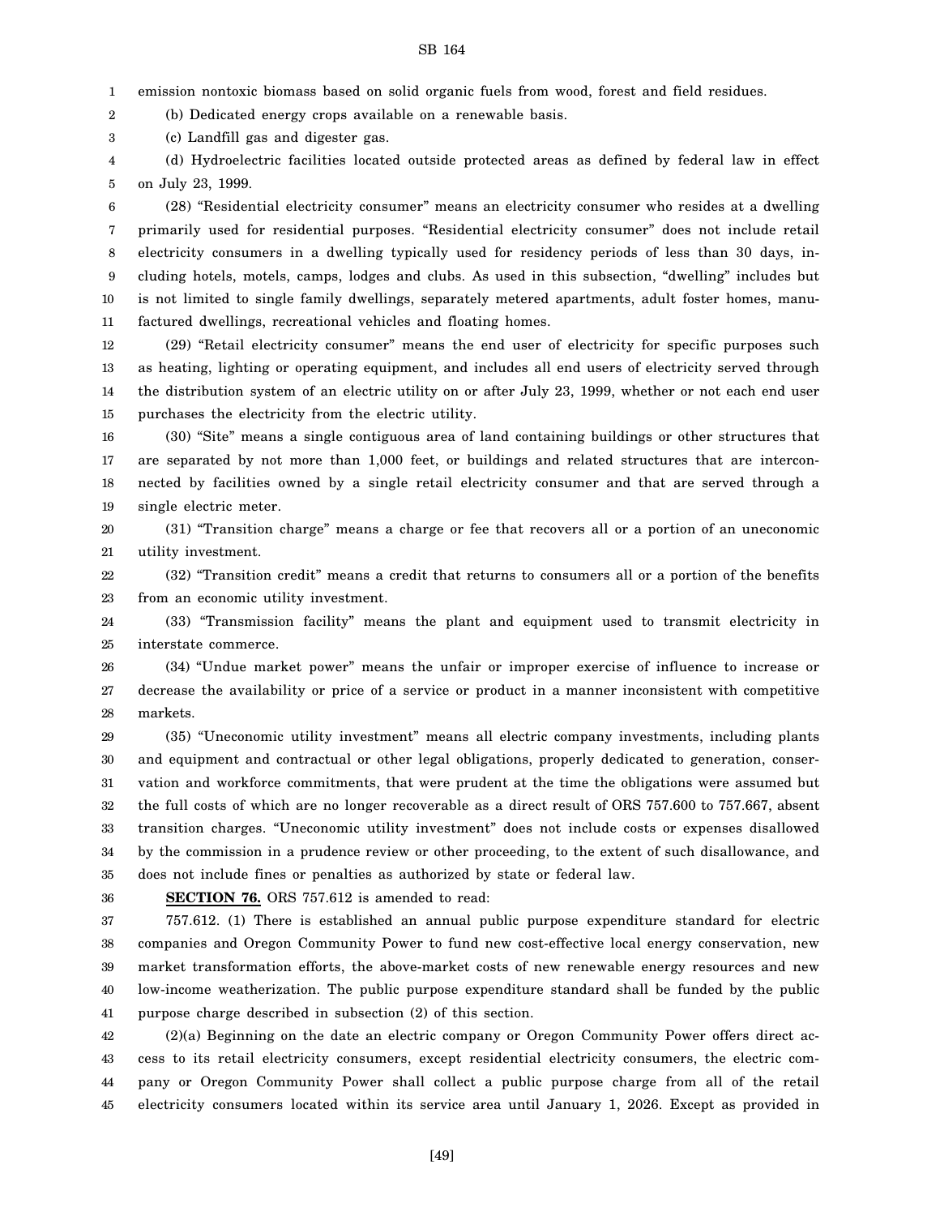emission nontoxic biomass based on solid organic fuels from wood, forest and field residues.

(b) Dedicated energy crops available on a renewable basis.

(c) Landfill gas and digester gas.

(d) Hydroelectric facilities located outside protected areas as defined by federal law in effect on July 23, 1999.

(28) "Residential electricity consumer" means an electricity consumer who resides at a dwelling primarily used for residential purposes. "Residential electricity consumer" does not include retail electricity consumers in a dwelling typically used for residency periods of less than 30 days, including hotels, motels, camps, lodges and clubs. As used in this subsection, "dwelling" includes but is not limited to single family dwellings, separately metered apartments, adult foster homes, manufactured dwellings, recreational vehicles and floating homes.

(29) "Retail electricity consumer" means the end user of electricity for specific purposes such as heating, lighting or operating equipment, and includes all end users of electricity served through the distribution system of an electric utility on or after July 23, 1999, whether or not each end user purchases the electricity from the electric utility.

(30) "Site" means a single contiguous area of land containing buildings or other structures that are separated by not more than 1,000 feet, or buildings and related structures that are interconnected by facilities owned by a single retail electricity consumer and that are served through a single electric meter.

(31) "Transition charge" means a charge or fee that recovers all or a portion of an uneconomic utility investment.

(32) "Transition credit" means a credit that returns to consumers all or a portion of the benefits from an economic utility investment.

(33) "Transmission facility" means the plant and equipment used to transmit electricity in interstate commerce.

(34) "Undue market power" means the unfair or improper exercise of influence to increase or decrease the availability or price of a service or product in a manner inconsistent with competitive markets.

(35) "Uneconomic utility investment" means all electric company investments, including plants and equipment and contractual or other legal obligations, properly dedicated to generation, conservation and workforce commitments, that were prudent at the time the obligations were assumed but the full costs of which are no longer recoverable as a direct result of ORS 757.600 to 757.667, absent transition charges. "Uneconomic utility investment" does not include costs or expenses disallowed by the commission in a prudence review or other proceeding, to the extent of such disallowance, and does not include fines or penalties as authorized by state or federal law.

**SECTION 76.** ORS 757.612 is amended to read:

757.612. (1) There is established an annual public purpose expenditure standard for electric companies and Oregon Community Power to fund new cost-effective local energy conservation, new market transformation efforts, the above-market costs of new renewable energy resources and new low-income weatherization. The public purpose expenditure standard shall be funded by the public purpose charge described in subsection (2) of this section.

(2)(a) Beginning on the date an electric company or Oregon Community Power offers direct access to its retail electricity consumers, except residential electricity consumers, the electric company or Oregon Community Power shall collect a public purpose charge from all of the retail electricity consumers located within its service area until January 1, 2026. Except as provided in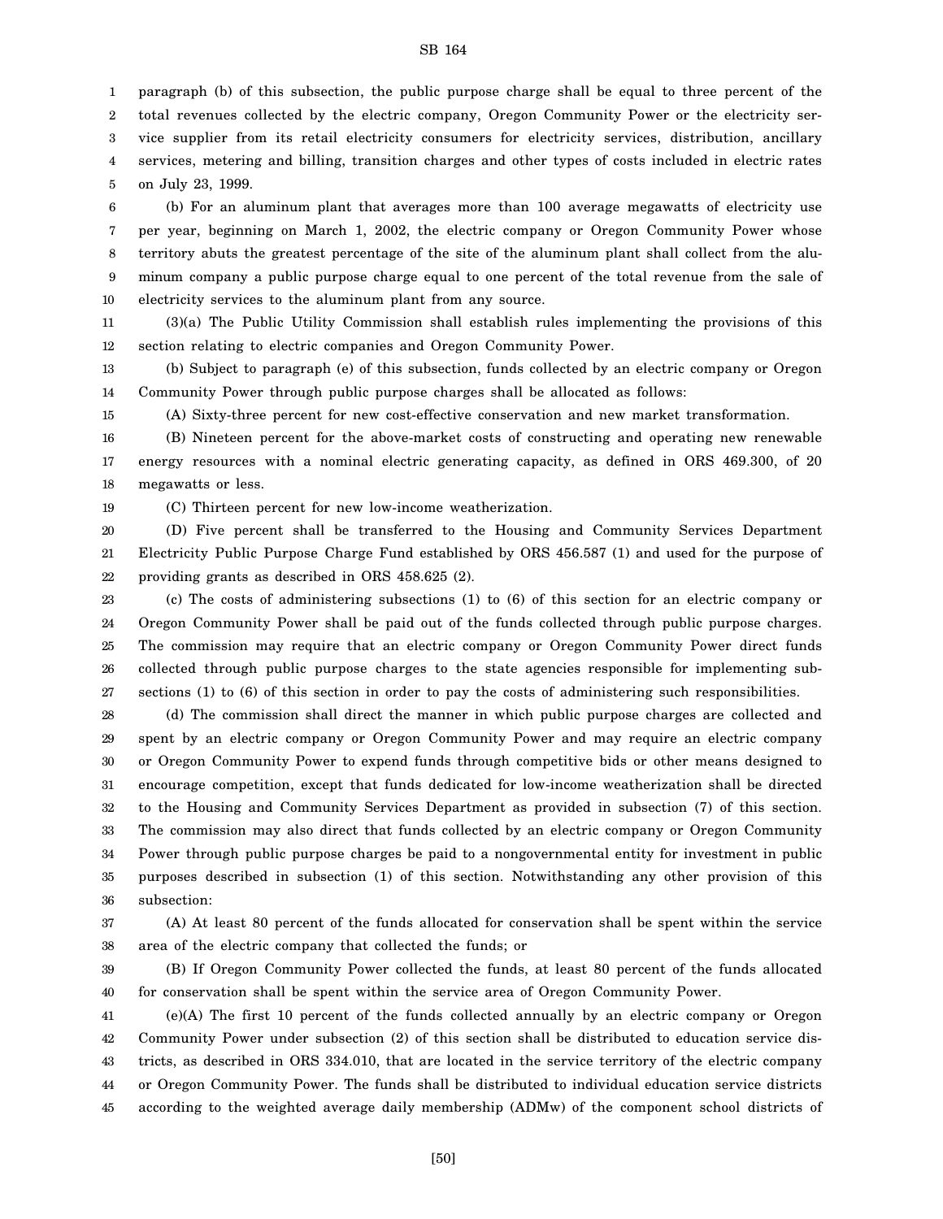paragraph (b) of this subsection, the public purpose charge shall be equal to three percent of the total revenues collected by the electric company, Oregon Community Power or the electricity service supplier from its retail electricity consumers for electricity services, distribution, ancillary services, metering and billing, transition charges and other types of costs included in electric rates on July 23, 1999.

(b) For an aluminum plant that averages more than 100 average megawatts of electricity use per year, beginning on March 1, 2002, the electric company or Oregon Community Power whose territory abuts the greatest percentage of the site of the aluminum plant shall collect from the aluminum company a public purpose charge equal to one percent of the total revenue from the sale of electricity services to the aluminum plant from any source.

(3)(a) The Public Utility Commission shall establish rules implementing the provisions of this section relating to electric companies and Oregon Community Power.

(b) Subject to paragraph (e) of this subsection, funds collected by an electric company or Oregon Community Power through public purpose charges shall be allocated as follows:

(A) Sixty-three percent for new cost-effective conservation and new market transformation.

(B) Nineteen percent for the above-market costs of constructing and operating new renewable energy resources with a nominal electric generating capacity, as defined in ORS 469.300, of 20 megawatts or less.

(C) Thirteen percent for new low-income weatherization.

(D) Five percent shall be transferred to the Housing and Community Services Department Electricity Public Purpose Charge Fund established by ORS 456.587 (1) and used for the purpose of providing grants as described in ORS 458.625 (2).

(c) The costs of administering subsections (1) to (6) of this section for an electric company or Oregon Community Power shall be paid out of the funds collected through public purpose charges. The commission may require that an electric company or Oregon Community Power direct funds collected through public purpose charges to the state agencies responsible for implementing subsections (1) to (6) of this section in order to pay the costs of administering such responsibilities.

(d) The commission shall direct the manner in which public purpose charges are collected and spent by an electric company or Oregon Community Power and may require an electric company or Oregon Community Power to expend funds through competitive bids or other means designed to encourage competition, except that funds dedicated for low-income weatherization shall be directed to the Housing and Community Services Department as provided in subsection (7) of this section. The commission may also direct that funds collected by an electric company or Oregon Community Power through public purpose charges be paid to a nongovernmental entity for investment in public purposes described in subsection (1) of this section. Notwithstanding any other provision of this subsection:

(A) At least 80 percent of the funds allocated for conservation shall be spent within the service area of the electric company that collected the funds; or

(B) If Oregon Community Power collected the funds, at least 80 percent of the funds allocated for conservation shall be spent within the service area of Oregon Community Power.

(e)(A) The first 10 percent of the funds collected annually by an electric company or Oregon Community Power under subsection (2) of this section shall be distributed to education service districts, as described in ORS 334.010, that are located in the service territory of the electric company or Oregon Community Power. The funds shall be distributed to individual education service districts according to the weighted average daily membership (ADMw) of the component school districts of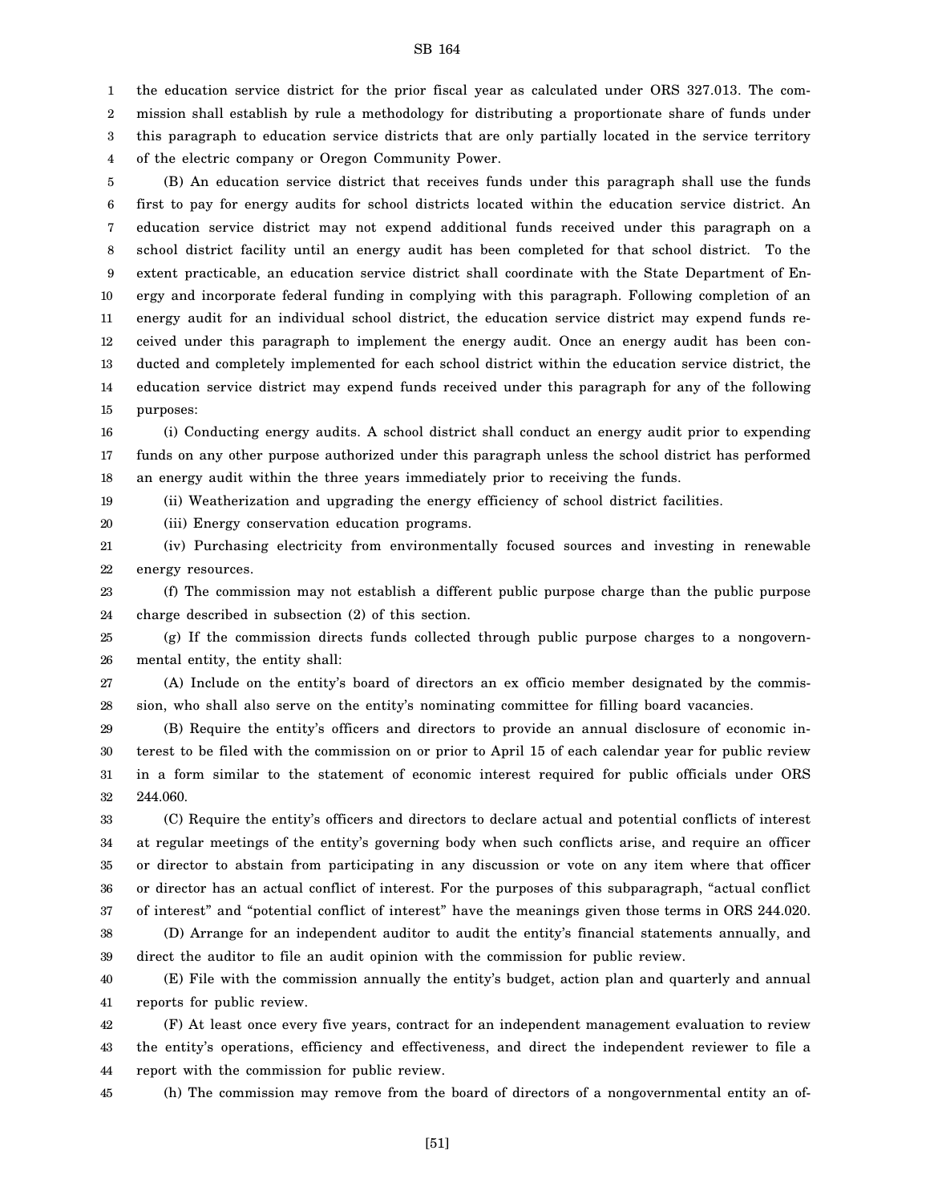the education service district for the prior fiscal year as calculated under ORS 327.013. The commission shall establish by rule a methodology for distributing a proportionate share of funds under this paragraph to education service districts that are only partially located in the service territory of the electric company or Oregon Community Power.

(B) An education service district that receives funds under this paragraph shall use the funds first to pay for energy audits for school districts located within the education service district. An education service district may not expend additional funds received under this paragraph on a school district facility until an energy audit has been completed for that school district. To the extent practicable, an education service district shall coordinate with the State Department of Energy and incorporate federal funding in complying with this paragraph. Following completion of an energy audit for an individual school district, the education service district may expend funds received under this paragraph to implement the energy audit. Once an energy audit has been conducted and completely implemented for each school district within the education service district, the education service district may expend funds received under this paragraph for any of the following purposes:

(i) Conducting energy audits. A school district shall conduct an energy audit prior to expending funds on any other purpose authorized under this paragraph unless the school district has performed an energy audit within the three years immediately prior to receiving the funds.

(ii) Weatherization and upgrading the energy efficiency of school district facilities.

(iii) Energy conservation education programs.

(iv) Purchasing electricity from environmentally focused sources and investing in renewable energy resources.

(f) The commission may not establish a different public purpose charge than the public purpose charge described in subsection (2) of this section.

(g) If the commission directs funds collected through public purpose charges to a nongovernmental entity, the entity shall:

(A) Include on the entity's board of directors an ex officio member designated by the commission, who shall also serve on the entity's nominating committee for filling board vacancies.

(B) Require the entity's officers and directors to provide an annual disclosure of economic interest to be filed with the commission on or prior to April 15 of each calendar year for public review in a form similar to the statement of economic interest required for public officials under ORS 244.060.

(C) Require the entity's officers and directors to declare actual and potential conflicts of interest at regular meetings of the entity's governing body when such conflicts arise, and require an officer or director to abstain from participating in any discussion or vote on any item where that officer or director has an actual conflict of interest. For the purposes of this subparagraph, "actual conflict of interest" and "potential conflict of interest" have the meanings given those terms in ORS 244.020.

(D) Arrange for an independent auditor to audit the entity's financial statements annually, and direct the auditor to file an audit opinion with the commission for public review.

(E) File with the commission annually the entity's budget, action plan and quarterly and annual reports for public review.

(F) At least once every five years, contract for an independent management evaluation to review the entity's operations, efficiency and effectiveness, and direct the independent reviewer to file a report with the commission for public review.

(h) The commission may remove from the board of directors of a nongovernmental entity an of-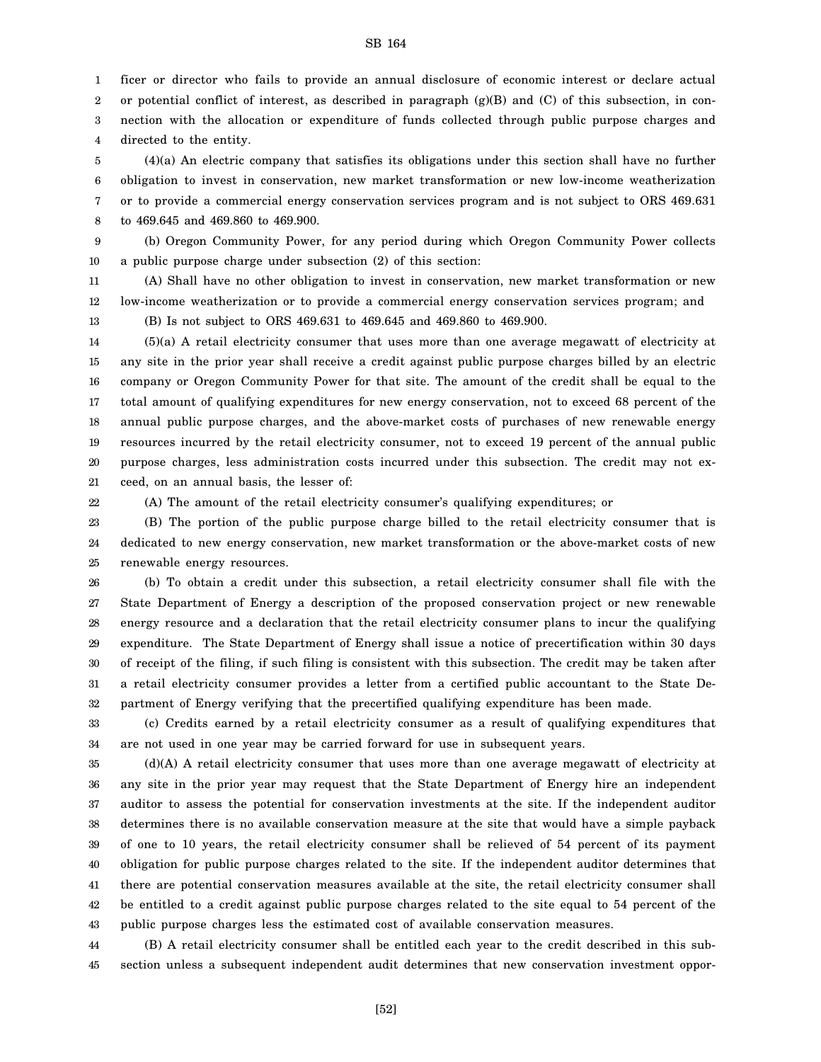ficer or director who fails to provide an annual disclosure of economic interest or declare actual or potential conflict of interest, as described in paragraph (g)(B) and (C) of this subsection, in connection with the allocation or expenditure of funds collected through public purpose charges and directed to the entity.

(4)(a) An electric company that satisfies its obligations under this section shall have no further obligation to invest in conservation, new market transformation or new low-income weatherization or to provide a commercial energy conservation services program and is not subject to ORS 469.631 to 469.645 and 469.860 to 469.900.

(b) Oregon Community Power, for any period during which Oregon Community Power collects a public purpose charge under subsection (2) of this section:

(A) Shall have no other obligation to invest in conservation, new market transformation or new low-income weatherization or to provide a commercial energy conservation services program; and

(B) Is not subject to ORS 469.631 to 469.645 and 469.860 to 469.900.

(5)(a) A retail electricity consumer that uses more than one average megawatt of electricity at any site in the prior year shall receive a credit against public purpose charges billed by an electric company or Oregon Community Power for that site. The amount of the credit shall be equal to the total amount of qualifying expenditures for new energy conservation, not to exceed 68 percent of the annual public purpose charges, and the above-market costs of purchases of new renewable energy resources incurred by the retail electricity consumer, not to exceed 19 percent of the annual public purpose charges, less administration costs incurred under this subsection. The credit may not exceed, on an annual basis, the lesser of:

(A) The amount of the retail electricity consumer's qualifying expenditures; or

(B) The portion of the public purpose charge billed to the retail electricity consumer that is dedicated to new energy conservation, new market transformation or the above-market costs of new renewable energy resources.

(b) To obtain a credit under this subsection, a retail electricity consumer shall file with the State Department of Energy a description of the proposed conservation project or new renewable energy resource and a declaration that the retail electricity consumer plans to incur the qualifying expenditure. The State Department of Energy shall issue a notice of precertification within 30 days of receipt of the filing, if such filing is consistent with this subsection. The credit may be taken after a retail electricity consumer provides a letter from a certified public accountant to the State Department of Energy verifying that the precertified qualifying expenditure has been made.

(c) Credits earned by a retail electricity consumer as a result of qualifying expenditures that are not used in one year may be carried forward for use in subsequent years.

(d)(A) A retail electricity consumer that uses more than one average megawatt of electricity at any site in the prior year may request that the State Department of Energy hire an independent auditor to assess the potential for conservation investments at the site. If the independent auditor determines there is no available conservation measure at the site that would have a simple payback of one to 10 years, the retail electricity consumer shall be relieved of 54 percent of its payment obligation for public purpose charges related to the site. If the independent auditor determines that there are potential conservation measures available at the site, the retail electricity consumer shall be entitled to a credit against public purpose charges related to the site equal to 54 percent of the public purpose charges less the estimated cost of available conservation measures.

(B) A retail electricity consumer shall be entitled each year to the credit described in this subsection unless a subsequent independent audit determines that new conservation investment oppor-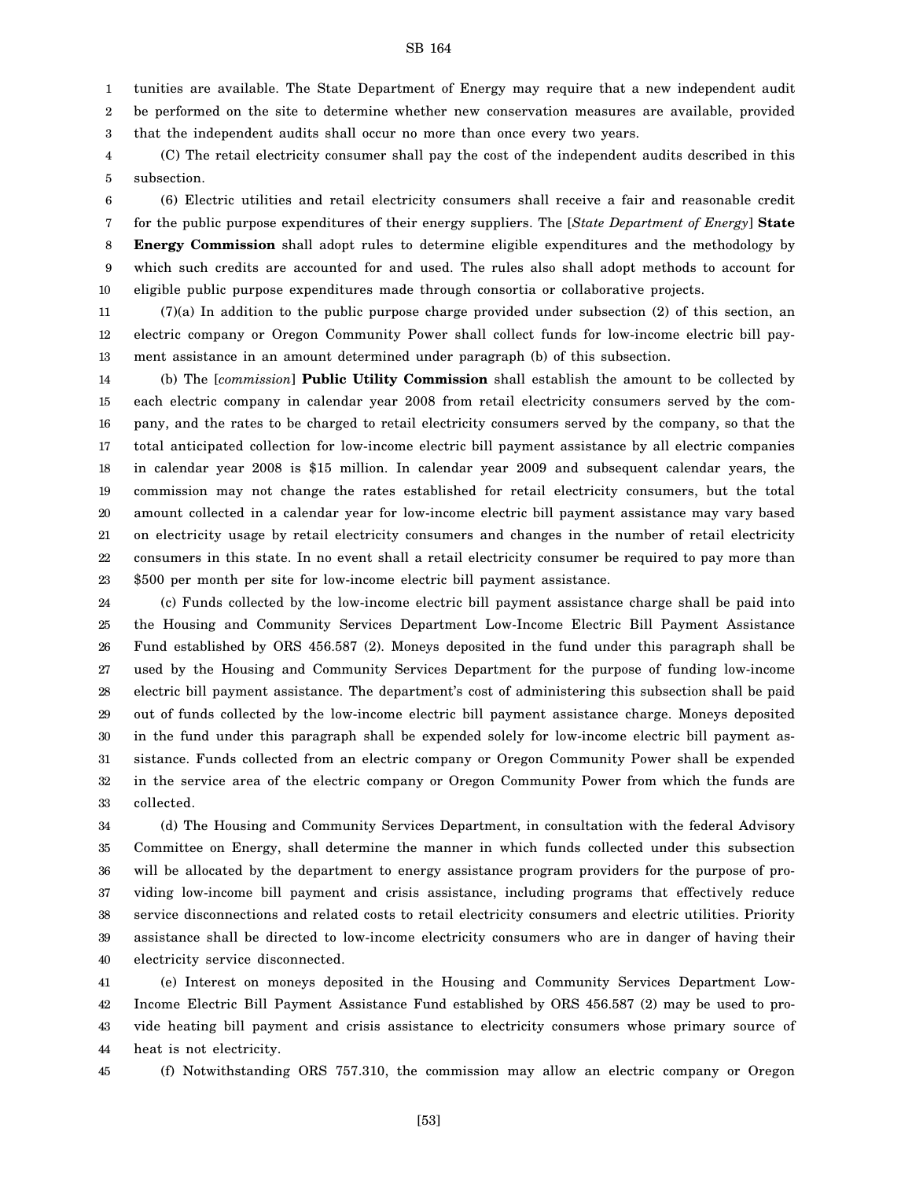tunities are available. The State Department of Energy may require that a new independent audit be performed on the site to determine whether new conservation measures are available, provided that the independent audits shall occur no more than once every two years.

(C) The retail electricity consumer shall pay the cost of the independent audits described in this subsection.

(6) Electric utilities and retail electricity consumers shall receive a fair and reasonable credit for the public purpose expenditures of their energy suppliers. The [*State Department of Energy*] **State Energy Commission** shall adopt rules to determine eligible expenditures and the methodology by which such credits are accounted for and used. The rules also shall adopt methods to account for eligible public purpose expenditures made through consortia or collaborative projects.

(7)(a) In addition to the public purpose charge provided under subsection (2) of this section, an electric company or Oregon Community Power shall collect funds for low-income electric bill payment assistance in an amount determined under paragraph (b) of this subsection.

(b) The [*commission*] **Public Utility Commission** shall establish the amount to be collected by each electric company in calendar year 2008 from retail electricity consumers served by the company, and the rates to be charged to retail electricity consumers served by the company, so that the total anticipated collection for low-income electric bill payment assistance by all electric companies in calendar year 2008 is $15 million. In calendar year 2009 and subsequent calendar years, the commission may not change the rates established for retail electricity consumers, but the total amount collected in a calendar year for low-income electric bill payment assistance may vary based on electricity usage by retail electricity consumers and changes in the number of retail electricity consumers in this state. In no event shall a retail electricity consumer be required to pay more than $500 per month per site for low-income electric bill payment assistance.

(c) Funds collected by the low-income electric bill payment assistance charge shall be paid into the Housing and Community Services Department Low-Income Electric Bill Payment Assistance Fund established by ORS 456.587 (2). Moneys deposited in the fund under this paragraph shall be used by the Housing and Community Services Department for the purpose of funding low-income electric bill payment assistance. The department's cost of administering this subsection shall be paid out of funds collected by the low-income electric bill payment assistance charge. Moneys deposited in the fund under this paragraph shall be expended solely for low-income electric bill payment assistance. Funds collected from an electric company or Oregon Community Power shall be expended in the service area of the electric company or Oregon Community Power from which the funds are collected.

(d) The Housing and Community Services Department, in consultation with the federal Advisory Committee on Energy, shall determine the manner in which funds collected under this subsection will be allocated by the department to energy assistance program providers for the purpose of providing low-income bill payment and crisis assistance, including programs that effectively reduce service disconnections and related costs to retail electricity consumers and electric utilities. Priority assistance shall be directed to low-income electricity consumers who are in danger of having their electricity service disconnected.

(e) Interest on moneys deposited in the Housing and Community Services Department Low-Income Electric Bill Payment Assistance Fund established by ORS 456.587 (2) may be used to provide heating bill payment and crisis assistance to electricity consumers whose primary source of heat is not electricity.

(f) Notwithstanding ORS 757.310, the commission may allow an electric company or Oregon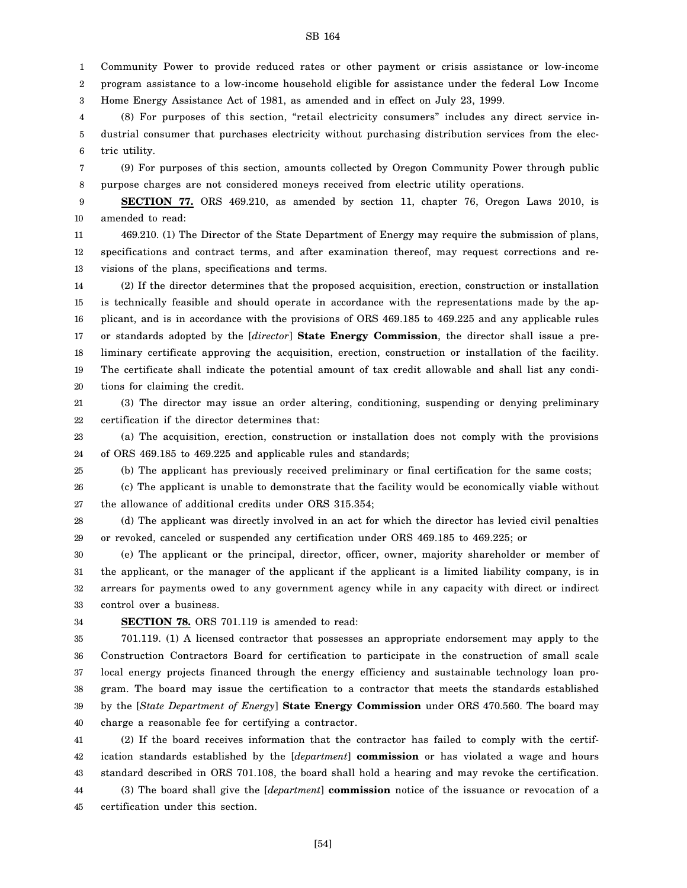Community Power to provide reduced rates or other payment or crisis assistance or low-income program assistance to a low-income household eligible for assistance under the federal Low Income Home Energy Assistance Act of 1981, as amended and in effect on July 23, 1999.

(8) For purposes of this section, "retail electricity consumers" includes any direct service industrial consumer that purchases electricity without purchasing distribution services from the electric utility.

(9) For purposes of this section, amounts collected by Oregon Community Power through public purpose charges are not considered moneys received from electric utility operations.

**SECTION 77.** ORS 469.210, as amended by section 11, chapter 76, Oregon Laws 2010, is amended to read:

469.210. (1) The Director of the State Department of Energy may require the submission of plans, specifications and contract terms, and after examination thereof, may request corrections and revisions of the plans, specifications and terms.

(2) If the director determines that the proposed acquisition, erection, construction or installation is technically feasible and should operate in accordance with the representations made by the applicant, and is in accordance with the provisions of ORS 469.185 to 469.225 and any applicable rules or standards adopted by the [*director*] **State Energy Commission**, the director shall issue a preliminary certificate approving the acquisition, erection, construction or installation of the facility. The certificate shall indicate the potential amount of tax credit allowable and shall list any conditions for claiming the credit.

(3) The director may issue an order altering, conditioning, suspending or denying preliminary certification if the director determines that:

(a) The acquisition, erection, construction or installation does not comply with the provisions of ORS 469.185 to 469.225 and applicable rules and standards;

(b) The applicant has previously received preliminary or final certification for the same costs;

(c) The applicant is unable to demonstrate that the facility would be economically viable without the allowance of additional credits under ORS 315.354;

(d) The applicant was directly involved in an act for which the director has levied civil penalties or revoked, canceled or suspended any certification under ORS 469.185 to 469.225; or

(e) The applicant or the principal, director, officer, owner, majority shareholder or member of the applicant, or the manager of the applicant if the applicant is a limited liability company, is in arrears for payments owed to any government agency while in any capacity with direct or indirect control over a business.

**SECTION 78.** ORS 701.119 is amended to read:

701.119. (1) A licensed contractor that possesses an appropriate endorsement may apply to the Construction Contractors Board for certification to participate in the construction of small scale local energy projects financed through the energy efficiency and sustainable technology loan program. The board may issue the certification to a contractor that meets the standards established by the [*State Department of Energy*] **State Energy Commission** under ORS 470.560. The board may charge a reasonable fee for certifying a contractor.

(2) If the board receives information that the contractor has failed to comply with the certification standards established by the [*department*] **commission** or has violated a wage and hours standard described in ORS 701.108, the board shall hold a hearing and may revoke the certification.

(3) The board shall give the [*department*] **commission** notice of the issuance or revocation of a certification under this section.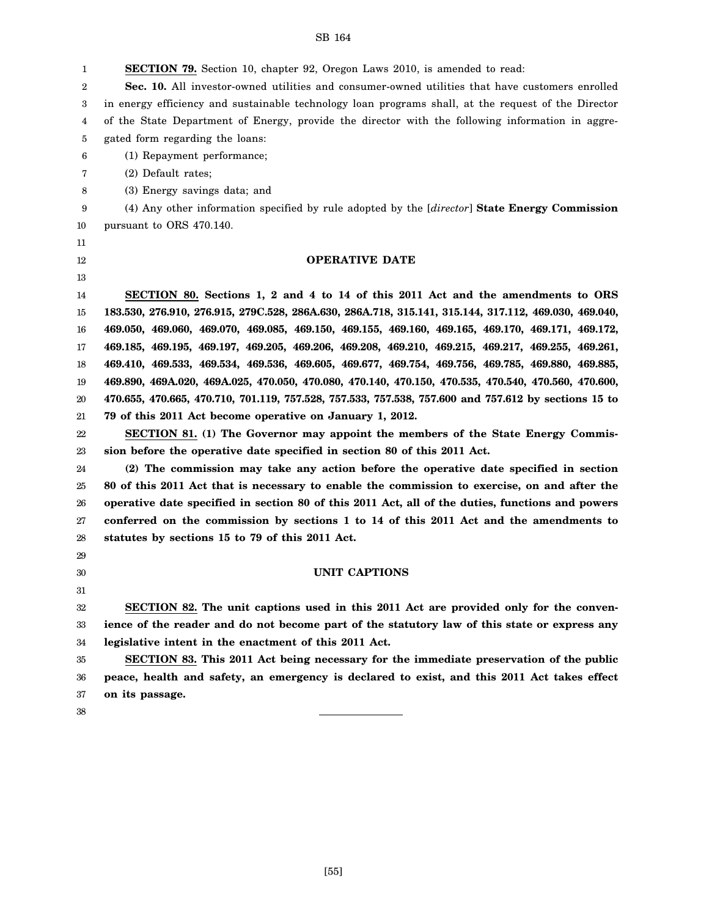**SECTION 79.** Section 10, chapter 92, Oregon Laws 2010, is amended to read:

**Sec. 10.** All investor-owned utilities and consumer-owned utilities that have customers enrolled in energy efficiency and sustainable technology loan programs shall, at the request of the Director of the State Department of Energy, provide the director with the following information in aggregated form regarding the loans:

(1) Repayment performance;

(2) Default rates;

(3) Energy savings data; and

(4) Any other information specified by rule adopted by the [*director*] **State Energy Commission** pursuant to ORS 470.140.

## OPERATIVE DATE

**SECTION 80. Sections 1, 2 and 4 to 14 of this 2011 Act and the amendments to ORS 183.530, 276.910, 276.915, 279C.528, 286A.630, 286A.718, 315.141, 315.144, 317.112, 469.030, 469.040, 469.050, 469.060, 469.070, 469.085, 469.150, 469.155, 469.160, 469.165, 469.170, 469.171, 469.172, 469.185, 469.195, 469.197, 469.205, 469.206, 469.208, 469.210, 469.215, 469.217, 469.255, 469.261, 469.410, 469.533, 469.534, 469.536, 469.605, 469.677, 469.754, 469.756, 469.785, 469.880, 469.885, 469.890, 469A.020, 469A.025, 470.050, 470.080, 470.140, 470.150, 470.535, 470.540, 470.560, 470.600, 470.655, 470.665, 470.710, 701.119, 757.528, 757.533, 757.538, 757.600 and 757.612 by sections 15 to 79 of this 2011 Act become operative on January 1, 2012.**

**SECTION 81. (1) The Governor may appoint the members of the State Energy Commission before the operative date specified in section 80 of this 2011 Act.**

**(2) The commission may take any action before the operative date specified in section 80 of this 2011 Act that is necessary to enable the commission to exercise, on and after the operative date specified in section 80 of this 2011 Act, all of the duties, functions and powers conferred on the commission by sections 1 to 14 of this 2011 Act and the amendments to statutes by sections 15 to 79 of this 2011 Act.**

## UNIT CAPTIONS

**SECTION 82. The unit captions used in this 2011 Act are provided only for the convenience of the reader and do not become part of the statutory law of this state or express any legislative intent in the enactment of this 2011 Act.**

**SECTION 83. This 2011 Act being necessary for the immediate preservation of the public peace, health and safety, an emergency is declared to exist, and this 2011 Act takes effect on its passage.**